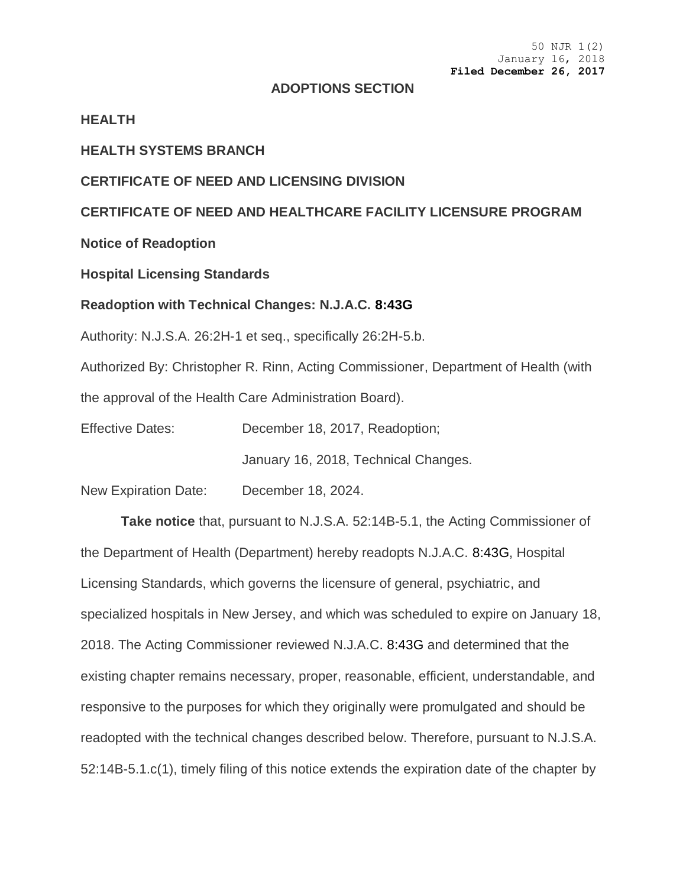50 NJR 1(2)
January 16, 2018
**Filed December 26, 2017**

## ADOPTIONS SECTION

**HEALTH**

**HEALTH SYSTEMS BRANCH**

**CERTIFICATE OF NEED AND LICENSING DIVISION**

**CERTIFICATE OF NEED AND HEALTHCARE FACILITY LICENSURE PROGRAM**

**Notice of Readoption**

**Hospital Licensing Standards**

**Readoption with Technical Changes: N.J.A.C. 8:43G**

Authority: N.J.S.A. 26:2H-1 et seq., specifically 26:2H-5.b.

Authorized By: Christopher R. Rinn, Acting Commissioner, Department of Health (with the approval of the Health Care Administration Board).

Effective Dates: December 18, 2017, Readoption;

January 16, 2018, Technical Changes.

New Expiration Date: December 18, 2024.

**Take notice** that, pursuant to N.J.S.A. 52:14B-5.1, the Acting Commissioner of the Department of Health (Department) hereby readopts N.J.A.C. 8:43G, Hospital Licensing Standards, which governs the licensure of general, psychiatric, and specialized hospitals in New Jersey, and which was scheduled to expire on January 18, 2018. The Acting Commissioner reviewed N.J.A.C. 8:43G and determined that the existing chapter remains necessary, proper, reasonable, efficient, understandable, and responsive to the purposes for which they originally were promulgated and should be readopted with the technical changes described below. Therefore, pursuant to N.J.S.A. 52:14B-5.1.c(1), timely filing of this notice extends the expiration date of the chapter by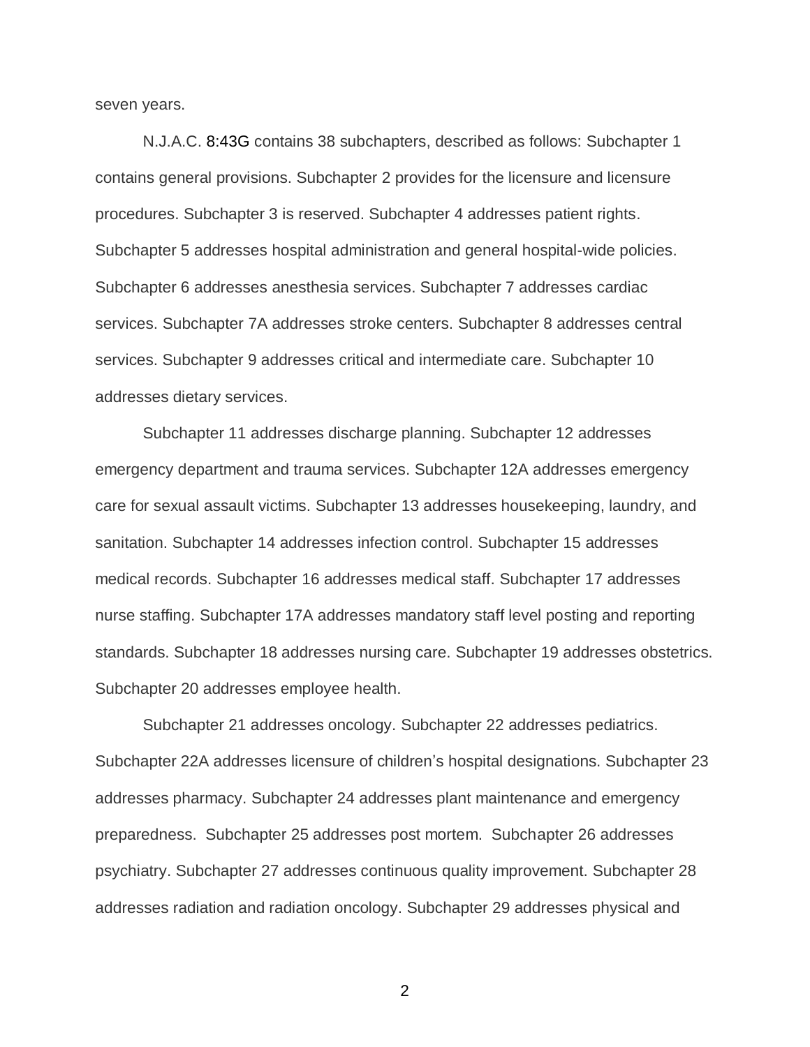seven years.

N.J.A.C. 8:43G contains 38 subchapters, described as follows: Subchapter 1 contains general provisions. Subchapter 2 provides for the licensure and licensure procedures. Subchapter 3 is reserved. Subchapter 4 addresses patient rights. Subchapter 5 addresses hospital administration and general hospital-wide policies. Subchapter 6 addresses anesthesia services. Subchapter 7 addresses cardiac services. Subchapter 7A addresses stroke centers. Subchapter 8 addresses central services. Subchapter 9 addresses critical and intermediate care. Subchapter 10 addresses dietary services.

Subchapter 11 addresses discharge planning. Subchapter 12 addresses emergency department and trauma services. Subchapter 12A addresses emergency care for sexual assault victims. Subchapter 13 addresses housekeeping, laundry, and sanitation. Subchapter 14 addresses infection control. Subchapter 15 addresses medical records. Subchapter 16 addresses medical staff. Subchapter 17 addresses nurse staffing. Subchapter 17A addresses mandatory staff level posting and reporting standards. Subchapter 18 addresses nursing care. Subchapter 19 addresses obstetrics. Subchapter 20 addresses employee health.

Subchapter 21 addresses oncology. Subchapter 22 addresses pediatrics. Subchapter 22A addresses licensure of children's hospital designations. Subchapter 23 addresses pharmacy. Subchapter 24 addresses plant maintenance and emergency preparedness. Subchapter 25 addresses post mortem. Subchapter 26 addresses psychiatry. Subchapter 27 addresses continuous quality improvement. Subchapter 28 addresses radiation and radiation oncology. Subchapter 29 addresses physical and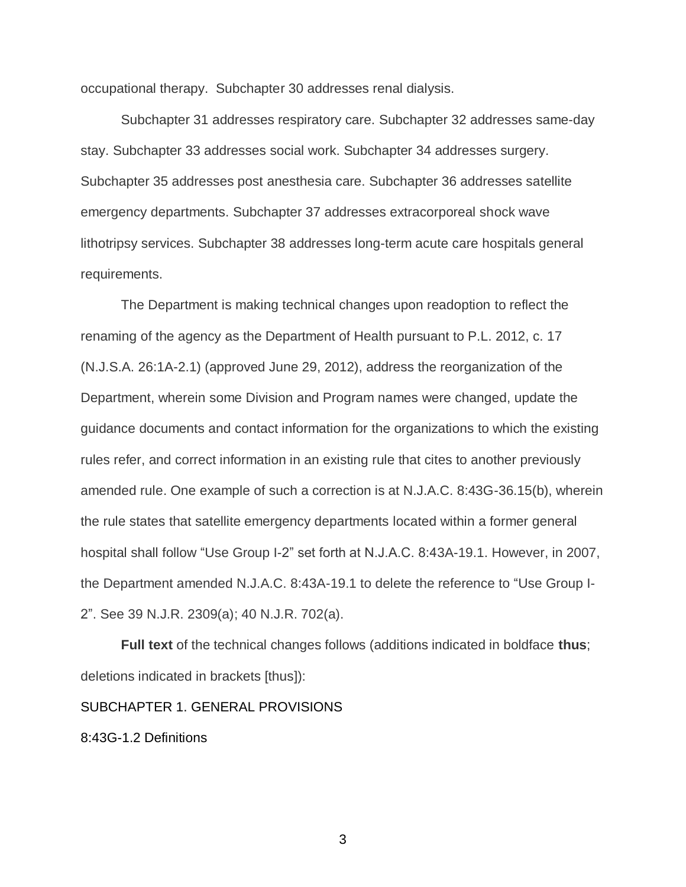occupational therapy. Subchapter 30 addresses renal dialysis.

Subchapter 31 addresses respiratory care. Subchapter 32 addresses same-day stay. Subchapter 33 addresses social work. Subchapter 34 addresses surgery. Subchapter 35 addresses post anesthesia care. Subchapter 36 addresses satellite emergency departments. Subchapter 37 addresses extracorporeal shock wave lithotripsy services. Subchapter 38 addresses long-term acute care hospitals general requirements.

The Department is making technical changes upon readoption to reflect the renaming of the agency as the Department of Health pursuant to P.L. 2012, c. 17 (N.J.S.A. 26:1A-2.1) (approved June 29, 2012), address the reorganization of the Department, wherein some Division and Program names were changed, update the guidance documents and contact information for the organizations to which the existing rules refer, and correct information in an existing rule that cites to another previously amended rule. One example of such a correction is at N.J.A.C. 8:43G-36.15(b), wherein the rule states that satellite emergency departments located within a former general hospital shall follow "Use Group I-2" set forth at N.J.A.C. 8:43A-19.1. However, in 2007, the Department amended N.J.A.C. 8:43A-19.1 to delete the reference to "Use Group I-2". See 39 N.J.R. 2309(a); 40 N.J.R. 702(a).

**Full text** of the technical changes follows (additions indicated in boldface **thus**; deletions indicated in brackets [thus]):

SUBCHAPTER 1. GENERAL PROVISIONS

8:43G-1.2 Definitions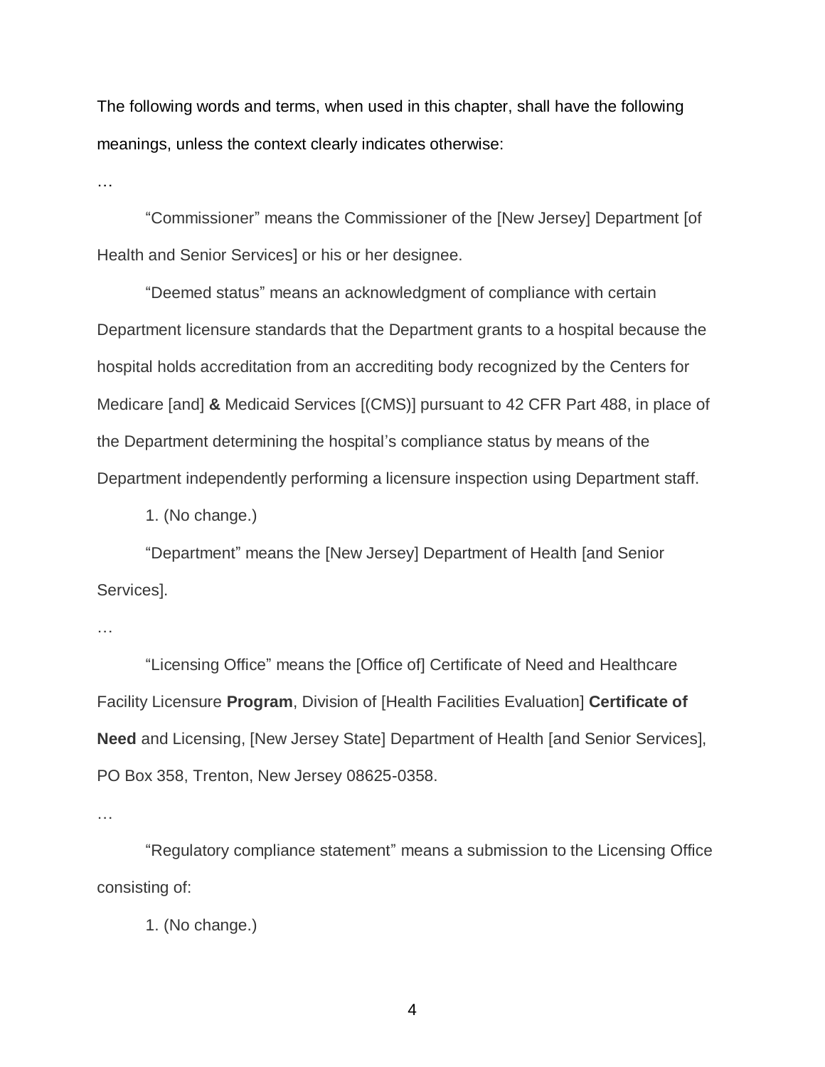The following words and terms, when used in this chapter, shall have the following meanings, unless the context clearly indicates otherwise:

…

"Commissioner" means the Commissioner of the [New Jersey] Department [of Health and Senior Services] or his or her designee.

"Deemed status" means an acknowledgment of compliance with certain Department licensure standards that the Department grants to a hospital because the hospital holds accreditation from an accrediting body recognized by the Centers for Medicare [and] **&** Medicaid Services [(CMS)] pursuant to 42 CFR Part 488, in place of the Department determining the hospital's compliance status by means of the Department independently performing a licensure inspection using Department staff.

1. (No change.)

"Department" means the [New Jersey] Department of Health [and Senior Services].

…

"Licensing Office" means the [Office of] Certificate of Need and Healthcare Facility Licensure **Program**, Division of [Health Facilities Evaluation] **Certificate of Need** and Licensing, [New Jersey State] Department of Health [and Senior Services], PO Box 358, Trenton, New Jersey 08625-0358.

…

"Regulatory compliance statement" means a submission to the Licensing Office consisting of:

1. (No change.)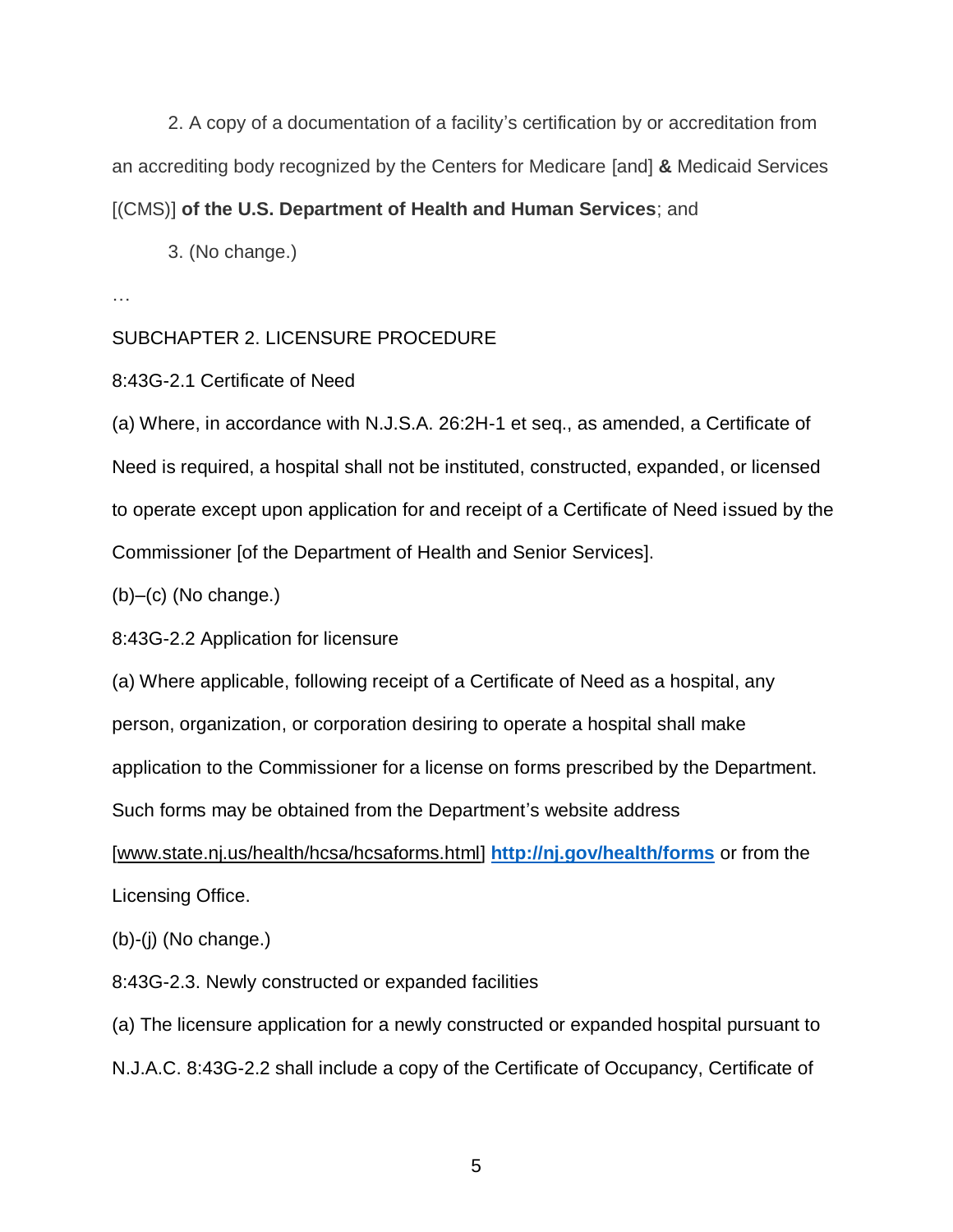2. A copy of a documentation of a facility's certification by or accreditation from an accrediting body recognized by the Centers for Medicare [and] **&** Medicaid Services [(CMS)] **of the U.S. Department of Health and Human Services**; and

3. (No change.)

…

SUBCHAPTER 2. LICENSURE PROCEDURE

8:43G-2.1 Certificate of Need

(a) Where, in accordance with N.J.S.A. 26:2H-1 et seq., as amended, a Certificate of Need is required, a hospital shall not be instituted, constructed, expanded, or licensed to operate except upon application for and receipt of a Certificate of Need issued by the Commissioner [of the Department of Health and Senior Services].

(b)–(c) (No change.)

8:43G-2.2 Application for licensure

(a) Where applicable, following receipt of a Certificate of Need as a hospital, any person, organization, or corporation desiring to operate a hospital shall make application to the Commissioner for a license on forms prescribed by the Department. Such forms may be obtained from the Department's website address [www.state.nj.us/health/hcsa/hcsaforms.html] **http://nj.gov/health/forms** or from the Licensing Office.

(b)-(j) (No change.)

8:43G-2.3. Newly constructed or expanded facilities

(a) The licensure application for a newly constructed or expanded hospital pursuant to N.J.A.C. 8:43G-2.2 shall include a copy of the Certificate of Occupancy, Certificate of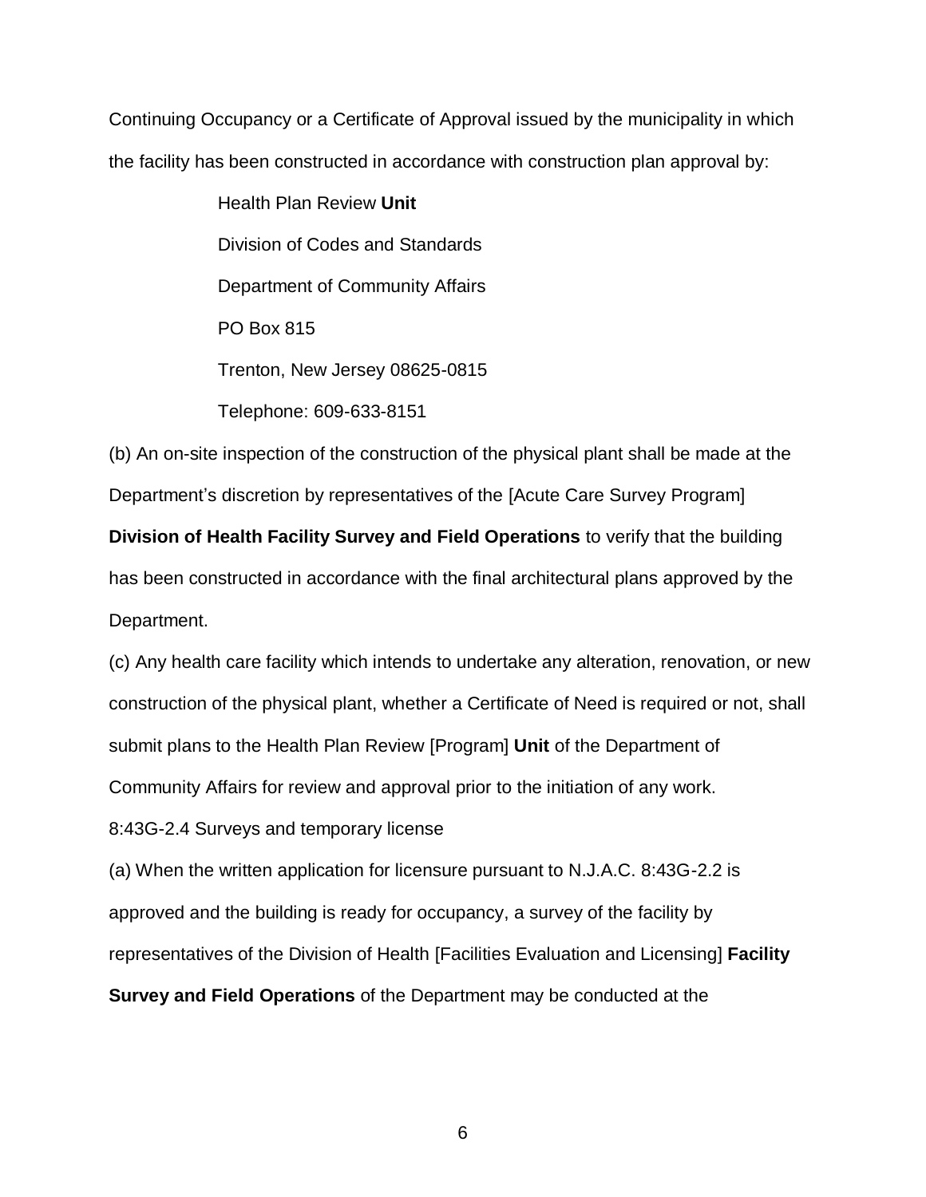Continuing Occupancy or a Certificate of Approval issued by the municipality in which the facility has been constructed in accordance with construction plan approval by:

Health Plan Review **Unit**
Division of Codes and Standards
Department of Community Affairs
PO Box 815
Trenton, New Jersey 08625-0815
Telephone: 609-633-8151

(b) An on-site inspection of the construction of the physical plant shall be made at the Department's discretion by representatives of the [Acute Care Survey Program] **Division of Health Facility Survey and Field Operations** to verify that the building has been constructed in accordance with the final architectural plans approved by the Department.

(c) Any health care facility which intends to undertake any alteration, renovation, or new construction of the physical plant, whether a Certificate of Need is required or not, shall submit plans to the Health Plan Review [Program] **Unit** of the Department of Community Affairs for review and approval prior to the initiation of any work.

8:43G-2.4 Surveys and temporary license

(a) When the written application for licensure pursuant to N.J.A.C. 8:43G-2.2 is approved and the building is ready for occupancy, a survey of the facility by representatives of the Division of Health [Facilities Evaluation and Licensing] **Facility Survey and Field Operations** of the Department may be conducted at the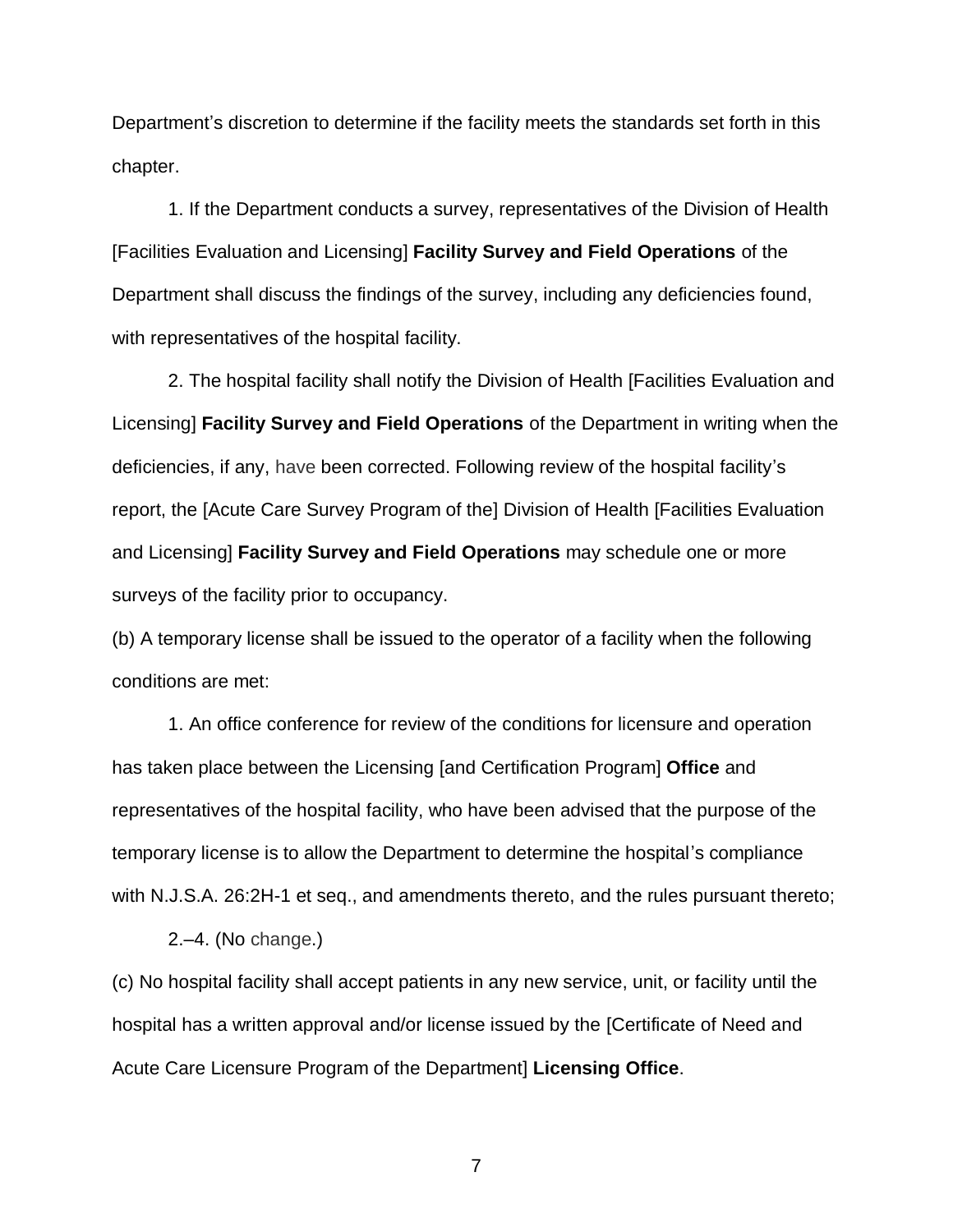Department's discretion to determine if the facility meets the standards set forth in this chapter.

1. If the Department conducts a survey, representatives of the Division of Health [Facilities Evaluation and Licensing] **Facility Survey and Field Operations** of the Department shall discuss the findings of the survey, including any deficiencies found, with representatives of the hospital facility.

2. The hospital facility shall notify the Division of Health [Facilities Evaluation and Licensing] **Facility Survey and Field Operations** of the Department in writing when the deficiencies, if any, have been corrected. Following review of the hospital facility's report, the [Acute Care Survey Program of the] Division of Health [Facilities Evaluation and Licensing] **Facility Survey and Field Operations** may schedule one or more surveys of the facility prior to occupancy.

(b) A temporary license shall be issued to the operator of a facility when the following conditions are met:

1. An office conference for review of the conditions for licensure and operation has taken place between the Licensing [and Certification Program] **Office** and representatives of the hospital facility, who have been advised that the purpose of the temporary license is to allow the Department to determine the hospital's compliance with N.J.S.A. 26:2H-1 et seq., and amendments thereto, and the rules pursuant thereto;

2.–4. (No change.)

(c) No hospital facility shall accept patients in any new service, unit, or facility until the hospital has a written approval and/or license issued by the [Certificate of Need and Acute Care Licensure Program of the Department] **Licensing Office**.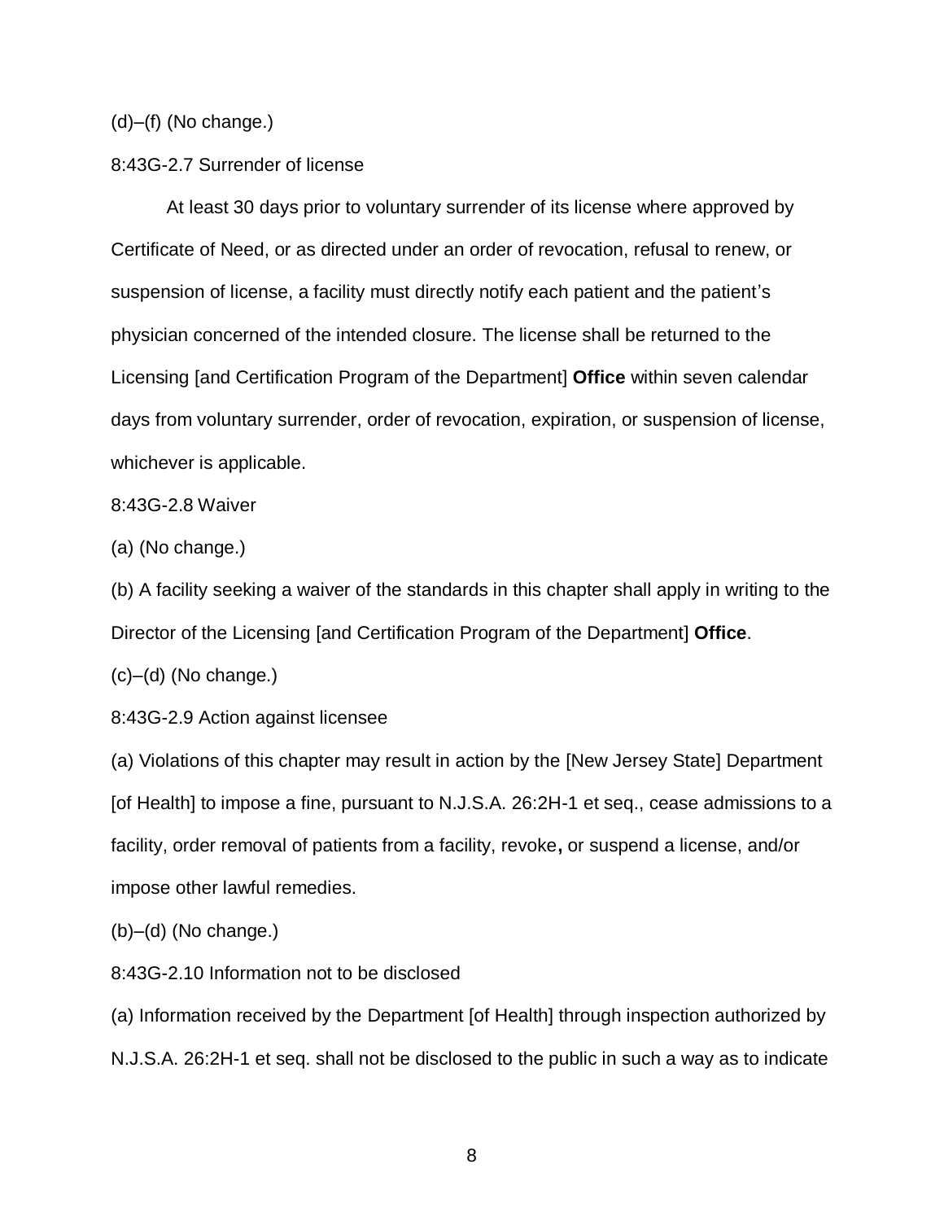(d)–(f) (No change.)

8:43G-2.7 Surrender of license

At least 30 days prior to voluntary surrender of its license where approved by Certificate of Need, or as directed under an order of revocation, refusal to renew, or suspension of license, a facility must directly notify each patient and the patient's physician concerned of the intended closure. The license shall be returned to the Licensing [and Certification Program of the Department] **Office** within seven calendar days from voluntary surrender, order of revocation, expiration, or suspension of license, whichever is applicable.

8:43G-2.8 Waiver

(a) (No change.)

(b) A facility seeking a waiver of the standards in this chapter shall apply in writing to the Director of the Licensing [and Certification Program of the Department] **Office**.

(c)–(d) (No change.)

8:43G-2.9 Action against licensee

(a) Violations of this chapter may result in action by the [New Jersey State] Department [of Health] to impose a fine, pursuant to N.J.S.A. 26:2H-1 et seq., cease admissions to a facility, order removal of patients from a facility, revoke**,** or suspend a license, and/or impose other lawful remedies.

(b)–(d) (No change.)

8:43G-2.10 Information not to be disclosed

(a) Information received by the Department [of Health] through inspection authorized by N.J.S.A. 26:2H-1 et seq. shall not be disclosed to the public in such a way as to indicate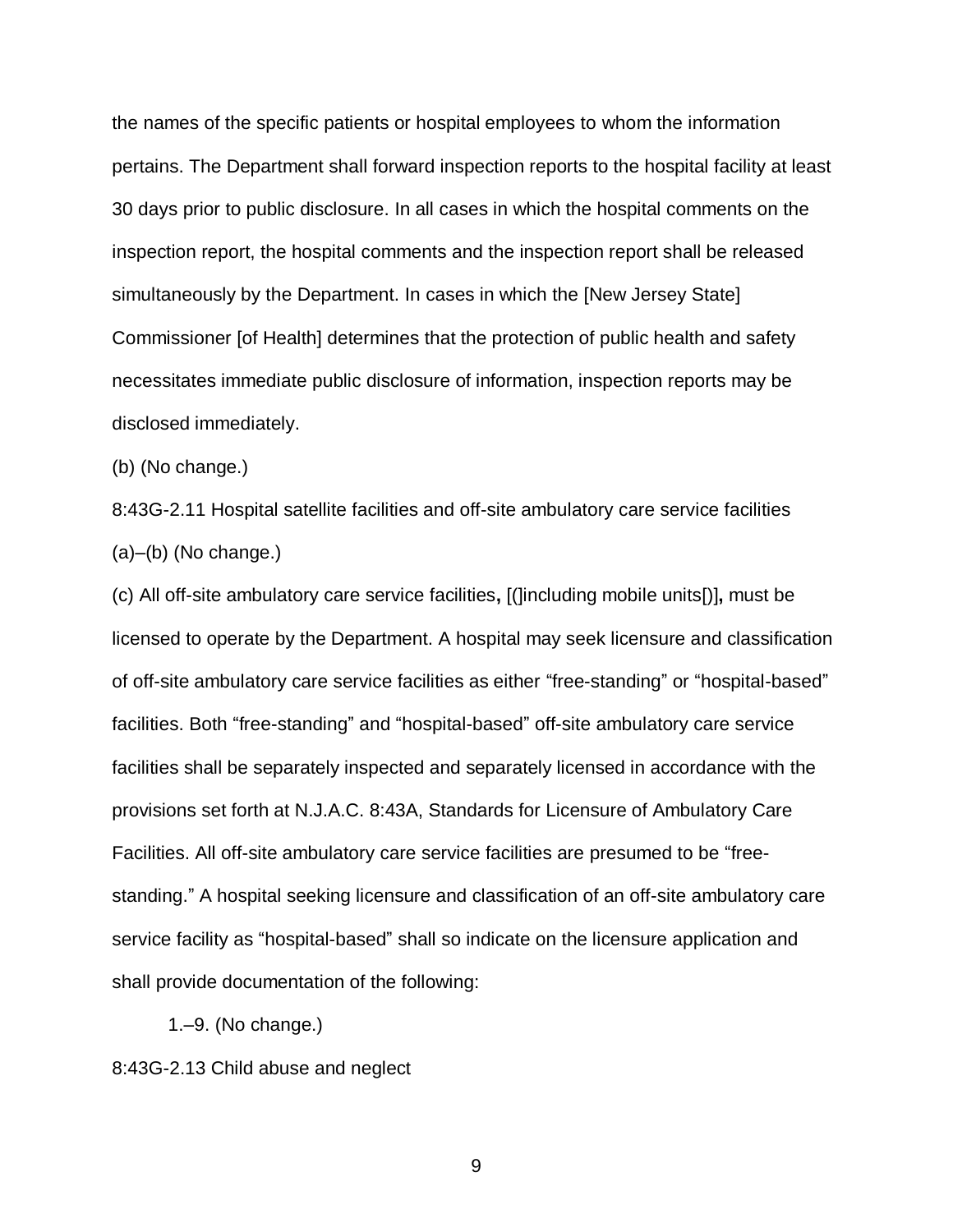the names of the specific patients or hospital employees to whom the information pertains. The Department shall forward inspection reports to the hospital facility at least 30 days prior to public disclosure. In all cases in which the hospital comments on the inspection report, the hospital comments and the inspection report shall be released simultaneously by the Department. In cases in which the [New Jersey State] Commissioner [of Health] determines that the protection of public health and safety necessitates immediate public disclosure of information, inspection reports may be disclosed immediately.

(b) (No change.)

8:43G-2.11 Hospital satellite facilities and off-site ambulatory care service facilities

(a)–(b) (No change.)

(c) All off-site ambulatory care service facilities**,** [(]including mobile units[)]**,** must be licensed to operate by the Department. A hospital may seek licensure and classification of off-site ambulatory care service facilities as either "free-standing" or "hospital-based" facilities. Both "free-standing" and "hospital-based" off-site ambulatory care service facilities shall be separately inspected and separately licensed in accordance with the provisions set forth at N.J.A.C. 8:43A, Standards for Licensure of Ambulatory Care Facilities. All off-site ambulatory care service facilities are presumed to be "free-standing." A hospital seeking licensure and classification of an off-site ambulatory care service facility as "hospital-based" shall so indicate on the licensure application and shall provide documentation of the following:

1.–9. (No change.)

8:43G-2.13 Child abuse and neglect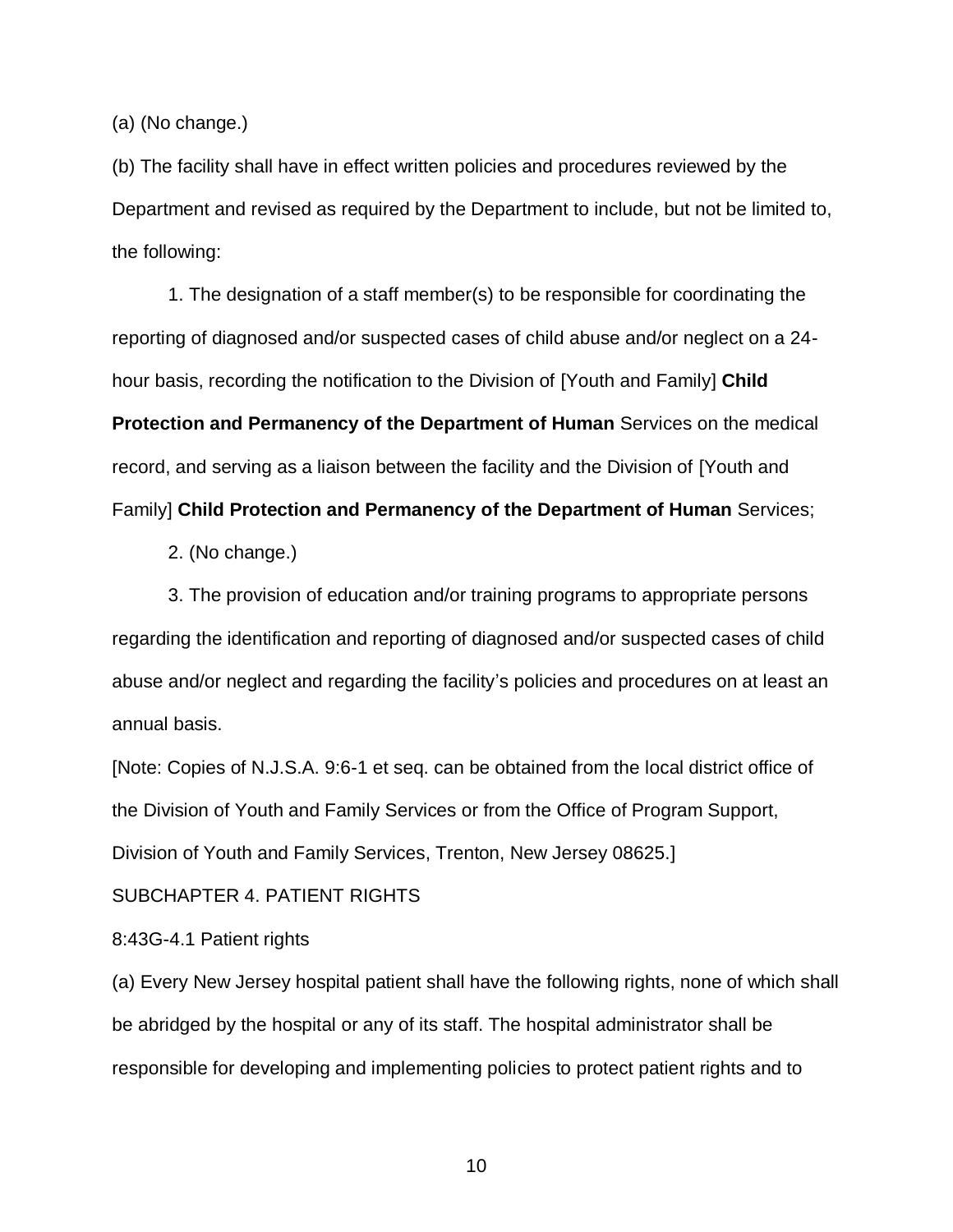(a) (No change.)

(b) The facility shall have in effect written policies and procedures reviewed by the Department and revised as required by the Department to include, but not be limited to, the following:

1. The designation of a staff member(s) to be responsible for coordinating the reporting of diagnosed and/or suspected cases of child abuse and/or neglect on a 24-hour basis, recording the notification to the Division of [Youth and Family] **Child Protection and Permanency of the Department of Human** Services on the medical record, and serving as a liaison between the facility and the Division of [Youth and Family] **Child Protection and Permanency of the Department of Human** Services;

2. (No change.)

3. The provision of education and/or training programs to appropriate persons regarding the identification and reporting of diagnosed and/or suspected cases of child abuse and/or neglect and regarding the facility's policies and procedures on at least an annual basis.

[Note: Copies of N.J.S.A. 9:6-1 et seq. can be obtained from the local district office of the Division of Youth and Family Services or from the Office of Program Support, Division of Youth and Family Services, Trenton, New Jersey 08625.]

SUBCHAPTER 4. PATIENT RIGHTS

8:43G-4.1 Patient rights

(a) Every New Jersey hospital patient shall have the following rights, none of which shall be abridged by the hospital or any of its staff. The hospital administrator shall be responsible for developing and implementing policies to protect patient rights and to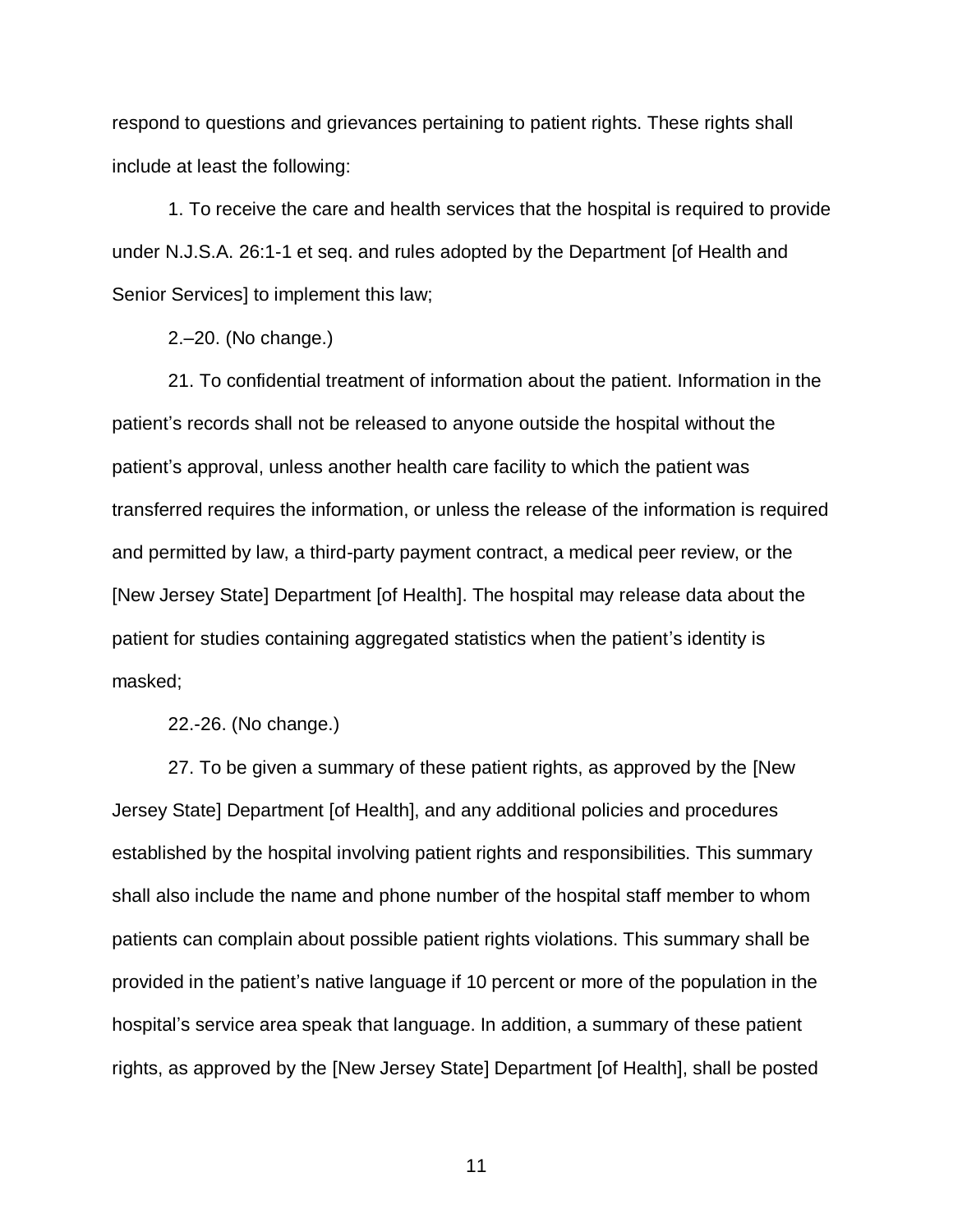respond to questions and grievances pertaining to patient rights. These rights shall include at least the following:

1. To receive the care and health services that the hospital is required to provide under N.J.S.A. 26:1-1 et seq. and rules adopted by the Department [of Health and Senior Services] to implement this law;

2.–20. (No change.)

21. To confidential treatment of information about the patient. Information in the patient's records shall not be released to anyone outside the hospital without the patient's approval, unless another health care facility to which the patient was transferred requires the information, or unless the release of the information is required and permitted by law, a third-party payment contract, a medical peer review, or the [New Jersey State] Department [of Health]. The hospital may release data about the patient for studies containing aggregated statistics when the patient's identity is masked;

22.-26. (No change.)

27. To be given a summary of these patient rights, as approved by the [New Jersey State] Department [of Health], and any additional policies and procedures established by the hospital involving patient rights and responsibilities. This summary shall also include the name and phone number of the hospital staff member to whom patients can complain about possible patient rights violations. This summary shall be provided in the patient's native language if 10 percent or more of the population in the hospital's service area speak that language. In addition, a summary of these patient rights, as approved by the [New Jersey State] Department [of Health], shall be posted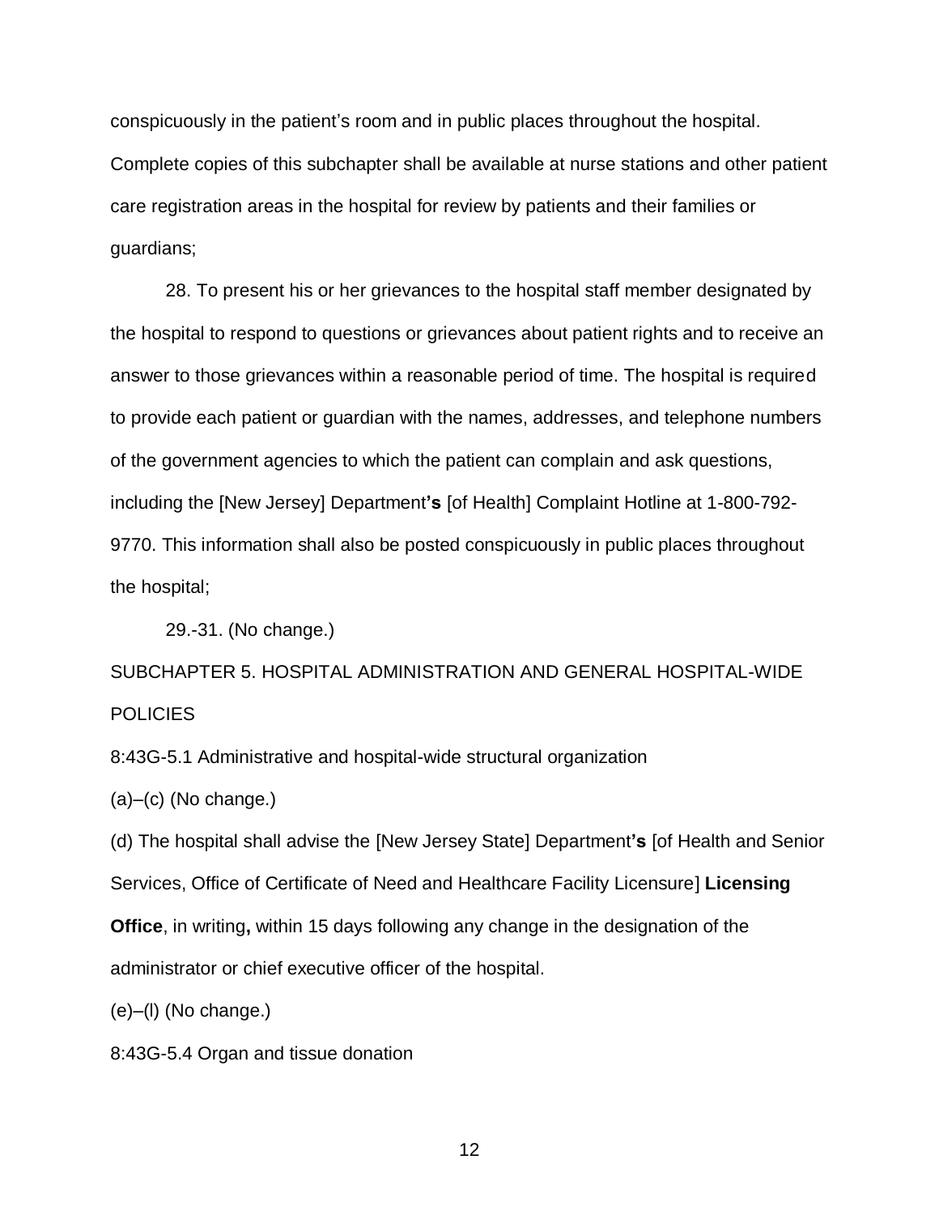conspicuously in the patient’s room and in public places throughout the hospital. Complete copies of this subchapter shall be available at nurse stations and other patient care registration areas in the hospital for review by patients and their families or guardians;

28. To present his or her grievances to the hospital staff member designated by the hospital to respond to questions or grievances about patient rights and to receive an answer to those grievances within a reasonable period of time. The hospital is required to provide each patient or guardian with the names, addresses, and telephone numbers of the government agencies to which the patient can complain and ask questions, including the [New Jersey] Department**’s** [of Health] Complaint Hotline at 1-800-792-9770. This information shall also be posted conspicuously in public places throughout the hospital;

29.-31. (No change.)

SUBCHAPTER 5. HOSPITAL ADMINISTRATION AND GENERAL HOSPITAL-WIDE POLICIES

8:43G-5.1 Administrative and hospital-wide structural organization

(a)–(c) (No change.)

(d) The hospital shall advise the [New Jersey State] Department**’s** [of Health and Senior Services, Office of Certificate of Need and Healthcare Facility Licensure] **Licensing Office**, in writing**,** within 15 days following any change in the designation of the administrator or chief executive officer of the hospital.

(e)–(l) (No change.)

8:43G-5.4 Organ and tissue donation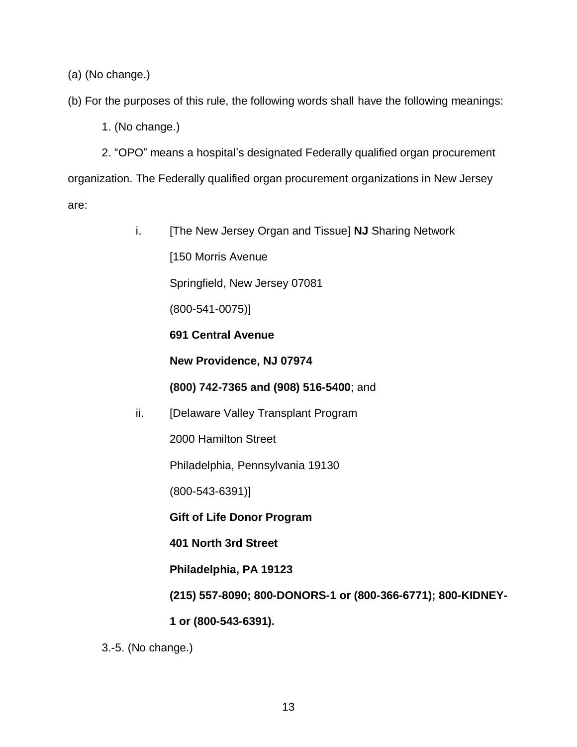(a) (No change.)

(b) For the purposes of this rule, the following words shall have the following meanings:

1. (No change.)

2. “OPO” means a hospital’s designated Federally qualified organ procurement organization. The Federally qualified organ procurement organizations in New Jersey are:

i. [The New Jersey Organ and Tissue] **NJ** Sharing Network
[150 Morris Avenue
Springfield, New Jersey 07081
(800-541-0075)]
**691 Central Avenue**
**New Providence, NJ 07974**
**(800) 742-7365 and (908) 516-5400**; and

ii. [Delaware Valley Transplant Program
2000 Hamilton Street
Philadelphia, Pennsylvania 19130
(800-543-6391)]
**Gift of Life Donor Program**
**401 North 3rd Street**
**Philadelphia, PA 19123**
**(215) 557-8090; 800-DONORS-1 or (800-366-6771); 800-KIDNEY-1 or (800-543-6391).**

3.-5. (No change.)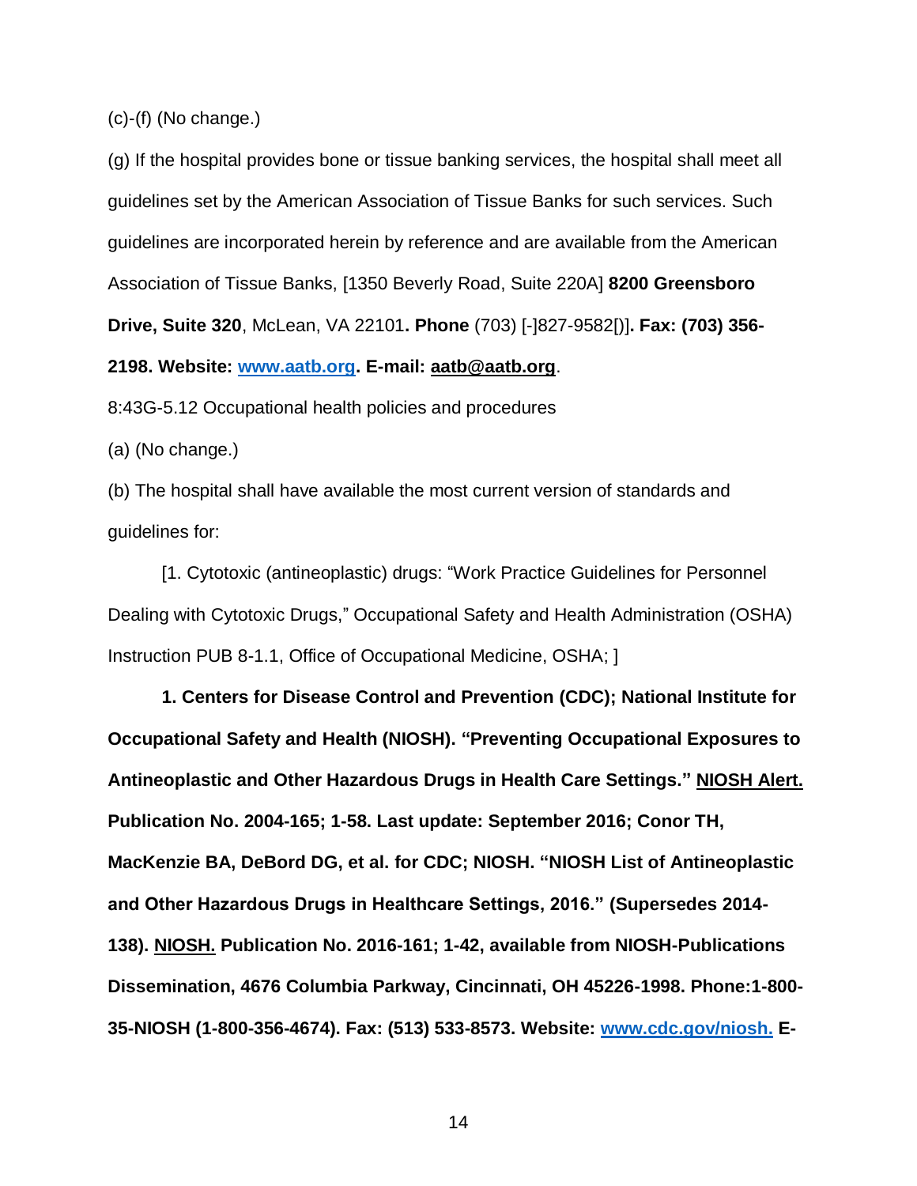(c)-(f) (No change.)

(g) If the hospital provides bone or tissue banking services, the hospital shall meet all guidelines set by the American Association of Tissue Banks for such services. Such guidelines are incorporated herein by reference and are available from the American Association of Tissue Banks, [1350 Beverly Road, Suite 220A] **8200 Greensboro Drive, Suite 320**, McLean, VA 22101**. Phone** (703) [-]827-9582[)]**. Fax: (703) 356-2198. Website: www.aatb.org. E-mail: aatb@aatb.org**.

8:43G-5.12 Occupational health policies and procedures

(a) (No change.)

(b) The hospital shall have available the most current version of standards and guidelines for:

[1. Cytotoxic (antineoplastic) drugs: "Work Practice Guidelines for Personnel Dealing with Cytotoxic Drugs," Occupational Safety and Health Administration (OSHA) Instruction PUB 8-1.1, Office of Occupational Medicine, OSHA; ]

**1. Centers for Disease Control and Prevention (CDC); National Institute for Occupational Safety and Health (NIOSH). "Preventing Occupational Exposures to Antineoplastic and Other Hazardous Drugs in Health Care Settings." NIOSH Alert. Publication No. 2004-165; 1-58. Last update: September 2016; Conor TH, MacKenzie BA, DeBord DG, et al. for CDC; NIOSH. "NIOSH List of Antineoplastic and Other Hazardous Drugs in Healthcare Settings, 2016." (Supersedes 2014-138). NIOSH. Publication No. 2016-161; 1-42, available from NIOSH-Publications Dissemination, 4676 Columbia Parkway, Cincinnati, OH 45226-1998. Phone:1-800-35-NIOSH (1-800-356-4674). Fax: (513) 533-8573. Website: www.cdc.gov/niosh. E-**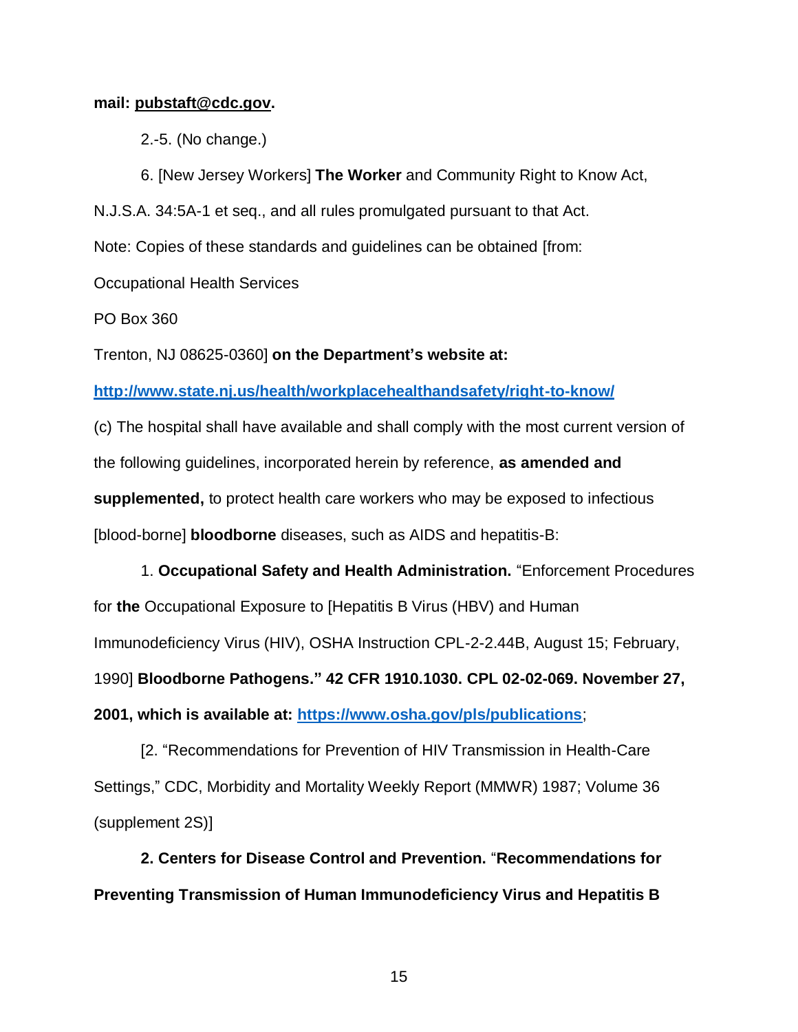**mail: pubstaft@cdc.gov.**

2.-5. (No change.)

6. [New Jersey Workers] **The Worker** and Community Right to Know Act, N.J.S.A. 34:5A-1 et seq., and all rules promulgated pursuant to that Act.

Note: Copies of these standards and guidelines can be obtained [from:

Occupational Health Services

PO Box 360

Trenton, NJ 08625-0360] **on the Department's website at:**

**http://www.state.nj.us/health/workplacehealthandsafety/right-to-know/**

(c) The hospital shall have available and shall comply with the most current version of the following guidelines, incorporated herein by reference, **as amended and supplemented,** to protect health care workers who may be exposed to infectious [blood-borne] **bloodborne** diseases, such as AIDS and hepatitis-B:

1. **Occupational Safety and Health Administration.** "Enforcement Procedures for **the** Occupational Exposure to [Hepatitis B Virus (HBV) and Human Immunodeficiency Virus (HIV), OSHA Instruction CPL-2-2.44B, August 15; February, 1990] **Bloodborne Pathogens." 42 CFR 1910.1030. CPL 02-02-069. November 27, 2001, which is available at: https://www.osha.gov/pls/publications**;

[2. "Recommendations for Prevention of HIV Transmission in Health-Care Settings," CDC, Morbidity and Mortality Weekly Report (MMWR) 1987; Volume 36 (supplement 2S)]

**2. Centers for Disease Control and Prevention.** "**Recommendations for Preventing Transmission of Human Immunodeficiency Virus and Hepatitis B**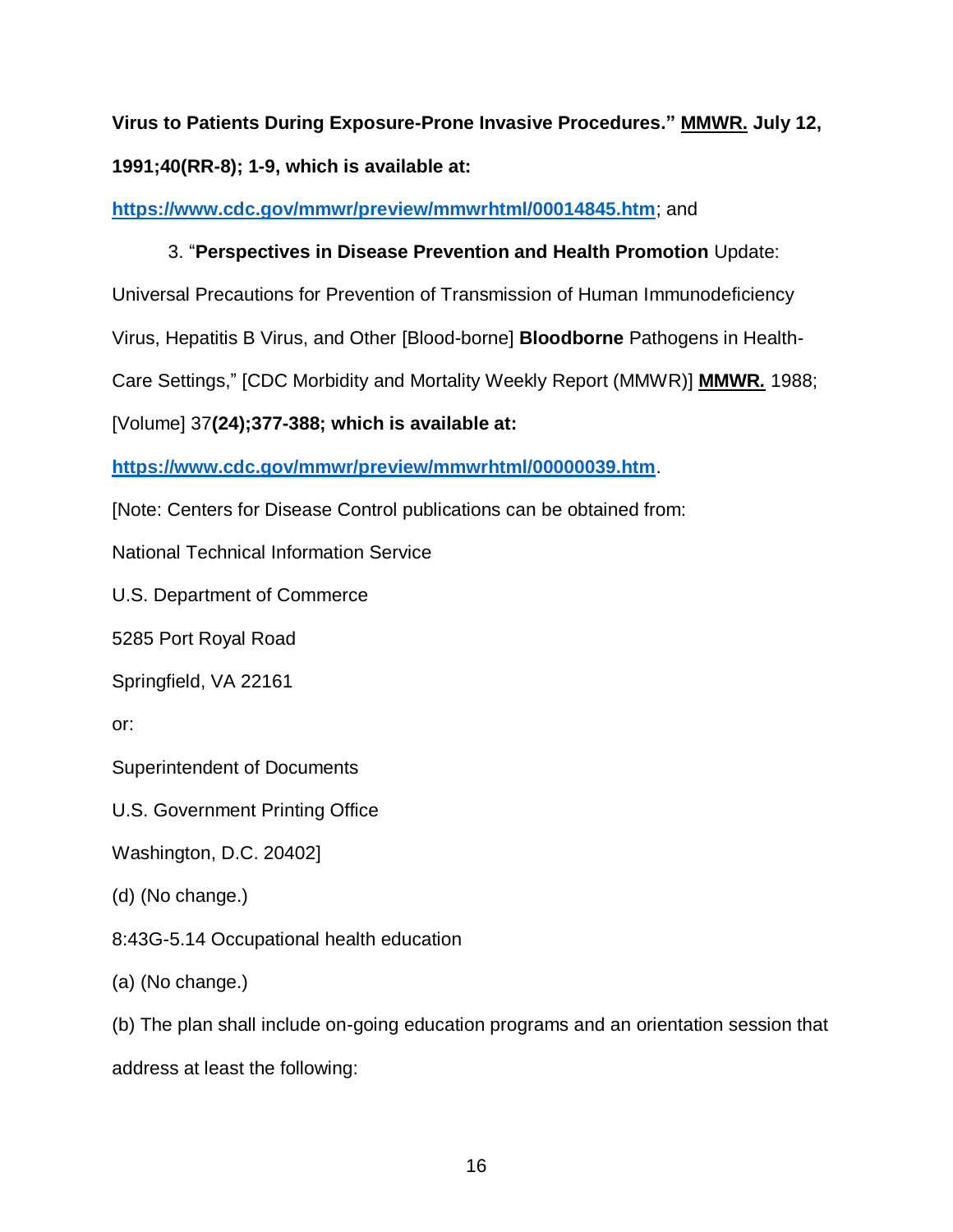**Virus to Patients During Exposure-Prone Invasive Procedures." MMWR. July 12, 1991;40(RR-8); 1-9, which is available at:**

**https://www.cdc.gov/mmwr/preview/mmwrhtml/00014845.htm**; and

3. "**Perspectives in Disease Prevention and Health Promotion** Update: Universal Precautions for Prevention of Transmission of Human Immunodeficiency Virus, Hepatitis B Virus, and Other [Blood-borne] **Bloodborne** Pathogens in Health-Care Settings," [CDC Morbidity and Mortality Weekly Report (MMWR)] **MMWR.** 1988; [Volume] 37**(24);377-388; which is available at:**

**https://www.cdc.gov/mmwr/preview/mmwrhtml/00000039.htm**.

[Note: Centers for Disease Control publications can be obtained from:

National Technical Information Service

U.S. Department of Commerce

5285 Port Royal Road

Springfield, VA 22161

or:

Superintendent of Documents

U.S. Government Printing Office

Washington, D.C. 20402]

(d) (No change.)

8:43G-5.14 Occupational health education

(a) (No change.)

(b) The plan shall include on-going education programs and an orientation session that address at least the following: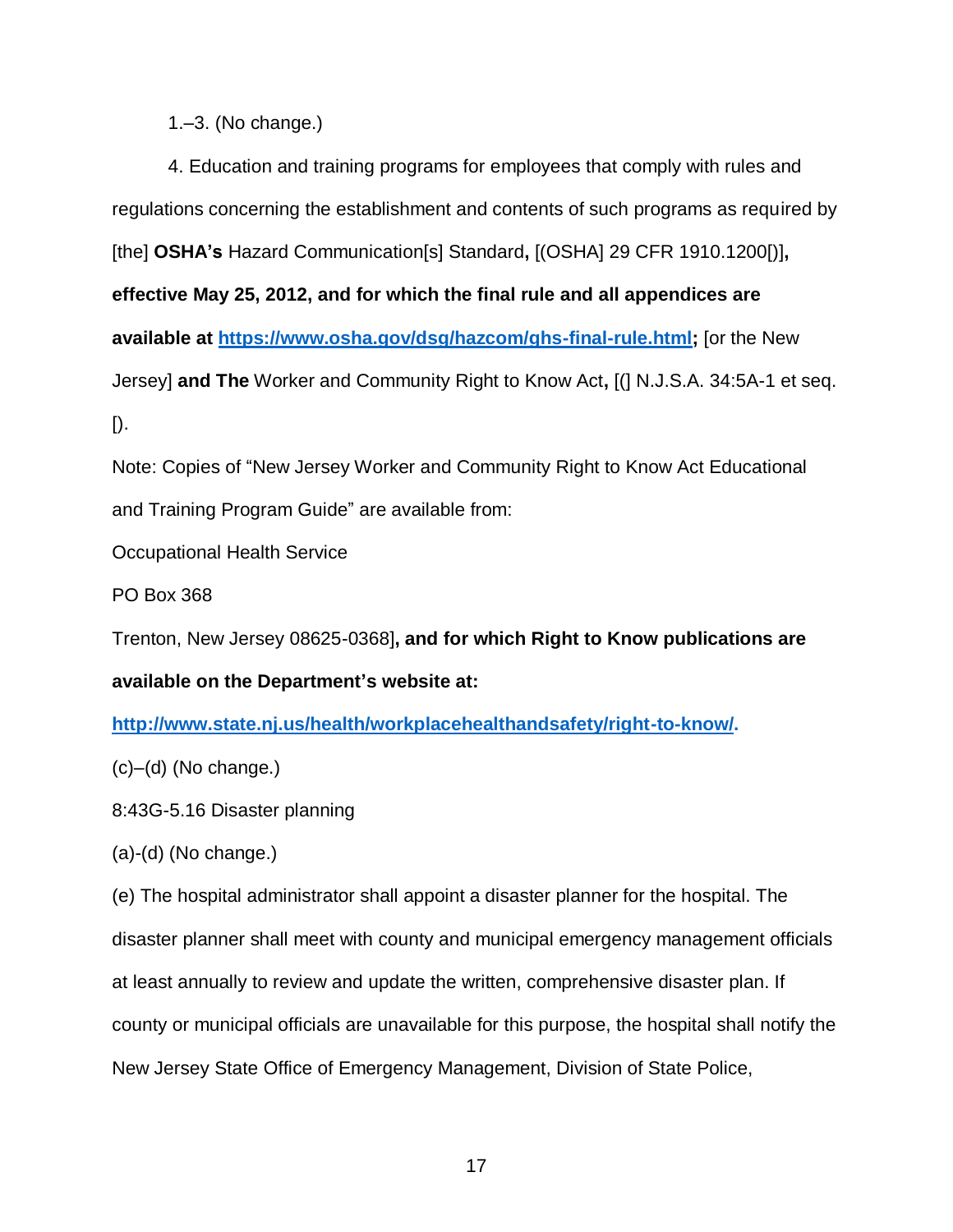1.–3. (No change.)

4. Education and training programs for employees that comply with rules and regulations concerning the establishment and contents of such programs as required by [the] **OSHA's** Hazard Communication[s] Standard**,** [(OSHA] 29 CFR 1910.1200[)]**, effective May 25, 2012, and for which the final rule and all appendices are available at https://www.osha.gov/dsg/hazcom/ghs-final-rule.html;** [or the New Jersey] **and The** Worker and Community Right to Know Act**,** [(] N.J.S.A. 34:5A-1 et seq. [).

Note: Copies of "New Jersey Worker and Community Right to Know Act Educational and Training Program Guide" are available from:

Occupational Health Service

PO Box 368

Trenton, New Jersey 08625-0368]**, and for which Right to Know publications are available on the Department's website at: http://www.state.nj.us/health/workplacehealthandsafety/right-to-know/.**

(c)–(d) (No change.)

8:43G-5.16 Disaster planning

(a)-(d) (No change.)

(e) The hospital administrator shall appoint a disaster planner for the hospital. The disaster planner shall meet with county and municipal emergency management officials at least annually to review and update the written, comprehensive disaster plan. If county or municipal officials are unavailable for this purpose, the hospital shall notify the New Jersey State Office of Emergency Management, Division of State Police,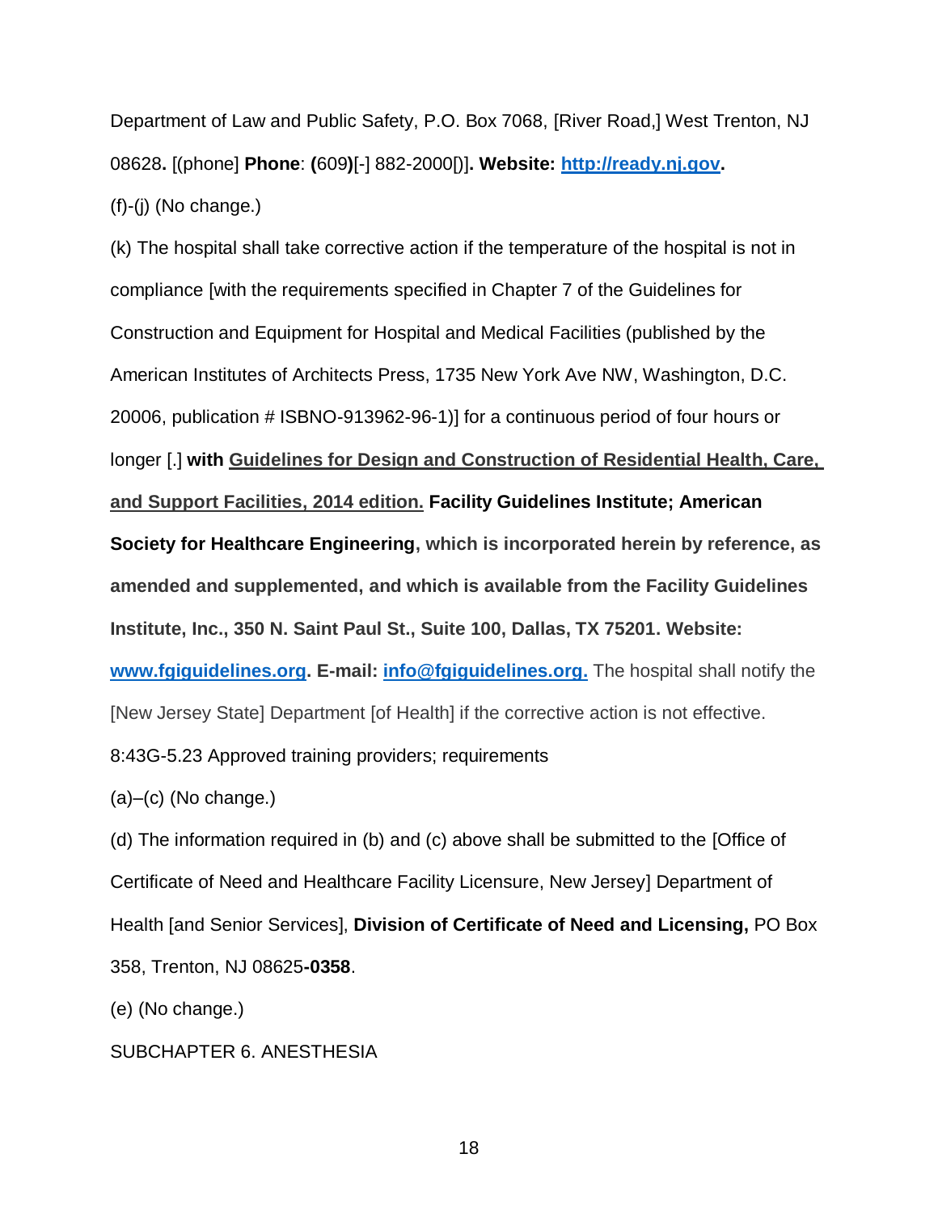Department of Law and Public Safety, P.O. Box 7068, [River Road,] West Trenton, NJ 08628**.** [(phone] **Phone**: **(**609**)**[-] 882-2000[)]**. Website: [http://ready.nj.gov](http://ready.nj.gov).**

(f)-(j) (No change.)

(k) The hospital shall take corrective action if the temperature of the hospital is not in compliance [with the requirements specified in Chapter 7 of the Guidelines for Construction and Equipment for Hospital and Medical Facilities (published by the American Institutes of Architects Press, 1735 New York Ave NW, Washington, D.C. 20006, publication # ISBNO-913962-96-1)] for a continuous period of four hours or longer [.] **with Guidelines for Design and Construction of Residential Health, Care, and Support Facilities, 2014 edition. Facility Guidelines Institute; American Society for Healthcare Engineering, which is incorporated herein by reference, as amended and supplemented, and which is available from the Facility Guidelines Institute, Inc., 350 N. Saint Paul St., Suite 100, Dallas, TX 75201. Website: [www.fgiguidelines.org](http://www.fgiguidelines.org). E-mail: [info@fgiguidelines.org.](mailto:info@fgiguidelines.org)** The hospital shall notify the [New Jersey State] Department [of Health] if the corrective action is not effective.

8:43G-5.23 Approved training providers; requirements

(a)–(c) (No change.)

(d) The information required in (b) and (c) above shall be submitted to the [Office of Certificate of Need and Healthcare Facility Licensure, New Jersey] Department of Health [and Senior Services], **Division of Certificate of Need and Licensing,** PO Box 358, Trenton, NJ 08625**-0358**.

(e) (No change.)

SUBCHAPTER 6. ANESTHESIA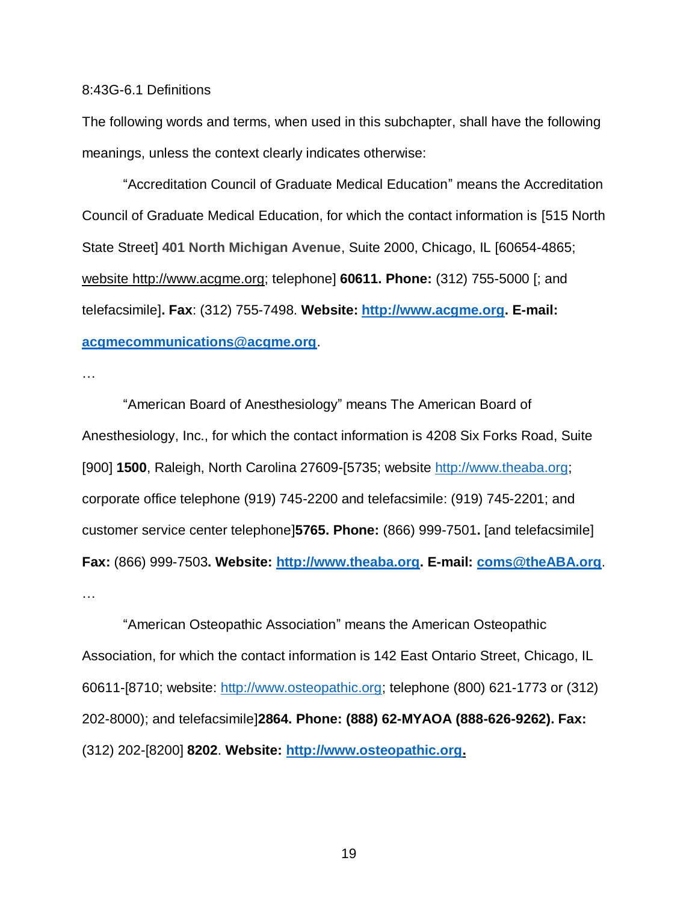8:43G-6.1 Definitions

The following words and terms, when used in this subchapter, shall have the following meanings, unless the context clearly indicates otherwise:

"Accreditation Council of Graduate Medical Education" means the Accreditation Council of Graduate Medical Education, for which the contact information is [515 North State Street] **401 North Michigan Avenue**, Suite 2000, Chicago, IL [60654-4865; website http://www.acgme.org; telephone] **60611. Phone:** (312) 755-5000 [; and telefacsimile]**. Fax**: (312) 755-7498. **Website: http://www.acgme.org. E-mail: acgmecommunications@acgme.org**.

…

"American Board of Anesthesiology" means The American Board of Anesthesiology, Inc., for which the contact information is 4208 Six Forks Road, Suite [900] **1500**, Raleigh, North Carolina 27609-[5735; website http://www.theaba.org; corporate office telephone (919) 745-2200 and telefacsimile: (919) 745-2201; and customer service center telephone]**5765. Phone:** (866) 999-7501**.** [and telefacsimile] **Fax:** (866) 999-7503**. Website: http://www.theaba.org. E-mail: coms@theABA.org**.

…

"American Osteopathic Association" means the American Osteopathic Association, for which the contact information is 142 East Ontario Street, Chicago, IL 60611-[8710; website: http://www.osteopathic.org; telephone (800) 621-1773 or (312) 202-8000); and telefacsimile]**2864. Phone: (888) 62-MYAOA (888-626-9262). Fax:** (312) 202-[8200] **8202**. **Website: http://www.osteopathic.org.**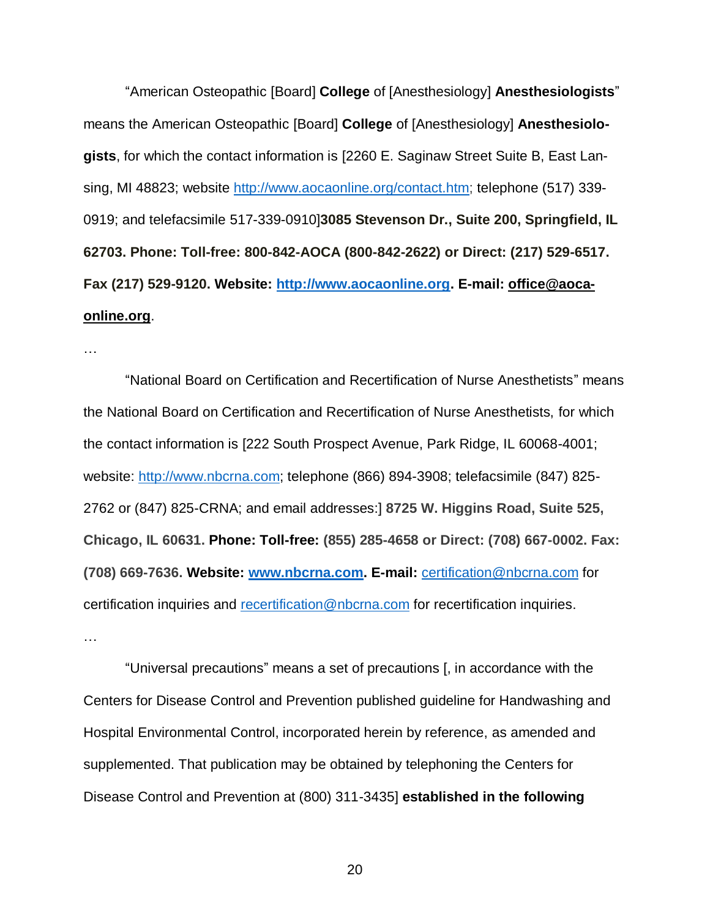“American Osteopathic [Board] **College** of [Anesthesiology] **Anesthesiologists**” means the American Osteopathic [Board] **College** of [Anesthesiology] **Anesthesiologists**, for which the contact information is [2260 E. Saginaw Street Suite B, East Lansing, MI 48823; website http://www.aocaonline.org/contact.htm; telephone (517) 339-0919; and telefacsimile 517-339-0910]**3085 Stevenson Dr., Suite 200, Springfield, IL 62703. Phone: Toll-free: 800-842-AOCA (800-842-2622) or Direct: (217) 529-6517. Fax (217) 529-9120. Website: http://www.aocaonline.org. E-mail: office@aoca-online.org**.

…

“National Board on Certification and Recertification of Nurse Anesthetists” means the National Board on Certification and Recertification of Nurse Anesthetists, for which the contact information is [222 South Prospect Avenue, Park Ridge, IL 60068-4001; website: http://www.nbcrna.com; telephone (866) 894-3908; telefacsimile (847) 825-2762 or (847) 825-CRNA; and email addresses:] **8725 W. Higgins Road, Suite 525, Chicago, IL 60631. Phone: Toll-free: (855) 285-4658 or Direct: (708) 667-0002. Fax: (708) 669-7636. Website: www.nbcrna.com. E-mail:** certification@nbcrna.com for certification inquiries and recertification@nbcrna.com for recertification inquiries.

…

“Universal precautions” means a set of precautions [, in accordance with the Centers for Disease Control and Prevention published guideline for Handwashing and Hospital Environmental Control, incorporated herein by reference, as amended and supplemented. That publication may be obtained by telephoning the Centers for Disease Control and Prevention at (800) 311-3435] **established in the following**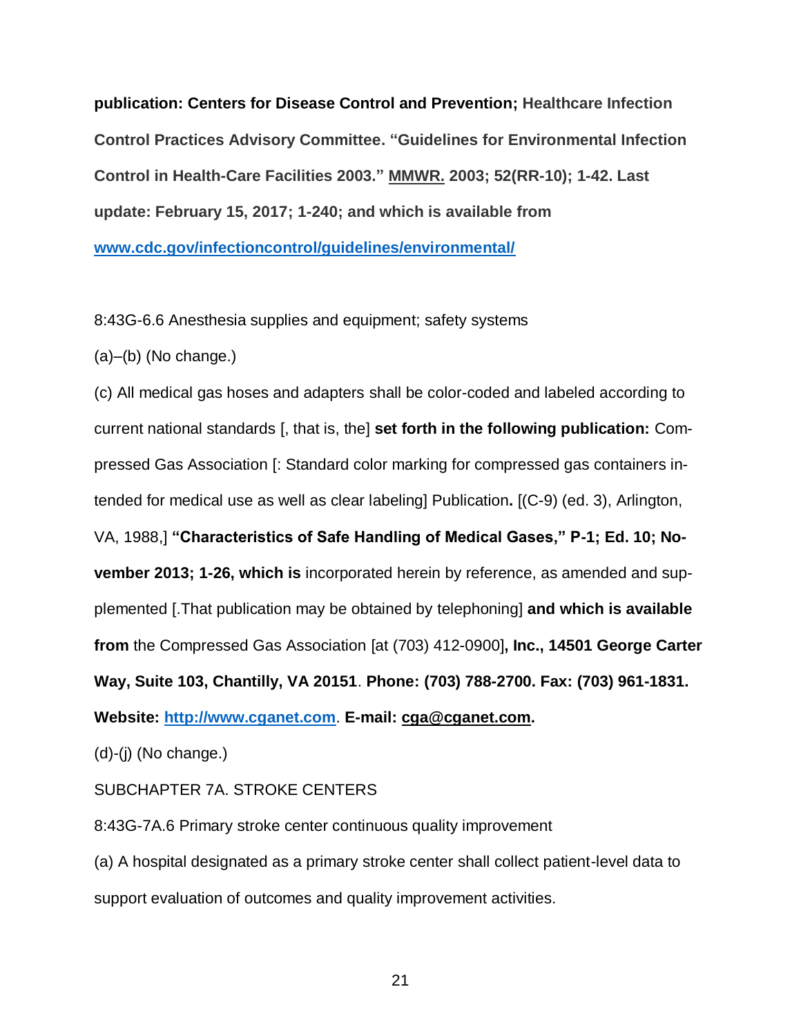**publication: Centers for Disease Control and Prevention; Healthcare Infection Control Practices Advisory Committee. "Guidelines for Environmental Infection Control in Health-Care Facilities 2003." MMWR. 2003; 52(RR-10); 1-42. Last update: February 15, 2017; 1-240; and which is available from [www.cdc.gov/infectioncontrol/guidelines/environmental/](www.cdc.gov/infectioncontrol/guidelines/environmental/)**

8:43G-6.6 Anesthesia supplies and equipment; safety systems

(a)–(b) (No change.)

(c) All medical gas hoses and adapters shall be color-coded and labeled according to current national standards [, that is, the] **set forth in the following publication:** Compressed Gas Association [: Standard color marking for compressed gas containers intended for medical use as well as clear labeling] Publication**.** [(C-9) (ed. 3), Arlington, VA, 1988,] **"Characteristics of Safe Handling of Medical Gases," P-1; Ed. 10; November 2013; 1-26, which is** incorporated herein by reference, as amended and supplemented [.That publication may be obtained by telephoning] **and which is available from** the Compressed Gas Association [at (703) 412-0900]**, Inc., 14501 George Carter Way, Suite 103, Chantilly, VA 20151**. **Phone: (703) 788-2700. Fax: (703) 961-1831. Website: [http://www.cganet.com](http://www.cganet.com)**. **E-mail: cga@cganet.com.**

(d)-(j) (No change.)

SUBCHAPTER 7A. STROKE CENTERS

8:43G-7A.6 Primary stroke center continuous quality improvement

(a) A hospital designated as a primary stroke center shall collect patient-level data to support evaluation of outcomes and quality improvement activities.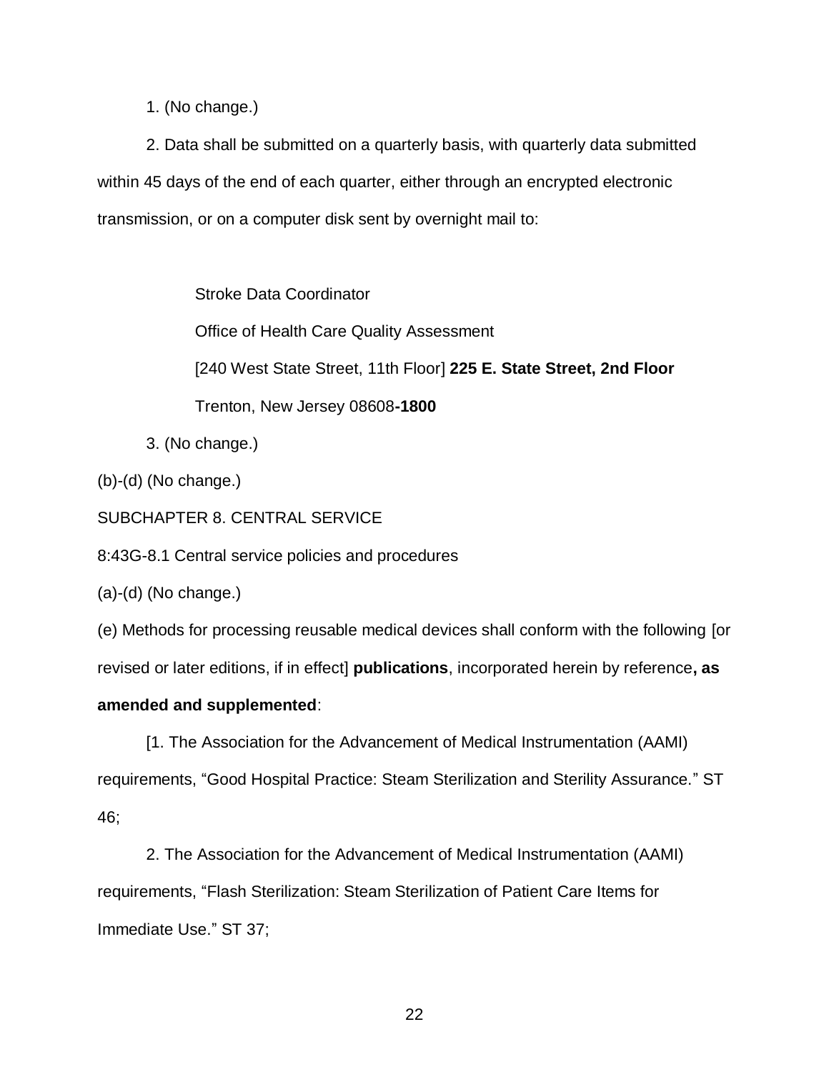1. (No change.)

2. Data shall be submitted on a quarterly basis, with quarterly data submitted within 45 days of the end of each quarter, either through an encrypted electronic transmission, or on a computer disk sent by overnight mail to:

Stroke Data Coordinator

Office of Health Care Quality Assessment

[240 West State Street, 11th Floor] **225 E. State Street, 2nd Floor**

Trenton, New Jersey 08608**-1800**

3. (No change.)

(b)-(d) (No change.)

SUBCHAPTER 8. CENTRAL SERVICE

8:43G-8.1 Central service policies and procedures

(a)-(d) (No change.)

(e) Methods for processing reusable medical devices shall conform with the following [or revised or later editions, if in effect] **publications**, incorporated herein by reference**, as amended and supplemented**:

[1. The Association for the Advancement of Medical Instrumentation (AAMI) requirements, "Good Hospital Practice: Steam Sterilization and Sterility Assurance." ST 46;

2. The Association for the Advancement of Medical Instrumentation (AAMI) requirements, "Flash Sterilization: Steam Sterilization of Patient Care Items for Immediate Use." ST 37;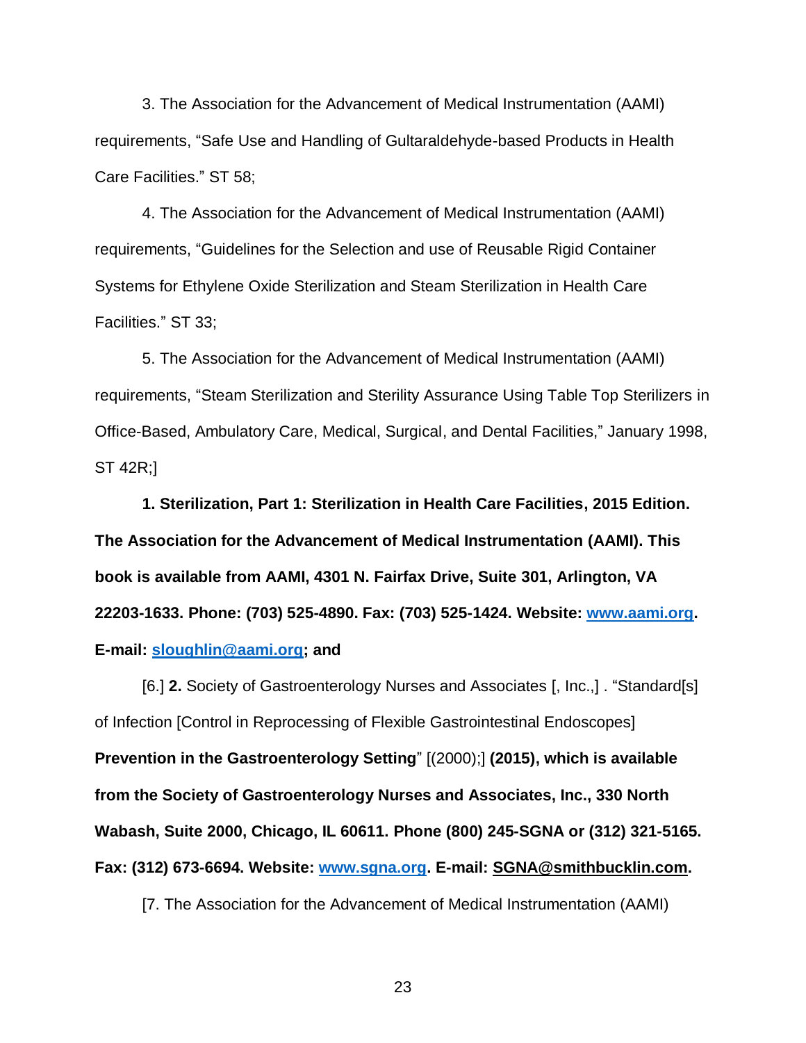3. The Association for the Advancement of Medical Instrumentation (AAMI) requirements, "Safe Use and Handling of Gultaraldehyde-based Products in Health Care Facilities." ST 58;

4. The Association for the Advancement of Medical Instrumentation (AAMI) requirements, "Guidelines for the Selection and use of Reusable Rigid Container Systems for Ethylene Oxide Sterilization and Steam Sterilization in Health Care Facilities." ST 33;

5. The Association for the Advancement of Medical Instrumentation (AAMI) requirements, "Steam Sterilization and Sterility Assurance Using Table Top Sterilizers in Office-Based, Ambulatory Care, Medical, Surgical, and Dental Facilities," January 1998, ST 42R;]

**1. Sterilization, Part 1: Sterilization in Health Care Facilities, 2015 Edition. The Association for the Advancement of Medical Instrumentation (AAMI). This book is available from AAMI, 4301 N. Fairfax Drive, Suite 301, Arlington, VA 22203-1633. Phone: (703) 525-4890. Fax: (703) 525-1424. Website: www.aami.org. E-mail: sloughlin@aami.org; and**

[6.] **2.** Society of Gastroenterology Nurses and Associates [, Inc.,] . "Standard[s] of Infection [Control in Reprocessing of Flexible Gastrointestinal Endoscopes] **Prevention in the Gastroenterology Setting**" [(2000);] **(2015), which is available from the Society of Gastroenterology Nurses and Associates, Inc., 330 North Wabash, Suite 2000, Chicago, IL 60611. Phone (800) 245-SGNA or (312) 321-5165. Fax: (312) 673-6694. Website: www.sgna.org. E-mail: SGNA@smithbucklin.com.**

[7. The Association for the Advancement of Medical Instrumentation (AAMI)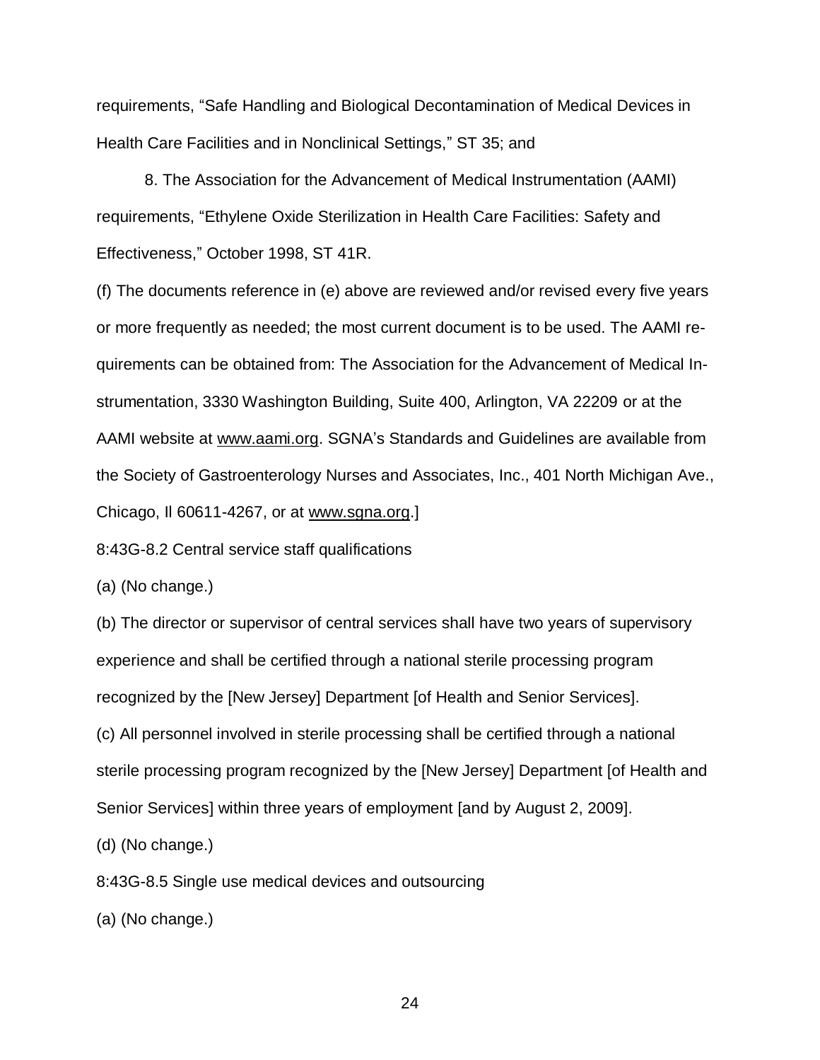requirements, "Safe Handling and Biological Decontamination of Medical Devices in Health Care Facilities and in Nonclinical Settings," ST 35; and

8. The Association for the Advancement of Medical Instrumentation (AAMI) requirements, "Ethylene Oxide Sterilization in Health Care Facilities: Safety and Effectiveness," October 1998, ST 41R.

(f) The documents reference in (e) above are reviewed and/or revised every five years or more frequently as needed; the most current document is to be used. The AAMI requirements can be obtained from: The Association for the Advancement of Medical Instrumentation, 3330 Washington Building, Suite 400, Arlington, VA 22209 or at the AAMI website at www.aami.org. SGNA's Standards and Guidelines are available from the Society of Gastroenterology Nurses and Associates, Inc., 401 North Michigan Ave., Chicago, Il 60611-4267, or at www.sgna.org.]

8:43G-8.2 Central service staff qualifications

(a) (No change.)

(b) The director or supervisor of central services shall have two years of supervisory experience and shall be certified through a national sterile processing program recognized by the [New Jersey] Department [of Health and Senior Services].

(c) All personnel involved in sterile processing shall be certified through a national sterile processing program recognized by the [New Jersey] Department [of Health and Senior Services] within three years of employment [and by August 2, 2009].

(d) (No change.)

8:43G-8.5 Single use medical devices and outsourcing

(a) (No change.)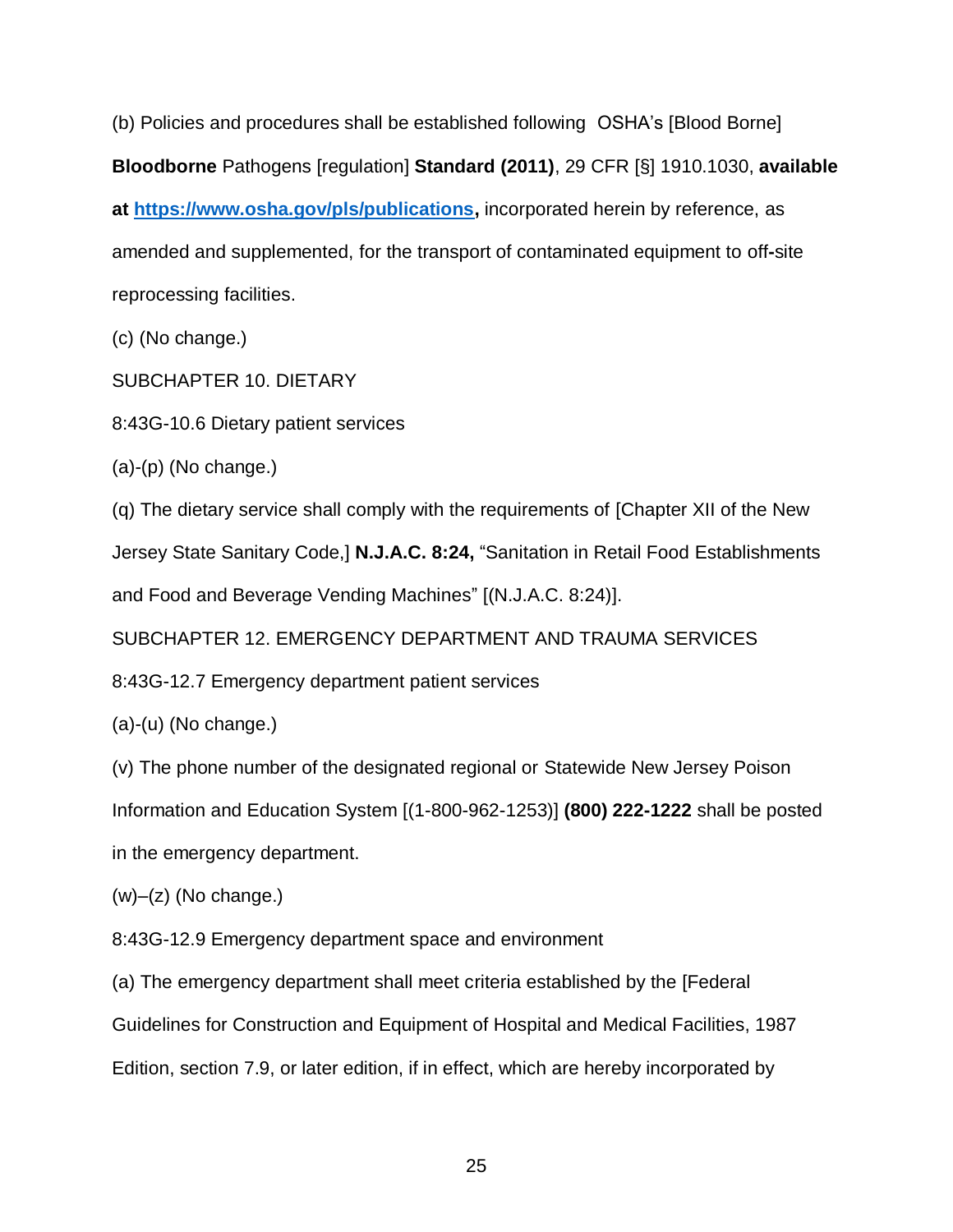(b) Policies and procedures shall be established following OSHA's [Blood Borne] **Bloodborne** Pathogens [regulation] **Standard (2011)**, 29 CFR [§] 1910.1030, **available at [https://www.osha.gov/pls/publications](https://www.osha.gov/pls/publications),** incorporated herein by reference, as amended and supplemented, for the transport of contaminated equipment to off-site reprocessing facilities.

(c) (No change.)

SUBCHAPTER 10. DIETARY

8:43G-10.6 Dietary patient services

(a)-(p) (No change.)

(q) The dietary service shall comply with the requirements of [Chapter XII of the New Jersey State Sanitary Code,] **N.J.A.C. 8:24,** "Sanitation in Retail Food Establishments and Food and Beverage Vending Machines" [(N.J.A.C. 8:24)].

SUBCHAPTER 12. EMERGENCY DEPARTMENT AND TRAUMA SERVICES

8:43G-12.7 Emergency department patient services

(a)-(u) (No change.)

(v) The phone number of the designated regional or Statewide New Jersey Poison Information and Education System [(1-800-962-1253)] **(800) 222-1222** shall be posted in the emergency department.

(w)–(z) (No change.)

8:43G-12.9 Emergency department space and environment

(a) The emergency department shall meet criteria established by the [Federal Guidelines for Construction and Equipment of Hospital and Medical Facilities, 1987 Edition, section 7.9, or later edition, if in effect, which are hereby incorporated by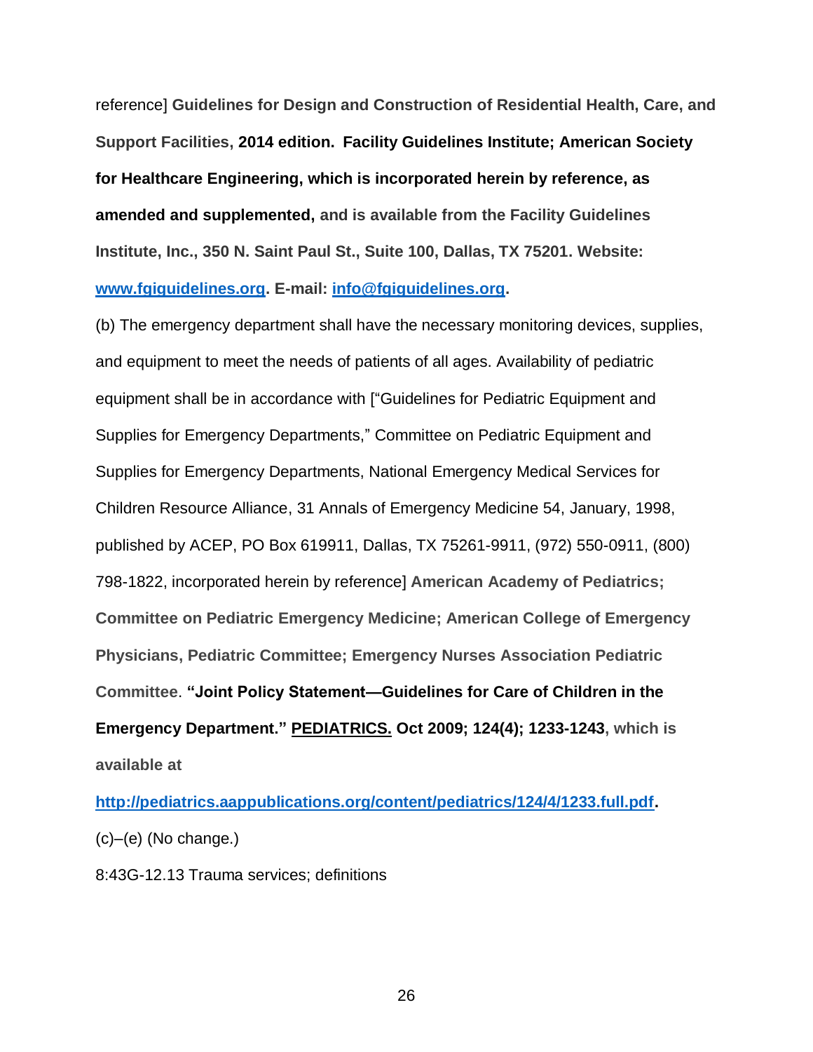reference] **Guidelines for Design and Construction of Residential Health, Care, and Support Facilities, 2014 edition. Facility Guidelines Institute; American Society for Healthcare Engineering, which is incorporated herein by reference, as amended and supplemented, and is available from the Facility Guidelines Institute, Inc., 350 N. Saint Paul St., Suite 100, Dallas, TX 75201. Website: [www.fgiguidelines.org](http://www.fgiguidelines.org). E-mail: [info@fgiguidelines.org](mailto:info@fgiguidelines.org).**

(b) The emergency department shall have the necessary monitoring devices, supplies, and equipment to meet the needs of patients of all ages. Availability of pediatric equipment shall be in accordance with ["Guidelines for Pediatric Equipment and Supplies for Emergency Departments," Committee on Pediatric Equipment and Supplies for Emergency Departments, National Emergency Medical Services for Children Resource Alliance, 31 Annals of Emergency Medicine 54, January, 1998, published by ACEP, PO Box 619911, Dallas, TX 75261-9911, (972) 550-0911, (800) 798-1822, incorporated herein by reference] **American Academy of Pediatrics; Committee on Pediatric Emergency Medicine; American College of Emergency Physicians, Pediatric Committee; Emergency Nurses Association Pediatric Committee. "Joint Policy Statement—Guidelines for Care of Children in the Emergency Department."** **<u>PEDIATRICS.</u>** **Oct 2009; 124(4); 1233-1243, which is available at [http://pediatrics.aappublications.org/content/pediatrics/124/4/1233.full.pdf](http://pediatrics.aappublications.org/content/pediatrics/124/4/1233.full.pdf).**

(c)–(e) (No change.)

8:43G-12.13 Trauma services; definitions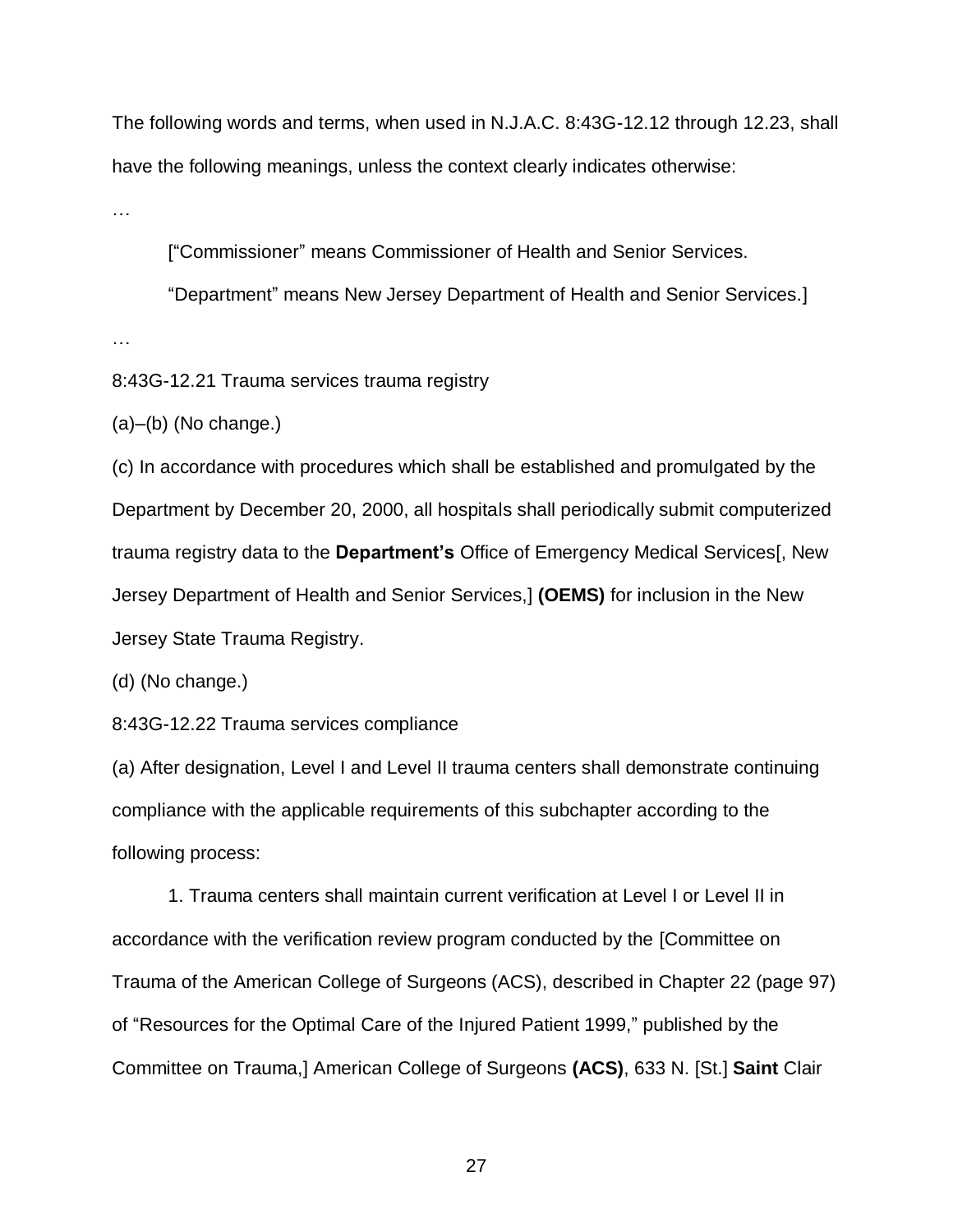The following words and terms, when used in N.J.A.C. 8:43G-12.12 through 12.23, shall have the following meanings, unless the context clearly indicates otherwise:

…

["Commissioner" means Commissioner of Health and Senior Services.

"Department" means New Jersey Department of Health and Senior Services.]

…

8:43G-12.21 Trauma services trauma registry

(a)–(b) (No change.)

(c) In accordance with procedures which shall be established and promulgated by the Department by December 20, 2000, all hospitals shall periodically submit computerized trauma registry data to the **Department's** Office of Emergency Medical Services[, New Jersey Department of Health and Senior Services,] **(OEMS)** for inclusion in the New Jersey State Trauma Registry.

(d) (No change.)

8:43G-12.22 Trauma services compliance

(a) After designation, Level I and Level II trauma centers shall demonstrate continuing compliance with the applicable requirements of this subchapter according to the following process:

1. Trauma centers shall maintain current verification at Level I or Level II in accordance with the verification review program conducted by the [Committee on Trauma of the American College of Surgeons (ACS), described in Chapter 22 (page 97) of "Resources for the Optimal Care of the Injured Patient 1999," published by the Committee on Trauma,] American College of Surgeons **(ACS)**, 633 N. [St.] **Saint** Clair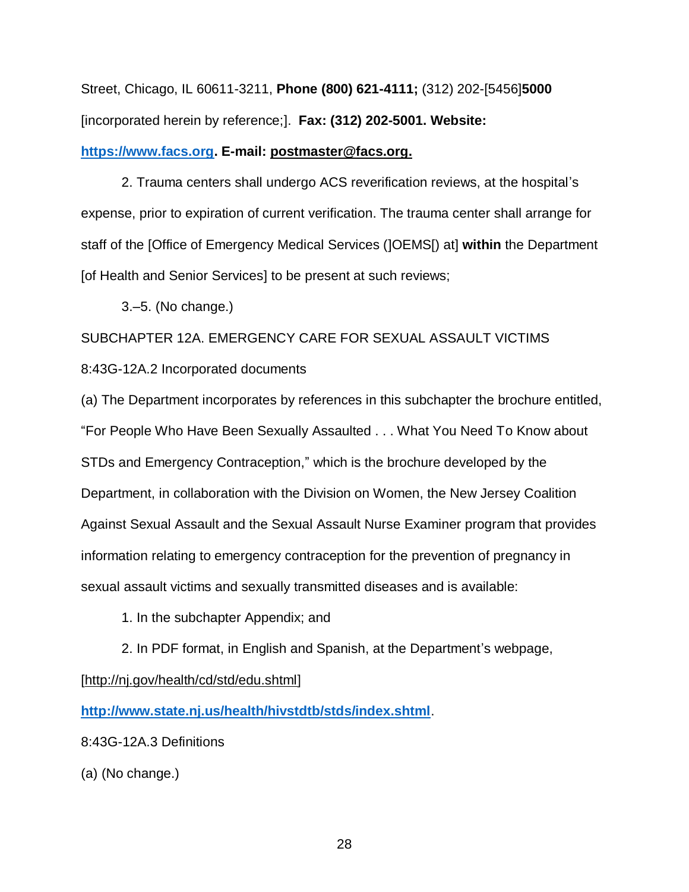Street, Chicago, IL 60611-3211, **Phone (800) 621-4111;** (312) 202-[5456]**5000** [incorporated herein by reference;]. **Fax: (312) 202-5001. Website: https://www.facs.org. E-mail: postmaster@facs.org.**

2. Trauma centers shall undergo ACS reverification reviews, at the hospital's expense, prior to expiration of current verification. The trauma center shall arrange for staff of the [Office of Emergency Medical Services (]OEMS[) at] **within** the Department [of Health and Senior Services] to be present at such reviews;

3.–5. (No change.)

SUBCHAPTER 12A. EMERGENCY CARE FOR SEXUAL ASSAULT VICTIMS

8:43G-12A.2 Incorporated documents

(a) The Department incorporates by references in this subchapter the brochure entitled, "For People Who Have Been Sexually Assaulted . . . What You Need To Know about STDs and Emergency Contraception," which is the brochure developed by the Department, in collaboration with the Division on Women, the New Jersey Coalition Against Sexual Assault and the Sexual Assault Nurse Examiner program that provides information relating to emergency contraception for the prevention of pregnancy in sexual assault victims and sexually transmitted diseases and is available:

1. In the subchapter Appendix; and

2. In PDF format, in English and Spanish, at the Department's webpage, [http://nj.gov/health/cd/std/edu.shtml] **http://www.state.nj.us/health/hivstdtb/stds/index.shtml**.

8:43G-12A.3 Definitions

(a) (No change.)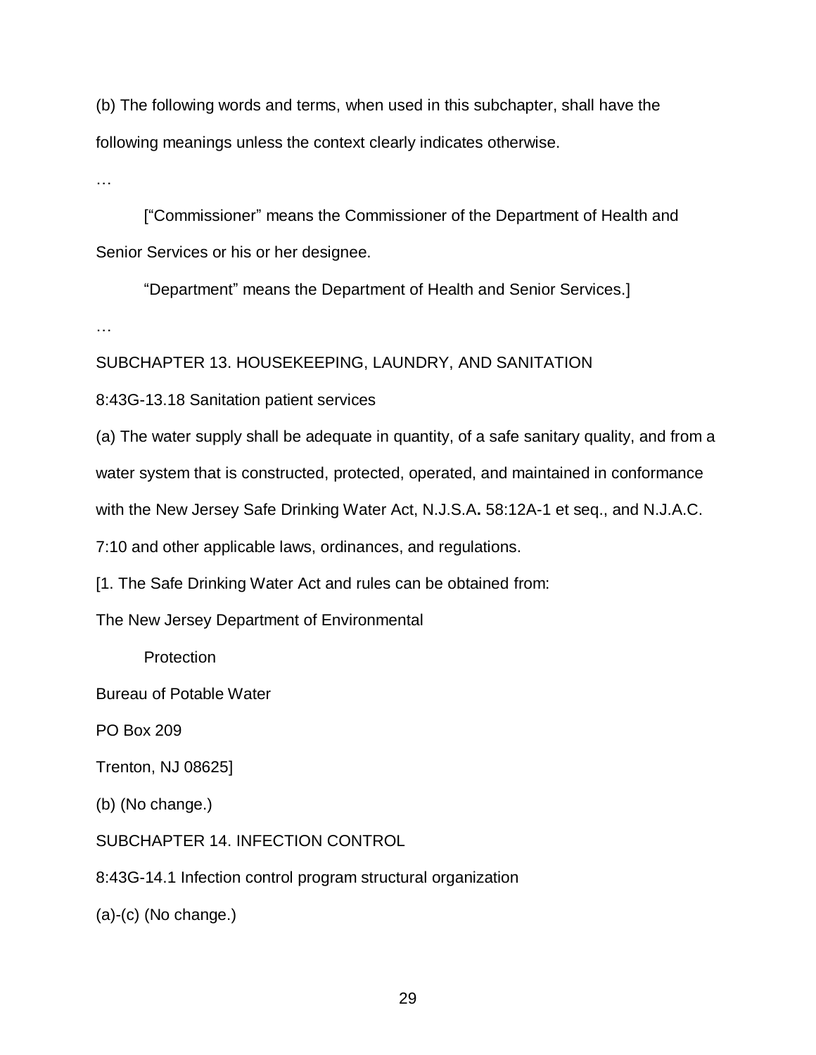(b) The following words and terms, when used in this subchapter, shall have the following meanings unless the context clearly indicates otherwise.

…

["Commissioner" means the Commissioner of the Department of Health and Senior Services or his or her designee.

"Department" means the Department of Health and Senior Services.]

…

SUBCHAPTER 13. HOUSEKEEPING, LAUNDRY, AND SANITATION

8:43G-13.18 Sanitation patient services

(a) The water supply shall be adequate in quantity, of a safe sanitary quality, and from a water system that is constructed, protected, operated, and maintained in conformance with the New Jersey Safe Drinking Water Act, N.J.S.A**.** 58:12A-1 et seq., and N.J.A.C. 7:10 and other applicable laws, ordinances, and regulations.

[1. The Safe Drinking Water Act and rules can be obtained from:

The New Jersey Department of Environmental
Protection

Bureau of Potable Water

PO Box 209

Trenton, NJ 08625]

(b) (No change.)

SUBCHAPTER 14. INFECTION CONTROL

8:43G-14.1 Infection control program structural organization

(a)-(c) (No change.)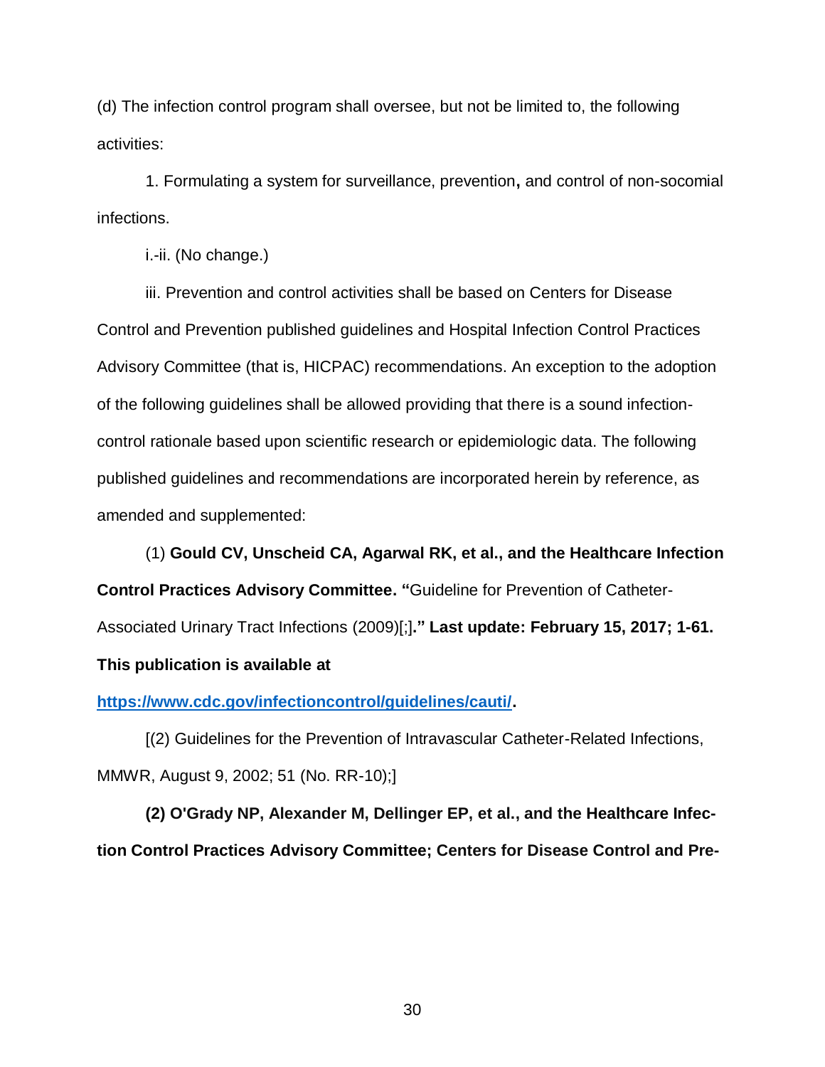(d) The infection control program shall oversee, but not be limited to, the following activities:

1. Formulating a system for surveillance, prevention**,** and control of non-socomial infections.

i.-ii. (No change.)

iii. Prevention and control activities shall be based on Centers for Disease Control and Prevention published guidelines and Hospital Infection Control Practices Advisory Committee (that is, HICPAC) recommendations. An exception to the adoption of the following guidelines shall be allowed providing that there is a sound infection-control rationale based upon scientific research or epidemiologic data. The following published guidelines and recommendations are incorporated herein by reference, as amended and supplemented:

(1) **Gould CV, Unscheid CA, Agarwal RK, et al., and the Healthcare Infection Control Practices Advisory Committee. "**Guideline for Prevention of Catheter-Associated Urinary Tract Infections (2009)[;]**." Last update: February 15, 2017; 1-61. This publication is available at https://www.cdc.gov/infectioncontrol/guidelines/cauti/.**

[(2) Guidelines for the Prevention of Intravascular Catheter-Related Infections, MMWR, August 9, 2002; 51 (No. RR-10);]

**(2) O'Grady NP, Alexander M, Dellinger EP, et al., and the Healthcare Infection Control Practices Advisory Committee; Centers for Disease Control and Pre-**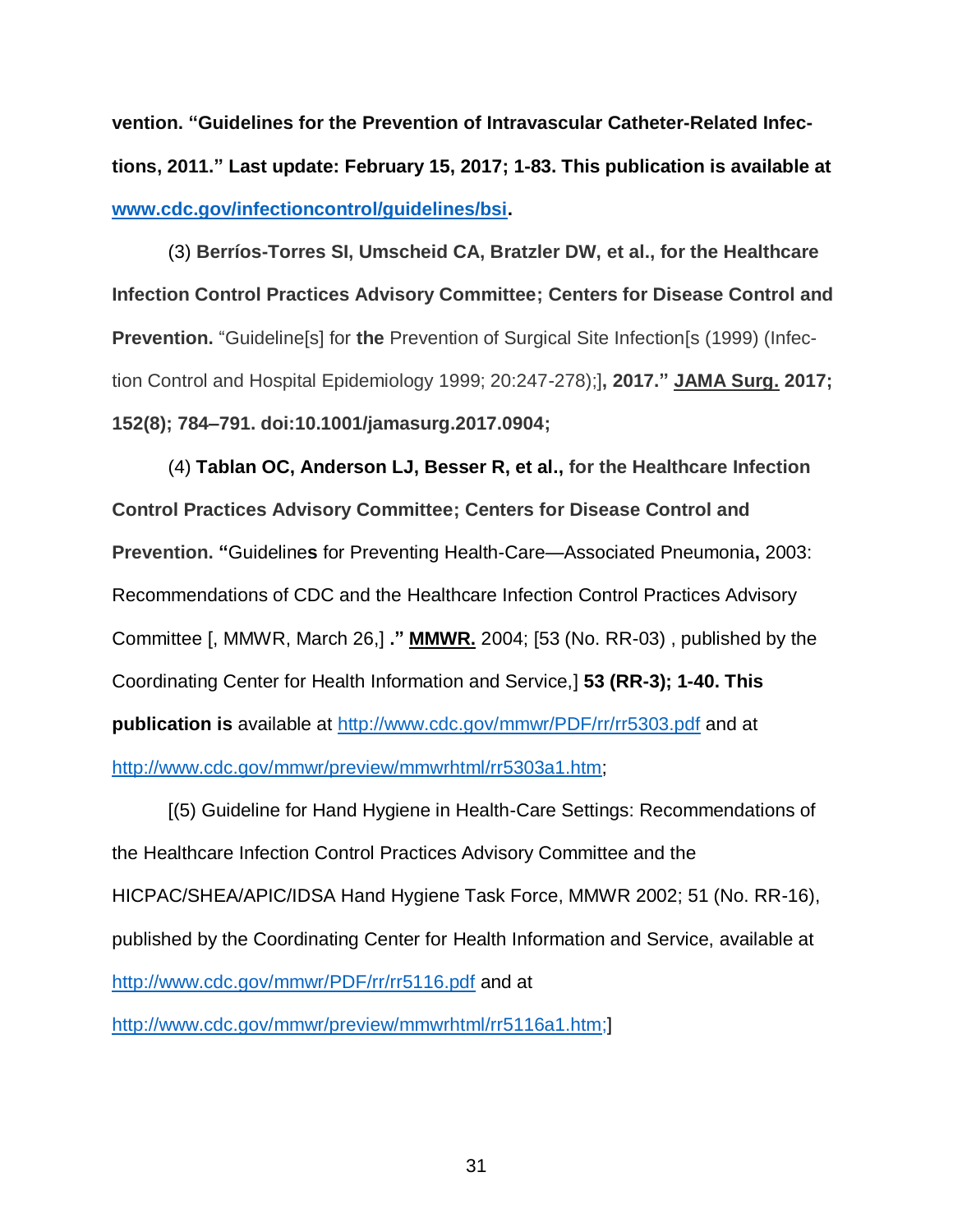**vention. "Guidelines for the Prevention of Intravascular Catheter-Related Infections, 2011." Last update: February 15, 2017; 1-83. This publication is available at [www.cdc.gov/infectioncontrol/guidelines/bsi](www.cdc.gov/infectioncontrol/guidelines/bsi).**

(3) **Berríos-Torres SI, Umscheid CA, Bratzler DW, et al., for the Healthcare Infection Control Practices Advisory Committee; Centers for Disease Control and Prevention.** "Guideline[s] for **the** Prevention of Surgical Site Infection[s (1999) (Infection Control and Hospital Epidemiology 1999; 20:247-278);]**, 2017." <u>JAMA Surg.</u> 2017; 152(8); 784–791. doi:10.1001/jamasurg.2017.0904;**

(4) **Tablan OC, Anderson LJ, Besser R, et al., for the Healthcare Infection Control Practices Advisory Committee; Centers for Disease Control and Prevention. "**Guideline**s** for Preventing Health-Care—Associated Pneumonia**,** 2003: Recommendations of CDC and the Healthcare Infection Control Practices Advisory Committee [, MMWR, March 26,] **." <u>MMWR.</u>** 2004; [53 (No. RR-03) , published by the Coordinating Center for Health Information and Service,] **53 (RR-3); 1-40. This publication is** available at [http://www.cdc.gov/mmwr/PDF/rr/rr5303.pdf](http://www.cdc.gov/mmwr/PDF/rr/rr5303.pdf) and at [http://www.cdc.gov/mmwr/preview/mmwrhtml/rr5303a1.htm](http://www.cdc.gov/mmwr/preview/mmwrhtml/rr5303a1.htm);

[(5) Guideline for Hand Hygiene in Health-Care Settings: Recommendations of the Healthcare Infection Control Practices Advisory Committee and the HICPAC/SHEA/APIC/IDSA Hand Hygiene Task Force, MMWR 2002; 51 (No. RR-16), published by the Coordinating Center for Health Information and Service, available at [http://www.cdc.gov/mmwr/PDF/rr/rr5116.pdf](http://www.cdc.gov/mmwr/PDF/rr/rr5116.pdf) and at [http://www.cdc.gov/mmwr/preview/mmwrhtml/rr5116a1.htm;](http://www.cdc.gov/mmwr/preview/mmwrhtml/rr5116a1.htm)]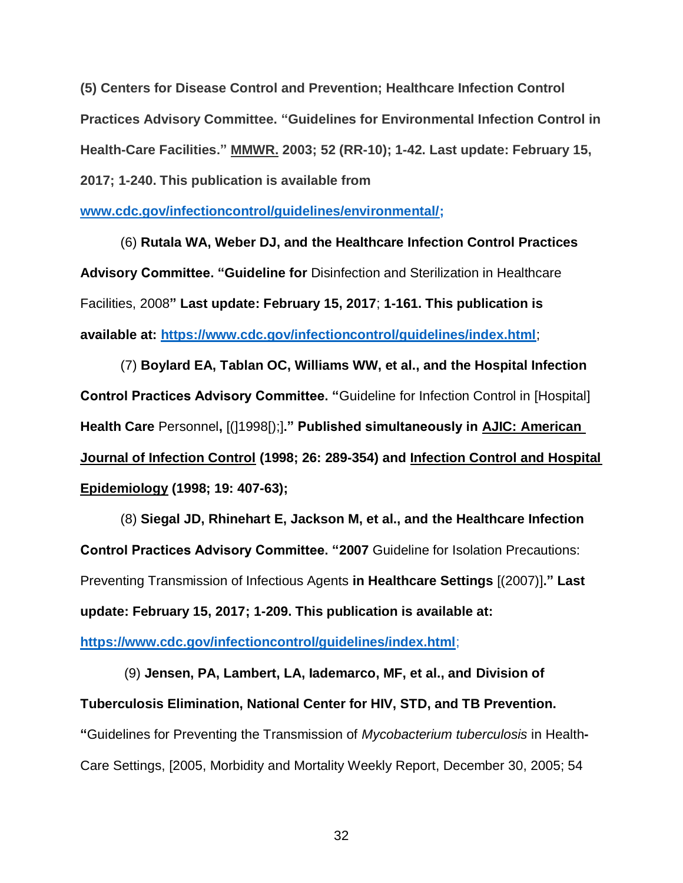**(5) Centers for Disease Control and Prevention; Healthcare Infection Control Practices Advisory Committee. "Guidelines for Environmental Infection Control in Health-Care Facilities." MMWR. 2003; 52 (RR-10); 1-42. Last update: February 15, 2017; 1-240. This publication is available from [www.cdc.gov/infectioncontrol/guidelines/environmental/;](www.cdc.gov/infectioncontrol/guidelines/environmental/)**

(6) **Rutala WA, Weber DJ, and the Healthcare Infection Control Practices Advisory Committee. "Guideline for** Disinfection and Sterilization in Healthcare Facilities, 2008**" Last update: February 15, 2017**; **1-161. This publication is available at: [https://www.cdc.gov/infectioncontrol/guidelines/index.html](https://www.cdc.gov/infectioncontrol/guidelines/index.html)**;

(7) **Boylard EA, Tablan OC, Williams WW, et al., and the Hospital Infection Control Practices Advisory Committee. "**Guideline for Infection Control in [Hospital] **Health Care** Personnel**,** [(]1998[);]**." Published simultaneously in AJIC: American Journal of Infection Control (1998; 26: 289-354) and Infection Control and Hospital Epidemiology (1998; 19: 407-63);**

(8) **Siegal JD, Rhinehart E, Jackson M, et al., and the Healthcare Infection Control Practices Advisory Committee. "2007** Guideline for Isolation Precautions: Preventing Transmission of Infectious Agents **in Healthcare Settings** [(2007)]**." Last update: February 15, 2017; 1-209. This publication is available at: [https://www.cdc.gov/infectioncontrol/guidelines/index.html](https://www.cdc.gov/infectioncontrol/guidelines/index.html)**;

(9) **Jensen, PA, Lambert, LA, Iademarco, MF, et al., and Division of Tuberculosis Elimination, National Center for HIV, STD, and TB Prevention. "**Guidelines for Preventing the Transmission of *Mycobacterium tuberculosis* in Health**-**Care Settings, [2005, Morbidity and Mortality Weekly Report, December 30, 2005; 54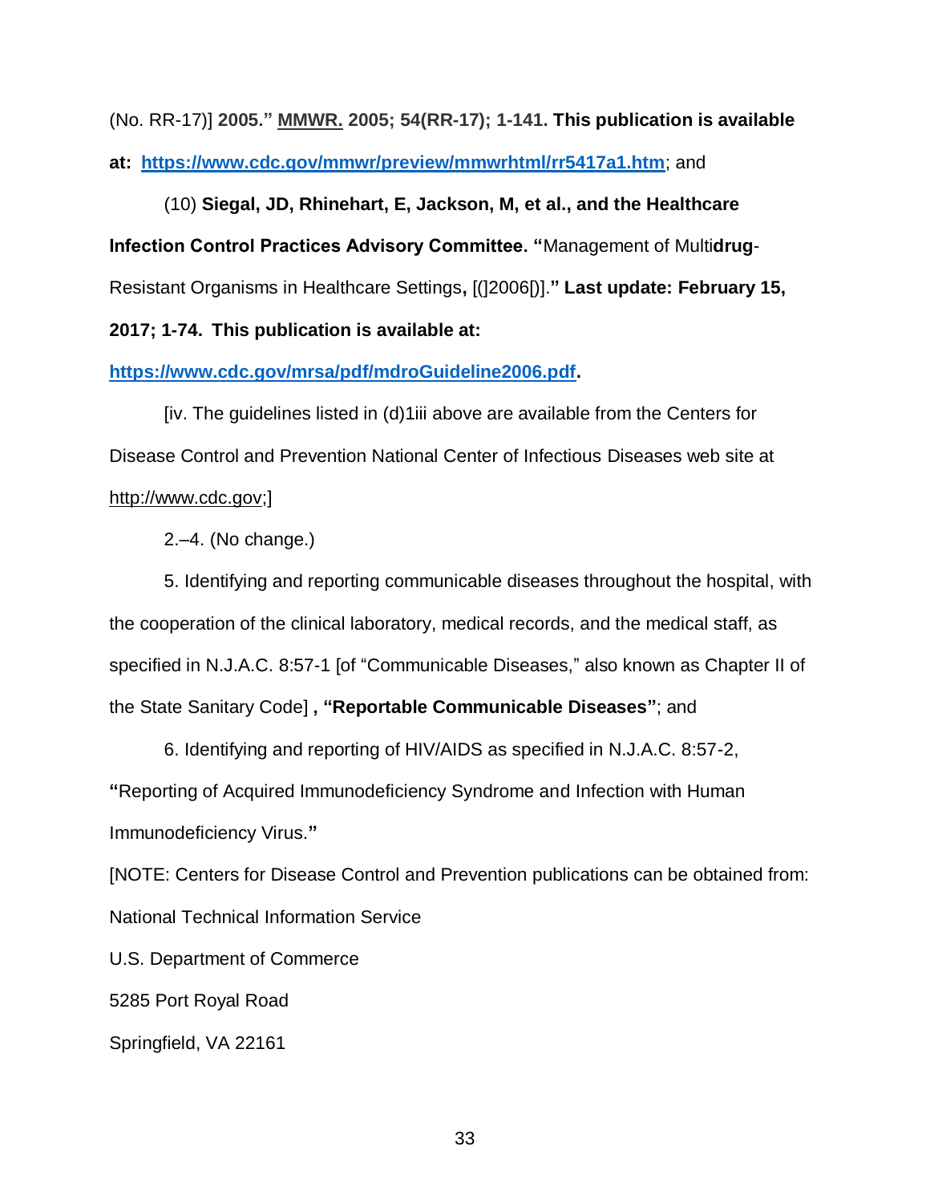(No. RR-17)] **2005."** MMWR. **2005; 54(RR-17); 1-141. This publication is available at: [https://www.cdc.gov/mmwr/preview/mmwrhtml/rr5417a1.htm](https://www.cdc.gov/mmwr/preview/mmwrhtml/rr5417a1.htm)**; and

(10) **Siegal, JD, Rhinehart, E, Jackson, M, et al., and the Healthcare Infection Control Practices Advisory Committee. "**Management of Multi**drug**-Resistant Organisms in Healthcare Settings**,** [(]2006[)]**." Last update: February 15, 2017; 1-74. This publication is available at: [https://www.cdc.gov/mrsa/pdf/mdroGuideline2006.pdf](https://www.cdc.gov/mrsa/pdf/mdroGuideline2006.pdf).**

[iv. The guidelines listed in (d)1iii above are available from the Centers for Disease Control and Prevention National Center of Infectious Diseases web site at http://www.cdc.gov;]

2.–4. (No change.)

5. Identifying and reporting communicable diseases throughout the hospital, with the cooperation of the clinical laboratory, medical records, and the medical staff, as specified in N.J.A.C. 8:57-1 [of "Communicable Diseases," also known as Chapter II of the State Sanitary Code] **, "Reportable Communicable Diseases"**; and

6. Identifying and reporting of HIV/AIDS as specified in N.J.A.C. 8:57-2, **"**Reporting of Acquired Immunodeficiency Syndrome and Infection with Human Immunodeficiency Virus.**"**

[NOTE: Centers for Disease Control and Prevention publications can be obtained from:

National Technical Information Service

U.S. Department of Commerce

5285 Port Royal Road

Springfield, VA 22161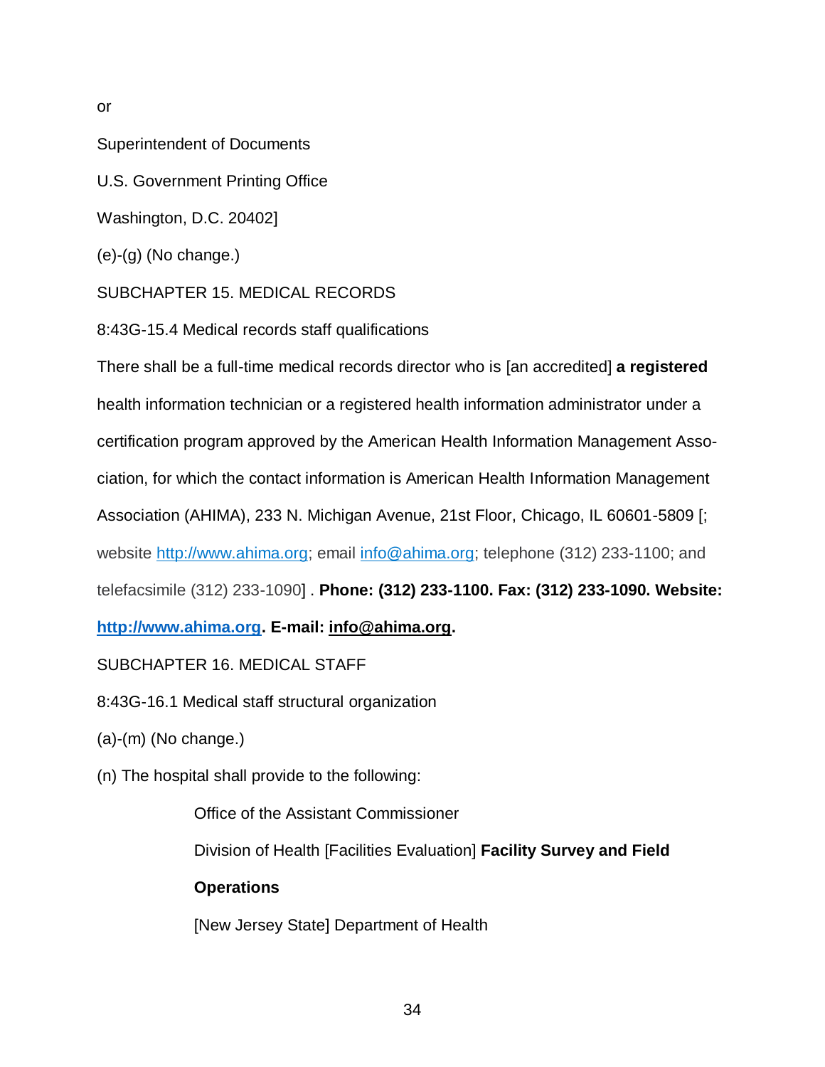or

Superintendent of Documents

U.S. Government Printing Office

Washington, D.C. 20402]

(e)-(g) (No change.)

SUBCHAPTER 15. MEDICAL RECORDS

8:43G-15.4 Medical records staff qualifications

There shall be a full-time medical records director who is [an accredited] **a registered** health information technician or a registered health information administrator under a certification program approved by the American Health Information Management Association, for which the contact information is American Health Information Management Association (AHIMA), 233 N. Michigan Avenue, 21st Floor, Chicago, IL 60601-5809 [; website http://www.ahima.org; email info@ahima.org; telephone (312) 233-1100; and telefacsimile (312) 233-1090] . **Phone: (312) 233-1100. Fax: (312) 233-1090. Website: http://www.ahima.org. E-mail: info@ahima.org.**

SUBCHAPTER 16. MEDICAL STAFF

8:43G-16.1 Medical staff structural organization

(a)-(m) (No change.)

(n) The hospital shall provide to the following:

Office of the Assistant Commissioner

Division of Health [Facilities Evaluation] **Facility Survey and Field Operations**

[New Jersey State] Department of Health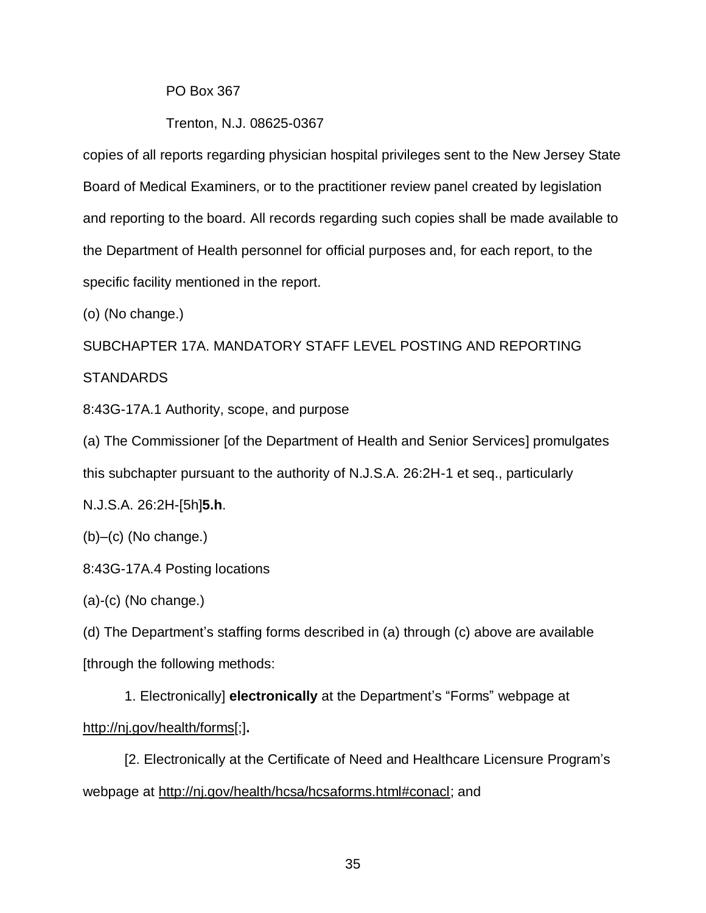PO Box 367

Trenton, N.J. 08625-0367

copies of all reports regarding physician hospital privileges sent to the New Jersey State Board of Medical Examiners, or to the practitioner review panel created by legislation and reporting to the board. All records regarding such copies shall be made available to the Department of Health personnel for official purposes and, for each report, to the specific facility mentioned in the report.

(o) (No change.)

SUBCHAPTER 17A. MANDATORY STAFF LEVEL POSTING AND REPORTING STANDARDS

8:43G-17A.1 Authority, scope, and purpose

(a) The Commissioner [of the Department of Health and Senior Services] promulgates this subchapter pursuant to the authority of N.J.S.A. 26:2H-1 et seq., particularly N.J.S.A. 26:2H-[5h]**5.h**.

(b)–(c) (No change.)

8:43G-17A.4 Posting locations

(a)-(c) (No change.)

(d) The Department's staffing forms described in (a) through (c) above are available [through the following methods:

1. Electronically] **electronically** at the Department's "Forms" webpage at http://nj.gov/health/forms[;]**.**

[2. Electronically at the Certificate of Need and Healthcare Licensure Program's webpage at http://nj.gov/health/hcsa/hcsaforms.html#conacl; and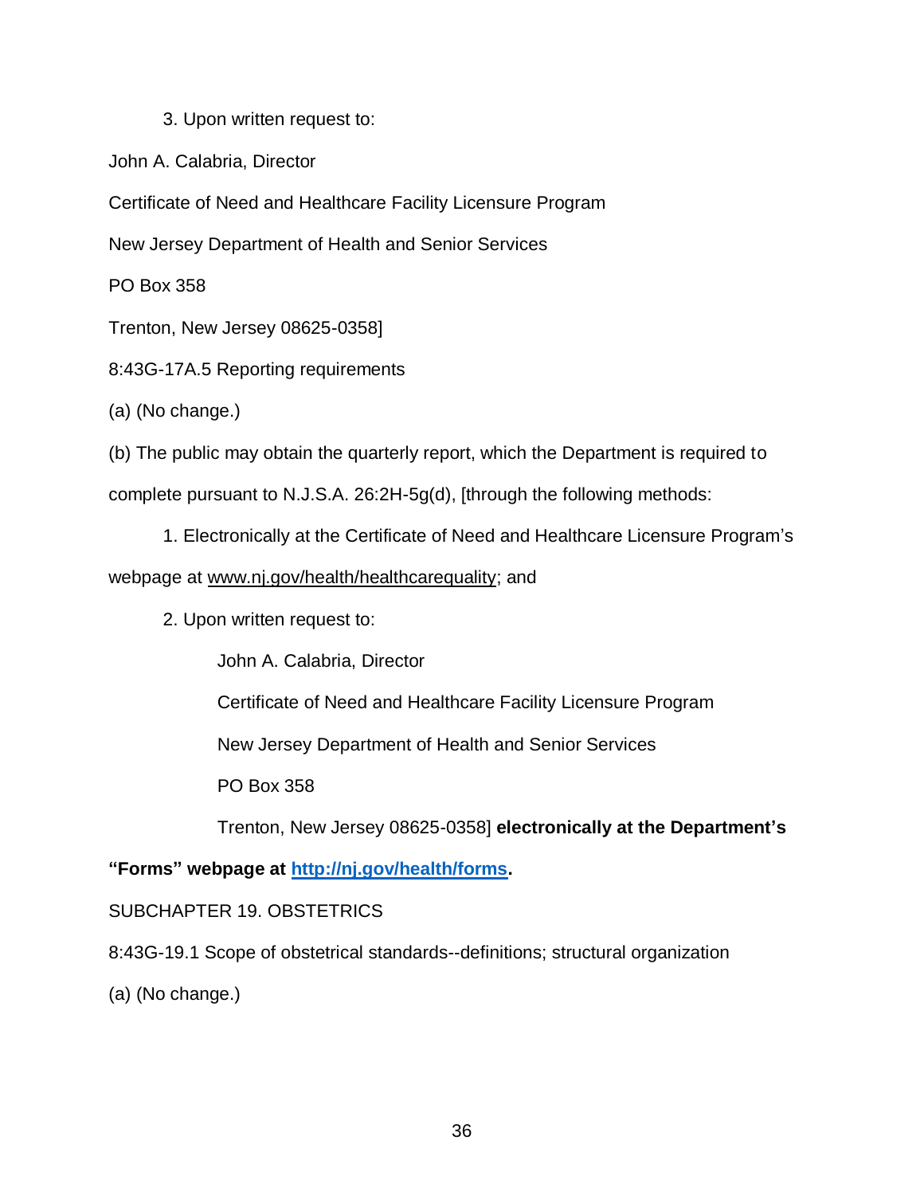3. Upon written request to:

John A. Calabria, Director

Certificate of Need and Healthcare Facility Licensure Program

New Jersey Department of Health and Senior Services

PO Box 358

Trenton, New Jersey 08625-0358]

8:43G-17A.5 Reporting requirements

(a) (No change.)

(b) The public may obtain the quarterly report, which the Department is required to complete pursuant to N.J.S.A. 26:2H-5g(d), [through the following methods:

1. Electronically at the Certificate of Need and Healthcare Licensure Program's webpage at www.nj.gov/health/healthcarequality; and

2. Upon written request to:

John A. Calabria, Director

Certificate of Need and Healthcare Facility Licensure Program

New Jersey Department of Health and Senior Services

PO Box 358

Trenton, New Jersey 08625-0358] **electronically at the Department's "Forms" webpage at http://nj.gov/health/forms.**

SUBCHAPTER 19. OBSTETRICS

8:43G-19.1 Scope of obstetrical standards--definitions; structural organization

(a) (No change.)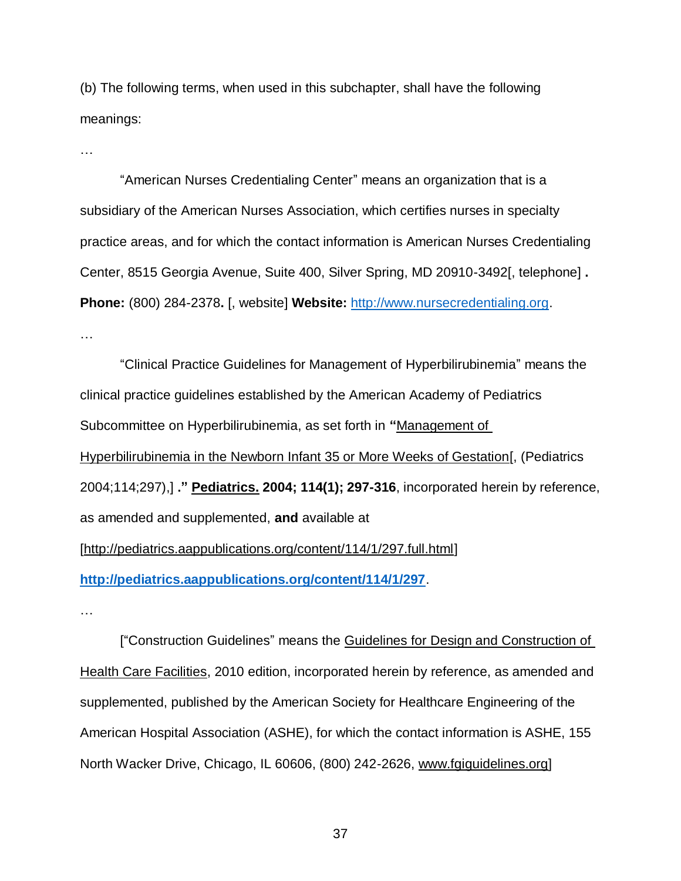(b) The following terms, when used in this subchapter, shall have the following meanings:

…

“American Nurses Credentialing Center” means an organization that is a subsidiary of the American Nurses Association, which certifies nurses in specialty practice areas, and for which the contact information is American Nurses Credentialing Center, 8515 Georgia Avenue, Suite 400, Silver Spring, MD 20910-3492[, telephone] **. Phone:** (800) 284-2378**.** [, website] **Website:** http://www.nursecredentialing.org.

…

“Clinical Practice Guidelines for Management of Hyperbilirubinemia” means the clinical practice guidelines established by the American Academy of Pediatrics Subcommittee on Hyperbilirubinemia, as set forth in **“**Management of Hyperbilirubinemia in the Newborn Infant 35 or More Weeks of Gestation[, (Pediatrics 2004;114;297),] **.” Pediatrics. 2004; 114(1); 297-316**, incorporated herein by reference, as amended and supplemented, **and** available at [http://pediatrics.aappublications.org/content/114/1/297.full.html] **http://pediatrics.aappublications.org/content/114/1/297**.

…

[“Construction Guidelines” means the Guidelines for Design and Construction of Health Care Facilities, 2010 edition, incorporated herein by reference, as amended and supplemented, published by the American Society for Healthcare Engineering of the American Hospital Association (ASHE), for which the contact information is ASHE, 155 North Wacker Drive, Chicago, IL 60606, (800) 242-2626, www.fgiguidelines.org]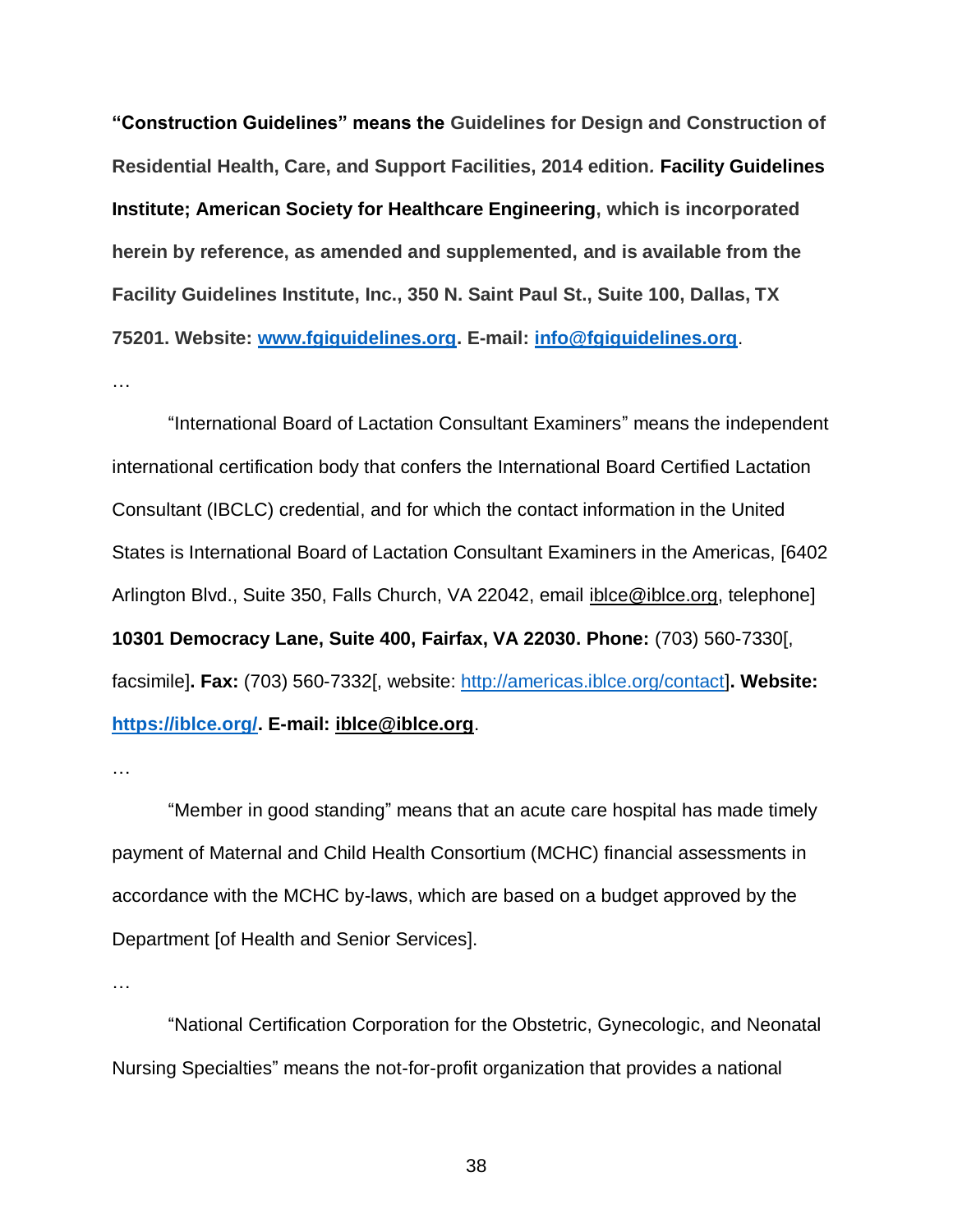**"Construction Guidelines" means the Guidelines for Design and Construction of Residential Health, Care, and Support Facilities, 2014 edition. Facility Guidelines Institute; American Society for Healthcare Engineering, which is incorporated herein by reference, as amended and supplemented, and is available from the Facility Guidelines Institute, Inc., 350 N. Saint Paul St., Suite 100, Dallas, TX 75201. Website: www.fgiguidelines.org. E-mail: info@fgiguidelines.org**.

…

"International Board of Lactation Consultant Examiners" means the independent international certification body that confers the International Board Certified Lactation Consultant (IBCLC) credential, and for which the contact information in the United States is International Board of Lactation Consultant Examiners in the Americas, [6402 Arlington Blvd., Suite 350, Falls Church, VA 22042, email iblce@iblce.org, telephone] **10301 Democracy Lane, Suite 400, Fairfax, VA 22030. Phone:** (703) 560-7330[, facsimile]**. Fax:** (703) 560-7332[, website: http://americas.iblce.org/contact]**. Website: https://iblce.org/. E-mail: iblce@iblce.org**.

…

"Member in good standing" means that an acute care hospital has made timely payment of Maternal and Child Health Consortium (MCHC) financial assessments in accordance with the MCHC by-laws, which are based on a budget approved by the Department [of Health and Senior Services].

…

"National Certification Corporation for the Obstetric, Gynecologic, and Neonatal Nursing Specialties" means the not-for-profit organization that provides a national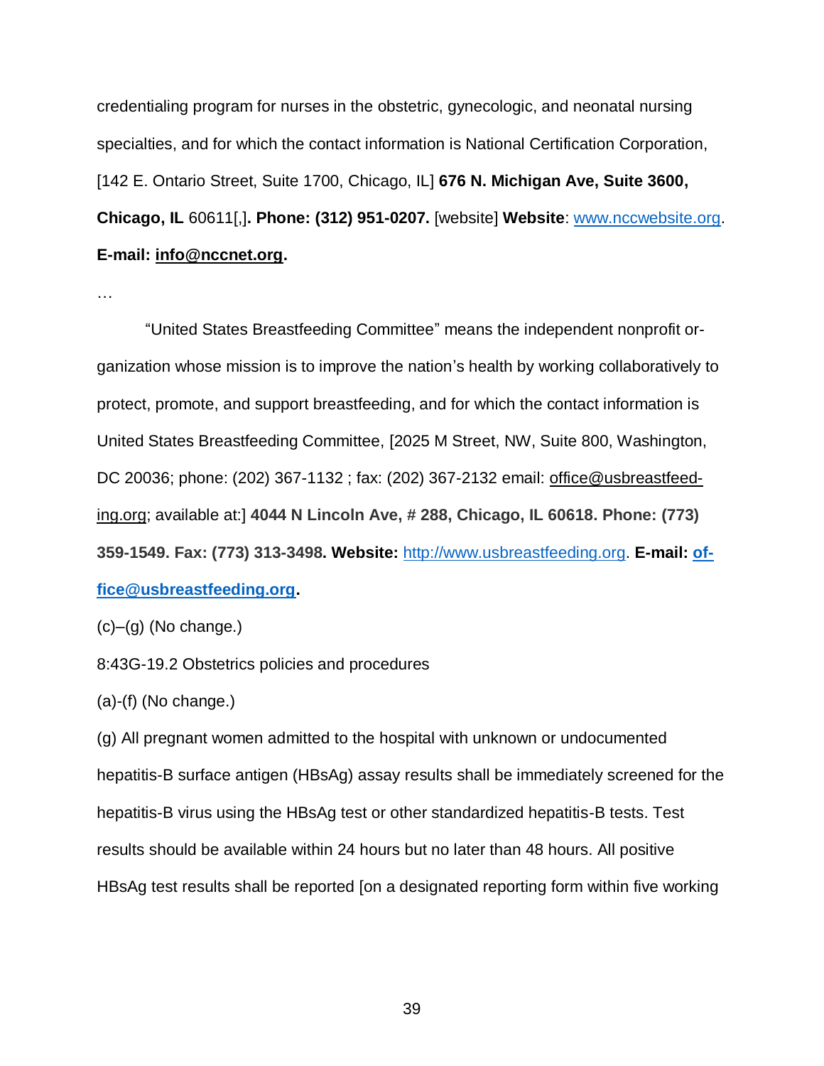credentialing program for nurses in the obstetric, gynecologic, and neonatal nursing specialties, and for which the contact information is National Certification Corporation, [142 E. Ontario Street, Suite 1700, Chicago, IL] **676 N. Michigan Ave, Suite 3600, Chicago, IL** 60611[,]**. Phone: (312) 951-0207.** [website] **Website**: www.nccwebsite.org. **E-mail: info@nccnet.org.**

…

"United States Breastfeeding Committee" means the independent nonprofit organization whose mission is to improve the nation's health by working collaboratively to protect, promote, and support breastfeeding, and for which the contact information is United States Breastfeeding Committee, [2025 M Street, NW, Suite 800, Washington, DC 20036; phone: (202) 367-1132 ; fax: (202) 367-2132 email: office@usbreastfeeding.org; available at:] **4044 N Lincoln Ave, # 288, Chicago, IL 60618. Phone: (773) 359-1549. Fax: (773) 313-3498. Website:** http://www.usbreastfeeding.org. **E-mail: office@usbreastfeeding.org.**

(c)–(g) (No change.)

8:43G-19.2 Obstetrics policies and procedures

(a)-(f) (No change.)

(g) All pregnant women admitted to the hospital with unknown or undocumented hepatitis-B surface antigen (HBsAg) assay results shall be immediately screened for the hepatitis-B virus using the HBsAg test or other standardized hepatitis-B tests. Test results should be available within 24 hours but no later than 48 hours. All positive HBsAg test results shall be reported [on a designated reporting form within five working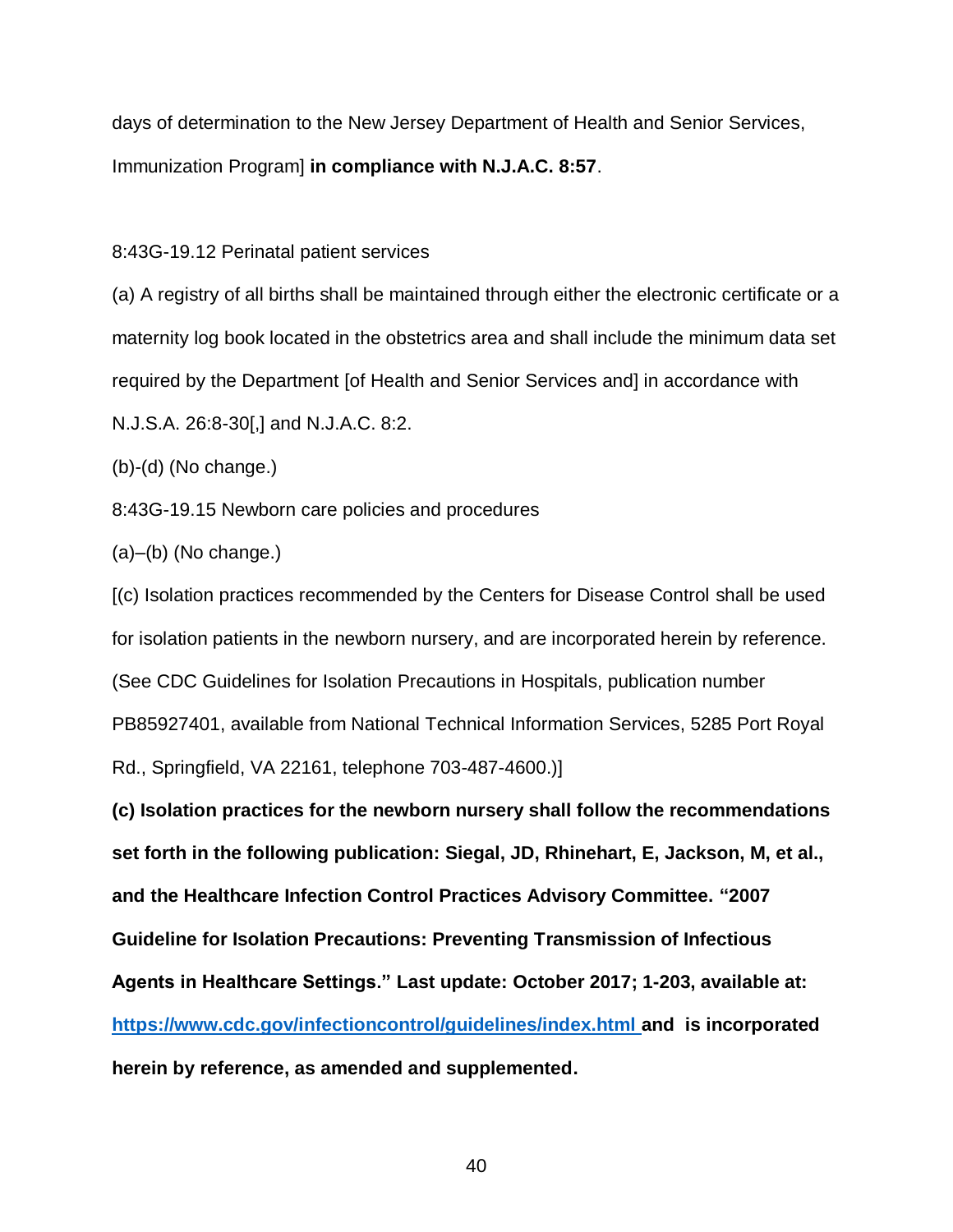days of determination to the New Jersey Department of Health and Senior Services, Immunization Program] **in compliance with N.J.A.C. 8:57**.

8:43G-19.12 Perinatal patient services

(a) A registry of all births shall be maintained through either the electronic certificate or a maternity log book located in the obstetrics area and shall include the minimum data set required by the Department [of Health and Senior Services and] in accordance with N.J.S.A. 26:8-30[,] and N.J.A.C. 8:2.

(b)-(d) (No change.)

8:43G-19.15 Newborn care policies and procedures

(a)–(b) (No change.)

[(c) Isolation practices recommended by the Centers for Disease Control shall be used for isolation patients in the newborn nursery, and are incorporated herein by reference. (See CDC Guidelines for Isolation Precautions in Hospitals, publication number PB85927401, available from National Technical Information Services, 5285 Port Royal Rd., Springfield, VA 22161, telephone 703-487-4600.)]

**(c) Isolation practices for the newborn nursery shall follow the recommendations set forth in the following publication: Siegal, JD, Rhinehart, E, Jackson, M, et al., and the Healthcare Infection Control Practices Advisory Committee. "2007 Guideline for Isolation Precautions: Preventing Transmission of Infectious Agents in Healthcare Settings." Last update: October 2017; 1-203, available at: https://www.cdc.gov/infectioncontrol/guidelines/index.html and is incorporated herein by reference, as amended and supplemented.**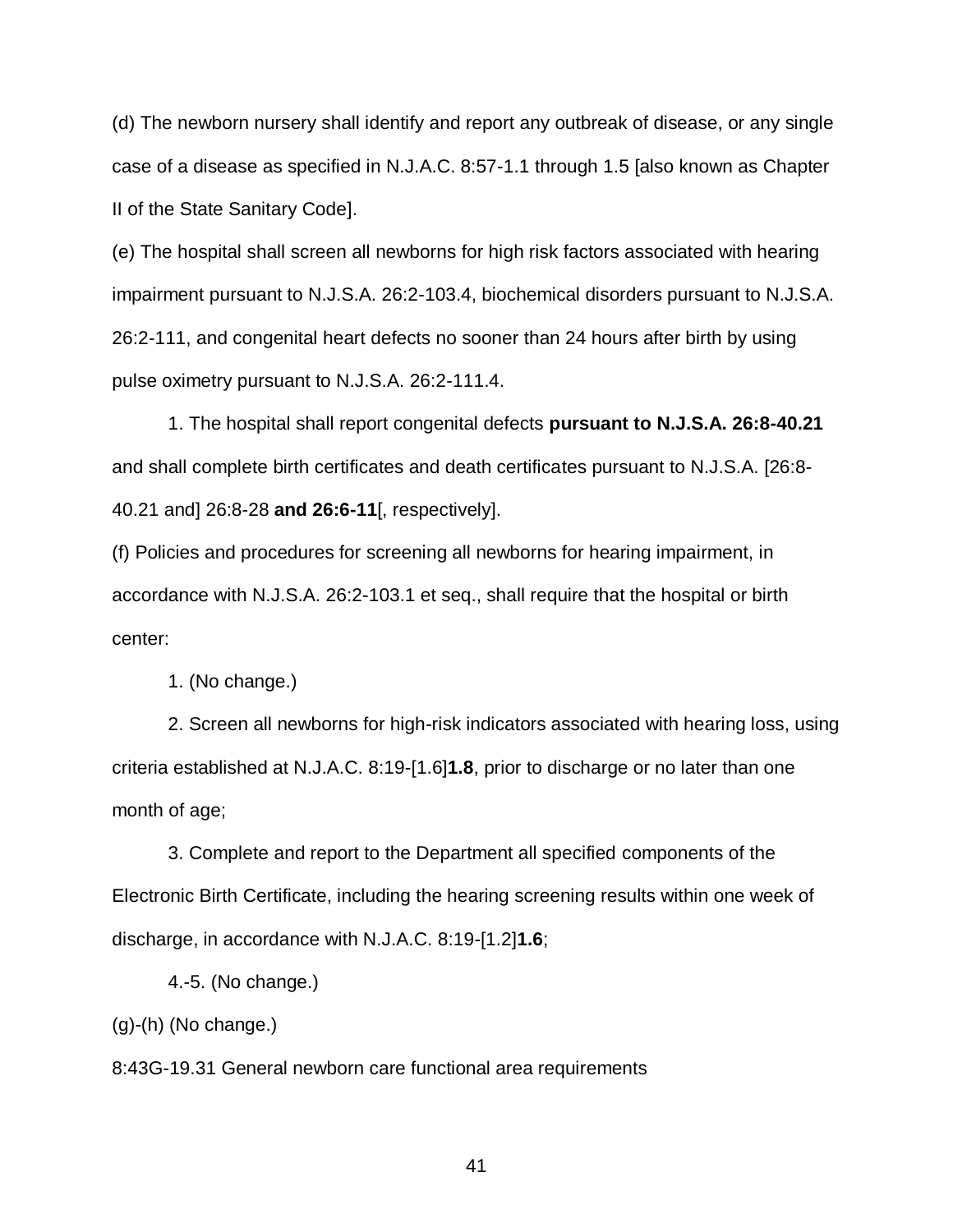(d) The newborn nursery shall identify and report any outbreak of disease, or any single case of a disease as specified in N.J.A.C. 8:57-1.1 through 1.5 [also known as Chapter II of the State Sanitary Code].

(e) The hospital shall screen all newborns for high risk factors associated with hearing impairment pursuant to N.J.S.A. 26:2-103.4, biochemical disorders pursuant to N.J.S.A. 26:2-111, and congenital heart defects no sooner than 24 hours after birth by using pulse oximetry pursuant to N.J.S.A. 26:2-111.4.

1. The hospital shall report congenital defects **pursuant to N.J.S.A. 26:8-40.21** and shall complete birth certificates and death certificates pursuant to N.J.S.A. [26:8-40.21 and] 26:8-28 **and 26:6-11**[, respectively].

(f) Policies and procedures for screening all newborns for hearing impairment, in accordance with N.J.S.A. 26:2-103.1 et seq., shall require that the hospital or birth center:

1. (No change.)

2. Screen all newborns for high-risk indicators associated with hearing loss, using criteria established at N.J.A.C. 8:19-[1.6]**1.8**, prior to discharge or no later than one month of age;

3. Complete and report to the Department all specified components of the Electronic Birth Certificate, including the hearing screening results within one week of discharge, in accordance with N.J.A.C. 8:19-[1.2]**1.6**;

4.-5. (No change.)

(g)-(h) (No change.)

8:43G-19.31 General newborn care functional area requirements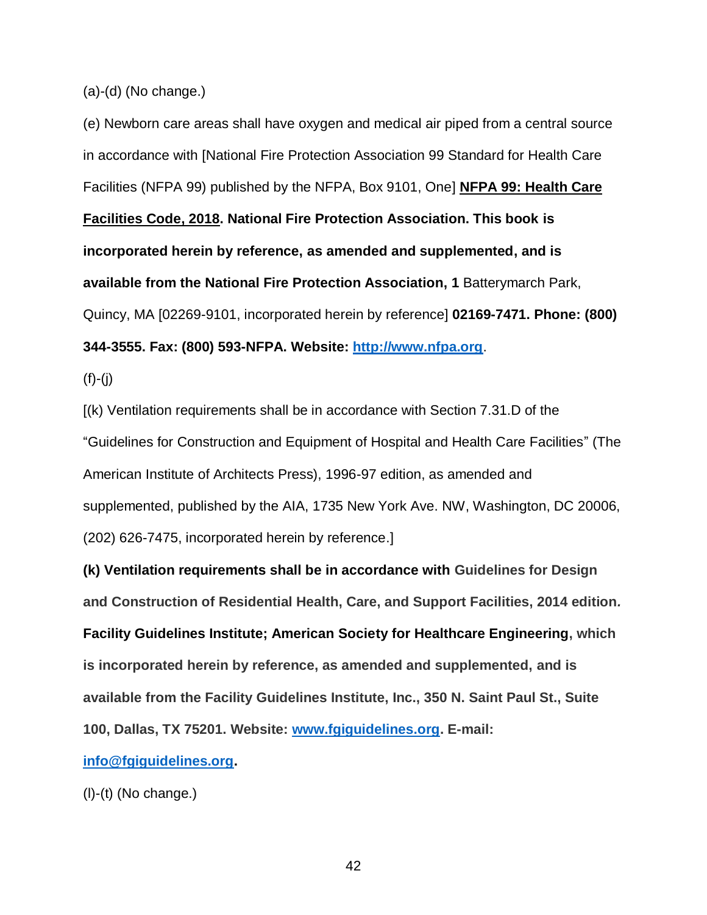(a)-(d) (No change.)

(e) Newborn care areas shall have oxygen and medical air piped from a central source in accordance with [National Fire Protection Association 99 Standard for Health Care Facilities (NFPA 99) published by the NFPA, Box 9101, One] **NFPA 99: Health Care Facilities Code, 2018. National Fire Protection Association. This book is incorporated herein by reference, as amended and supplemented, and is available from the National Fire Protection Association, 1** Batterymarch Park, Quincy, MA [02269-9101, incorporated herein by reference] **02169-7471. Phone: (800) 344-3555. Fax: (800) 593-NFPA. Website: http://www.nfpa.org**.

(f)-(j)

[(k) Ventilation requirements shall be in accordance with Section 7.31.D of the "Guidelines for Construction and Equipment of Hospital and Health Care Facilities" (The American Institute of Architects Press), 1996-97 edition, as amended and supplemented, published by the AIA, 1735 New York Ave. NW, Washington, DC 20006, (202) 626-7475, incorporated herein by reference.]

**(k) Ventilation requirements shall be in accordance with Guidelines for Design and Construction of Residential Health, Care, and Support Facilities, 2014 edition. Facility Guidelines Institute; American Society for Healthcare Engineering, which is incorporated herein by reference, as amended and supplemented, and is available from the Facility Guidelines Institute, Inc., 350 N. Saint Paul St., Suite 100, Dallas, TX 75201. Website: www.fgiguidelines.org. E-mail: info@fgiguidelines.org.**

(l)-(t) (No change.)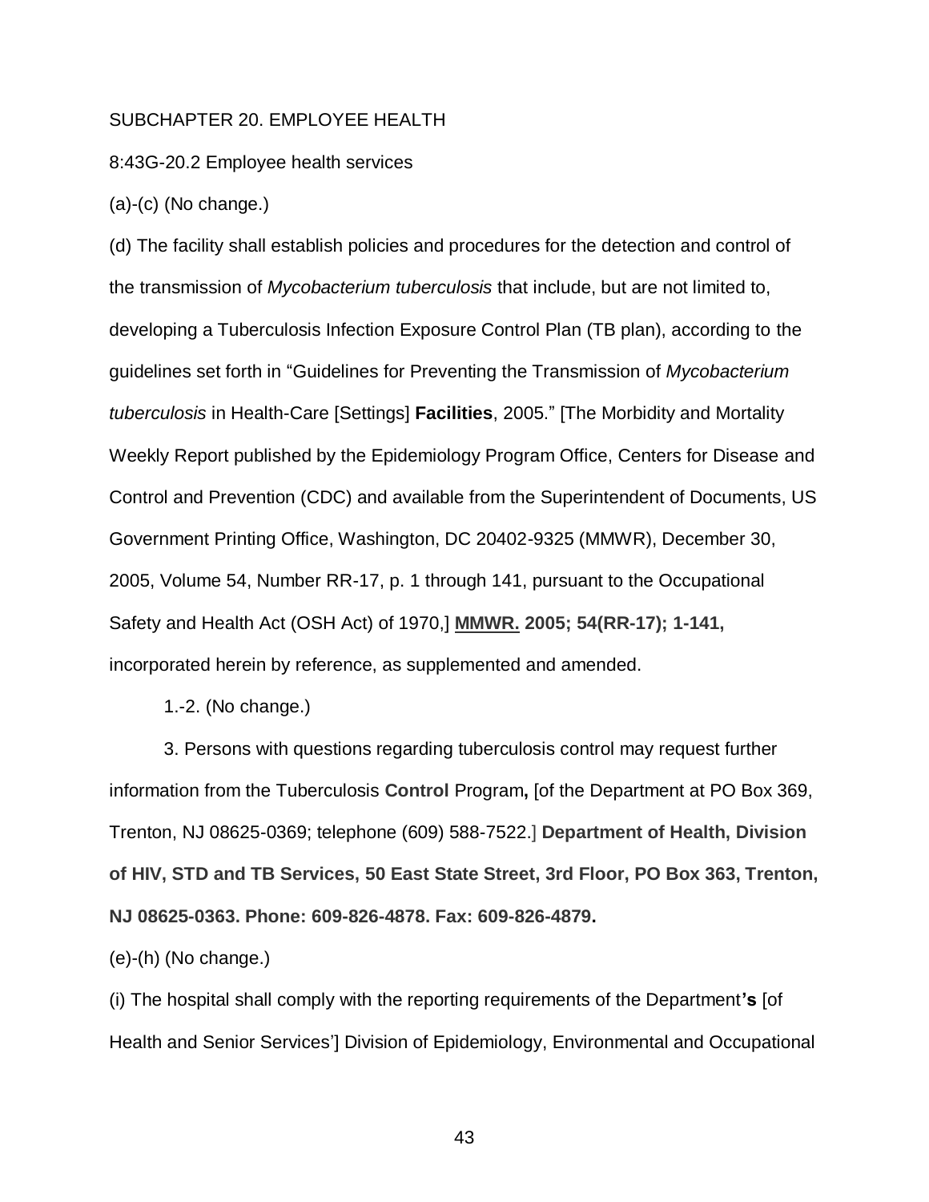SUBCHAPTER 20. EMPLOYEE HEALTH

8:43G-20.2 Employee health services

(a)-(c) (No change.)

(d) The facility shall establish policies and procedures for the detection and control of the transmission of *Mycobacterium tuberculosis* that include, but are not limited to, developing a Tuberculosis Infection Exposure Control Plan (TB plan), according to the guidelines set forth in "Guidelines for Preventing the Transmission of *Mycobacterium tuberculosis* in Health-Care [Settings] **Facilities**, 2005." [The Morbidity and Mortality Weekly Report published by the Epidemiology Program Office, Centers for Disease and Control and Prevention (CDC) and available from the Superintendent of Documents, US Government Printing Office, Washington, DC 20402-9325 (MMWR), December 30, 2005, Volume 54, Number RR-17, p. 1 through 141, pursuant to the Occupational Safety and Health Act (OSH Act) of 1970,] **MMWR. 2005; 54(RR-17); 1-141,** incorporated herein by reference, as supplemented and amended.

1.-2. (No change.)

3. Persons with questions regarding tuberculosis control may request further information from the Tuberculosis **Control** Program**,** [of the Department at PO Box 369, Trenton, NJ 08625-0369; telephone (609) 588-7522.] **Department of Health, Division of HIV, STD and TB Services, 50 East State Street, 3rd Floor, PO Box 363, Trenton, NJ 08625-0363. Phone: 609-826-4878. Fax: 609-826-4879.**

(e)-(h) (No change.)

(i) The hospital shall comply with the reporting requirements of the Department**'s** [of Health and Senior Services'] Division of Epidemiology, Environmental and Occupational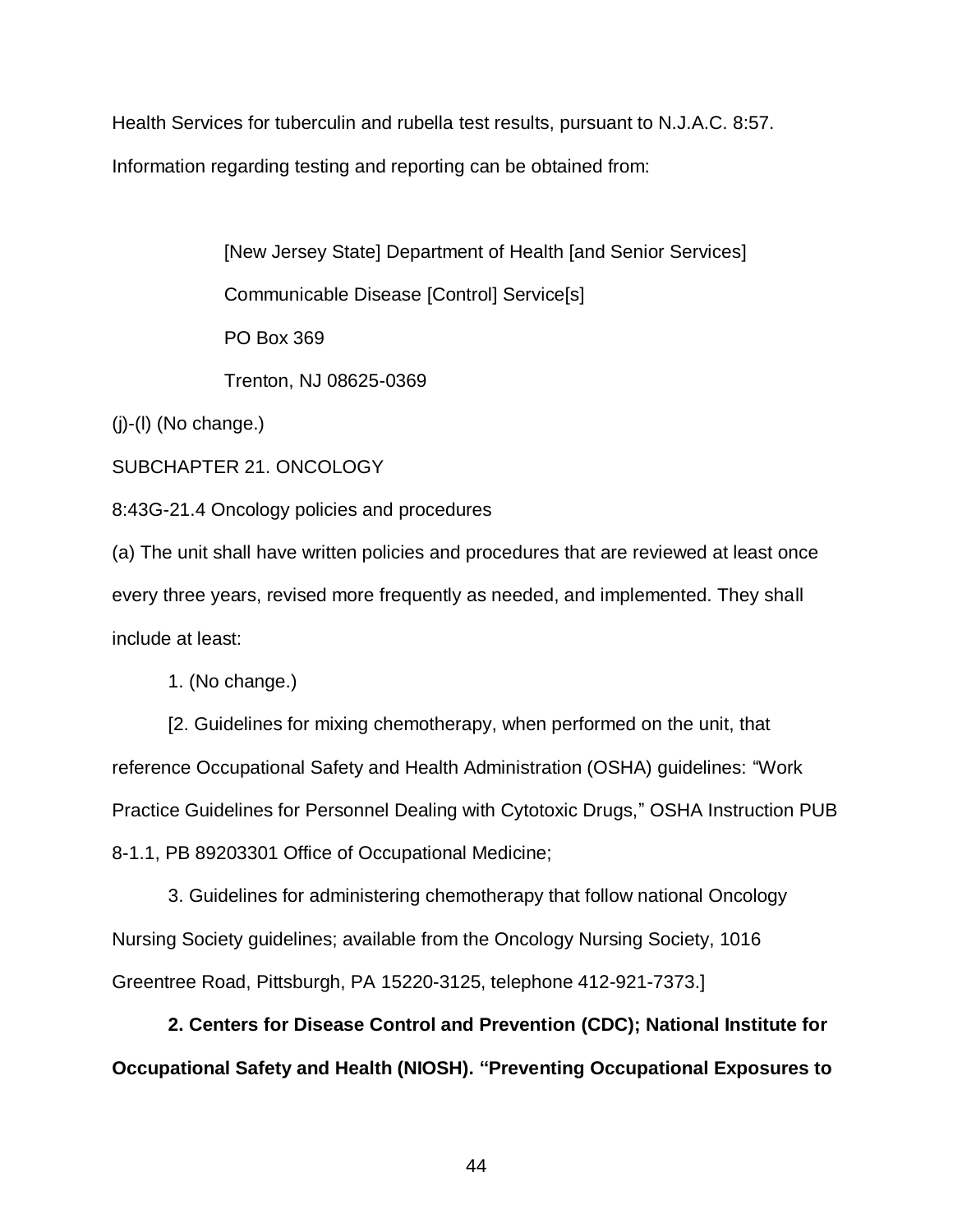Health Services for tuberculin and rubella test results, pursuant to N.J.A.C. 8:57. Information regarding testing and reporting can be obtained from:

> [New Jersey State] Department of Health [and Senior Services]
>
> Communicable Disease [Control] Service[s]
>
> PO Box 369
>
> Trenton, NJ 08625-0369

(j)-(l) (No change.)

SUBCHAPTER 21. ONCOLOGY

8:43G-21.4 Oncology policies and procedures

(a) The unit shall have written policies and procedures that are reviewed at least once every three years, revised more frequently as needed, and implemented. They shall include at least:

1. (No change.)

[2. Guidelines for mixing chemotherapy, when performed on the unit, that reference Occupational Safety and Health Administration (OSHA) guidelines: "Work Practice Guidelines for Personnel Dealing with Cytotoxic Drugs," OSHA Instruction PUB 8-1.1, PB 89203301 Office of Occupational Medicine;

3. Guidelines for administering chemotherapy that follow national Oncology Nursing Society guidelines; available from the Oncology Nursing Society, 1016 Greentree Road, Pittsburgh, PA 15220-3125, telephone 412-921-7373.]

**2. Centers for Disease Control and Prevention (CDC); National Institute for Occupational Safety and Health (NIOSH). "Preventing Occupational Exposures to**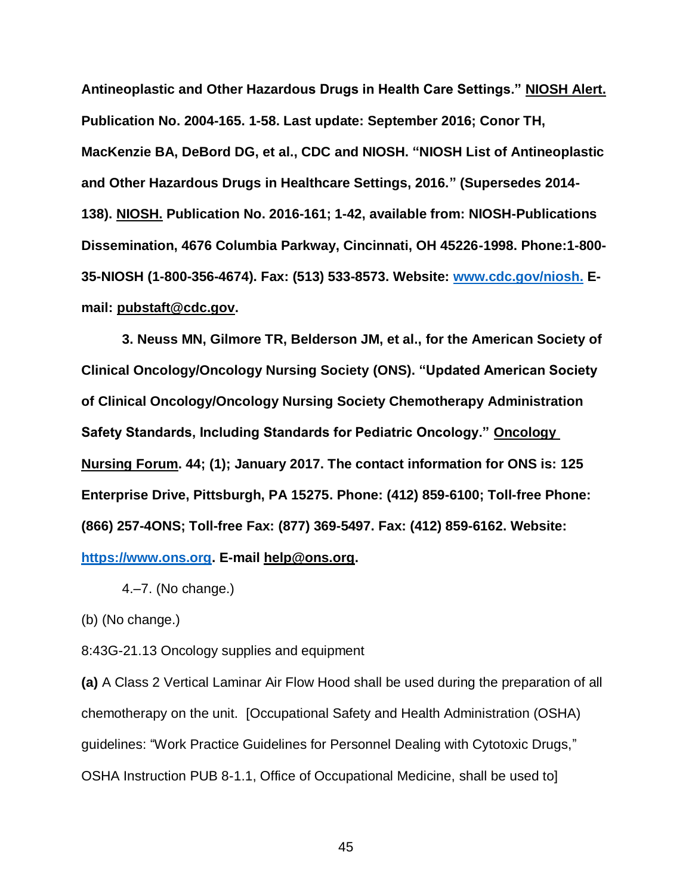**Antineoplastic and Other Hazardous Drugs in Health Care Settings." NIOSH Alert. Publication No. 2004-165. 1-58. Last update: September 2016; Conor TH, MacKenzie BA, DeBord DG, et al., CDC and NIOSH. "NIOSH List of Antineoplastic and Other Hazardous Drugs in Healthcare Settings, 2016." (Supersedes 2014-138). NIOSH. Publication No. 2016-161; 1-42, available from: NIOSH-Publications Dissemination, 4676 Columbia Parkway, Cincinnati, OH 45226-1998. Phone:1-800-35-NIOSH (1-800-356-4674). Fax: (513) 533-8573. Website: www.cdc.gov/niosh. E-mail: pubstaft@cdc.gov.**

**3. Neuss MN, Gilmore TR, Belderson JM, et al., for the American Society of Clinical Oncology/Oncology Nursing Society (ONS). "Updated American Society of Clinical Oncology/Oncology Nursing Society Chemotherapy Administration Safety Standards, Including Standards for Pediatric Oncology." Oncology Nursing Forum. 44; (1); January 2017. The contact information for ONS is: 125 Enterprise Drive, Pittsburgh, PA 15275. Phone: (412) 859-6100; Toll-free Phone: (866) 257-4ONS; Toll-free Fax: (877) 369-5497. Fax: (412) 859-6162. Website: https://www.ons.org. E-mail help@ons.org.**

4.–7. (No change.)

(b) (No change.)

8:43G-21.13 Oncology supplies and equipment

**(a)** A Class 2 Vertical Laminar Air Flow Hood shall be used during the preparation of all chemotherapy on the unit. [Occupational Safety and Health Administration (OSHA) guidelines: "Work Practice Guidelines for Personnel Dealing with Cytotoxic Drugs," OSHA Instruction PUB 8-1.1, Office of Occupational Medicine, shall be used to]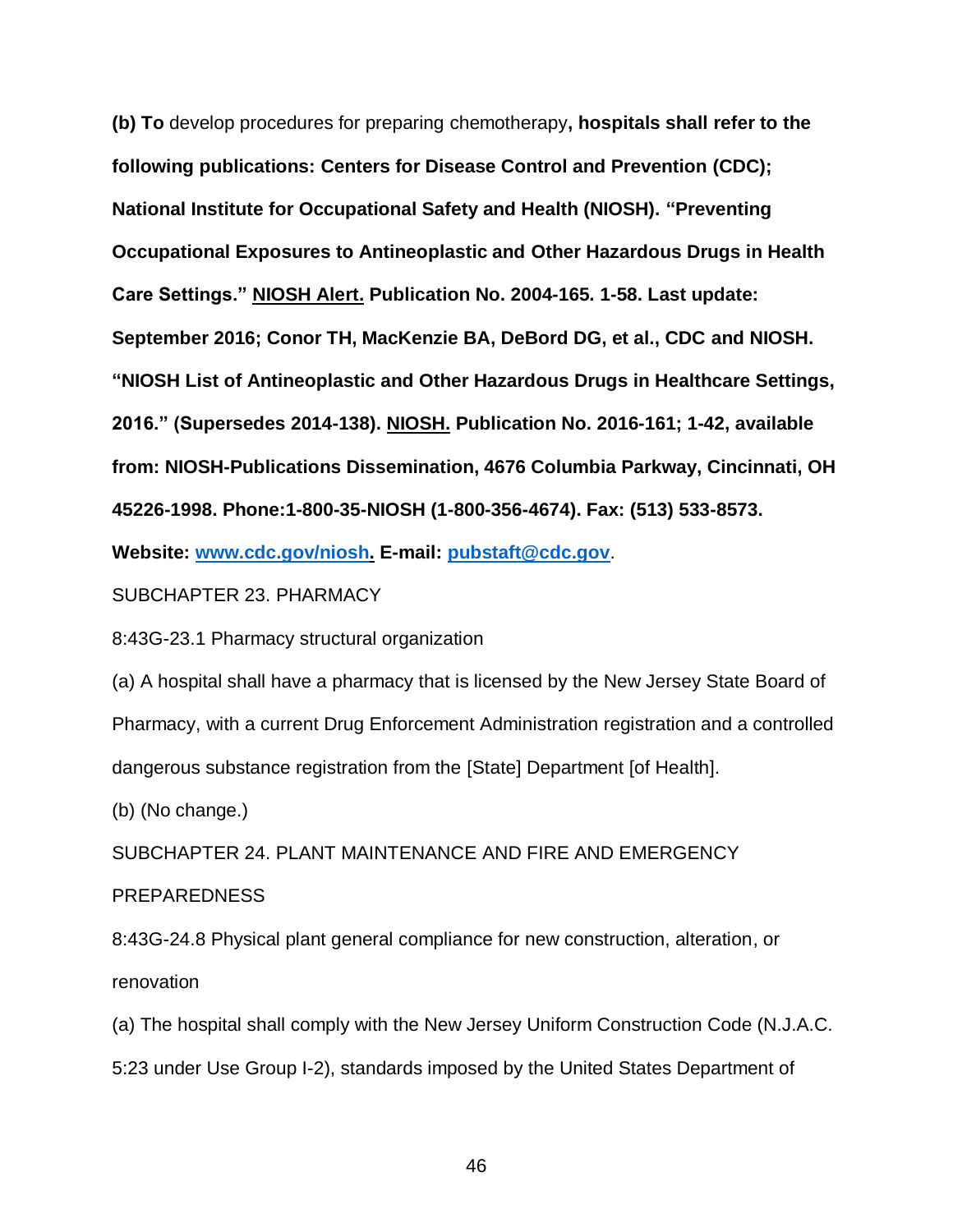**(b) To** develop procedures for preparing chemotherapy**, hospitals shall refer to the following publications: Centers for Disease Control and Prevention (CDC); National Institute for Occupational Safety and Health (NIOSH). "Preventing Occupational Exposures to Antineoplastic and Other Hazardous Drugs in Health Care Settings." <u>NIOSH Alert.</u> Publication No. 2004-165. 1-58. Last update: September 2016; Conor TH, MacKenzie BA, DeBord DG, et al., CDC and NIOSH. "NIOSH List of Antineoplastic and Other Hazardous Drugs in Healthcare Settings, 2016." (Supersedes 2014-138). <u>NIOSH.</u> Publication No. 2016-161; 1-42, available from: NIOSH-Publications Dissemination, 4676 Columbia Parkway, Cincinnati, OH 45226-1998. Phone:1-800-35-NIOSH (1-800-356-4674). Fax: (513) 533-8573. Website: [www.cdc.gov/niosh](http://www.cdc.gov/niosh). E-mail: [pubstaft@cdc.gov](mailto:pubstaft@cdc.gov)**.

SUBCHAPTER 23. PHARMACY

8:43G-23.1 Pharmacy structural organization

(a) A hospital shall have a pharmacy that is licensed by the New Jersey State Board of Pharmacy, with a current Drug Enforcement Administration registration and a controlled dangerous substance registration from the [State] Department [of Health].

(b) (No change.)

SUBCHAPTER 24. PLANT MAINTENANCE AND FIRE AND EMERGENCY PREPAREDNESS

8:43G-24.8 Physical plant general compliance for new construction, alteration, or renovation

(a) The hospital shall comply with the New Jersey Uniform Construction Code (N.J.A.C. 5:23 under Use Group I-2), standards imposed by the United States Department of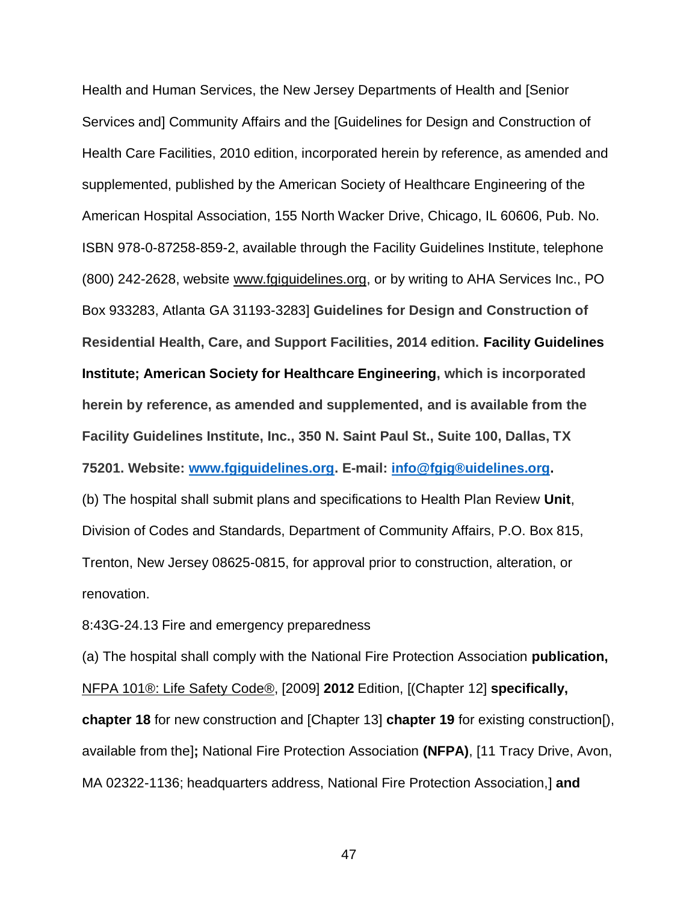Health and Human Services, the New Jersey Departments of Health and [Senior Services and] Community Affairs and the [Guidelines for Design and Construction of Health Care Facilities, 2010 edition, incorporated herein by reference, as amended and supplemented, published by the American Society of Healthcare Engineering of the American Hospital Association, 155 North Wacker Drive, Chicago, IL 60606, Pub. No. ISBN 978-0-87258-859-2, available through the Facility Guidelines Institute, telephone (800) 242-2628, website www.fgiguidelines.org, or by writing to AHA Services Inc., PO Box 933283, Atlanta GA 31193-3283] **Guidelines for Design and Construction of Residential Health, Care, and Support Facilities, 2014 edition. Facility Guidelines Institute; American Society for Healthcare Engineering, which is incorporated herein by reference, as amended and supplemented, and is available from the Facility Guidelines Institute, Inc., 350 N. Saint Paul St., Suite 100, Dallas, TX 75201. Website: www.fgiguidelines.org. E-mail: info@fgig®uidelines.org.**

(b) The hospital shall submit plans and specifications to Health Plan Review **Unit**, Division of Codes and Standards, Department of Community Affairs, P.O. Box 815, Trenton, New Jersey 08625-0815, for approval prior to construction, alteration, or renovation.

8:43G-24.13 Fire and emergency preparedness

(a) The hospital shall comply with the National Fire Protection Association **publication,** NFPA 101®: Life Safety Code®, [2009] **2012** Edition, [(Chapter 12] **specifically, chapter 18** for new construction and [Chapter 13] **chapter 19** for existing construction[), available from the]**;** National Fire Protection Association **(NFPA)**, [11 Tracy Drive, Avon, MA 02322-1136; headquarters address, National Fire Protection Association,] **and**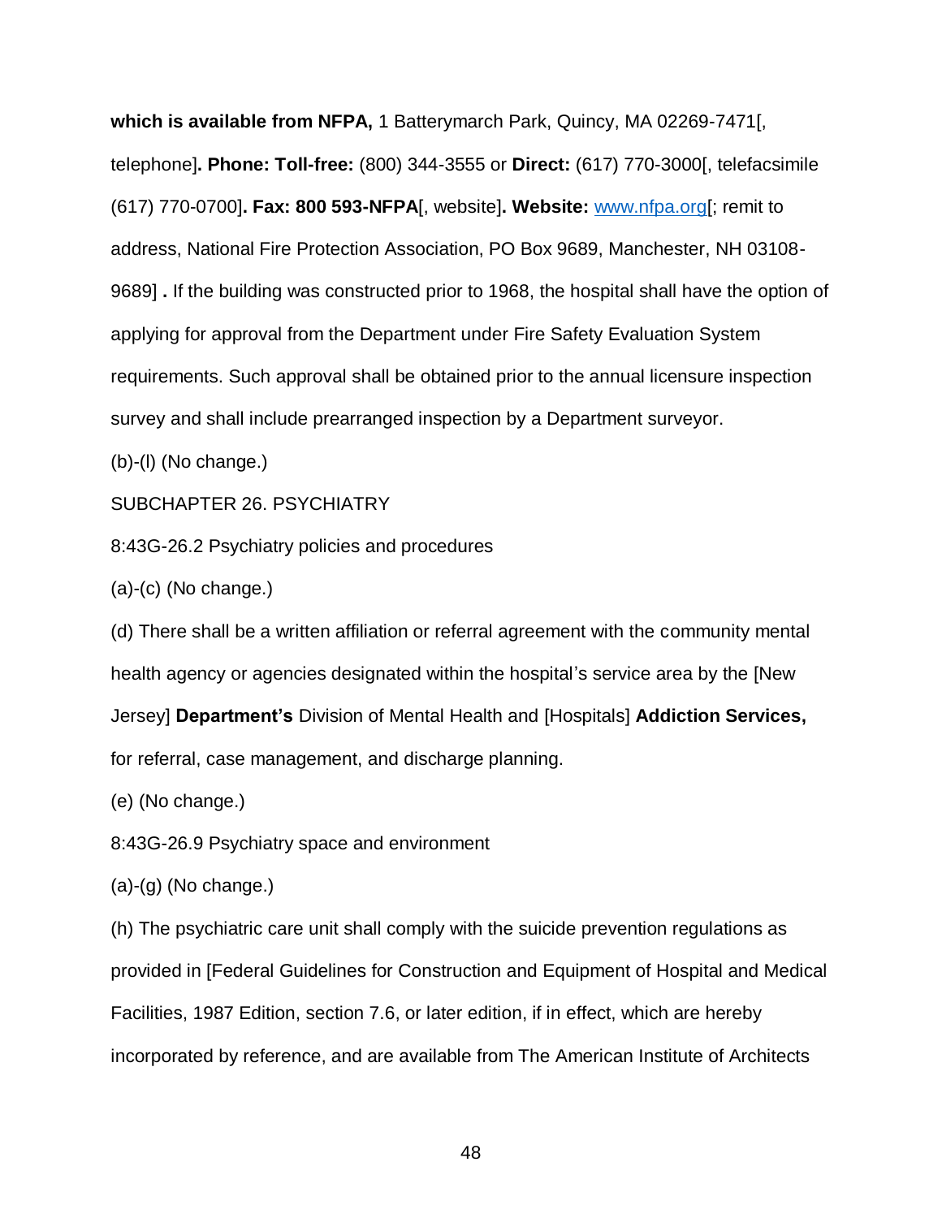**which is available from NFPA,** 1 Batterymarch Park, Quincy, MA 02269-7471[, telephone]**. Phone: Toll-free:** (800) 344-3555 or **Direct:** (617) 770-3000[, telefacsimile (617) 770-0700]**. Fax: 800 593-NFPA**[, website]**. Website:** www.nfpa.org[; remit to address, National Fire Protection Association, PO Box 9689, Manchester, NH 03108-9689] **.** If the building was constructed prior to 1968, the hospital shall have the option of applying for approval from the Department under Fire Safety Evaluation System requirements. Such approval shall be obtained prior to the annual licensure inspection survey and shall include prearranged inspection by a Department surveyor.

(b)-(l) (No change.)

SUBCHAPTER 26. PSYCHIATRY

8:43G-26.2 Psychiatry policies and procedures

(a)-(c) (No change.)

(d) There shall be a written affiliation or referral agreement with the community mental health agency or agencies designated within the hospital's service area by the [New Jersey] **Department's** Division of Mental Health and [Hospitals] **Addiction Services,** for referral, case management, and discharge planning.

(e) (No change.)

8:43G-26.9 Psychiatry space and environment

(a)-(g) (No change.)

(h) The psychiatric care unit shall comply with the suicide prevention regulations as provided in [Federal Guidelines for Construction and Equipment of Hospital and Medical Facilities, 1987 Edition, section 7.6, or later edition, if in effect, which are hereby incorporated by reference, and are available from The American Institute of Architects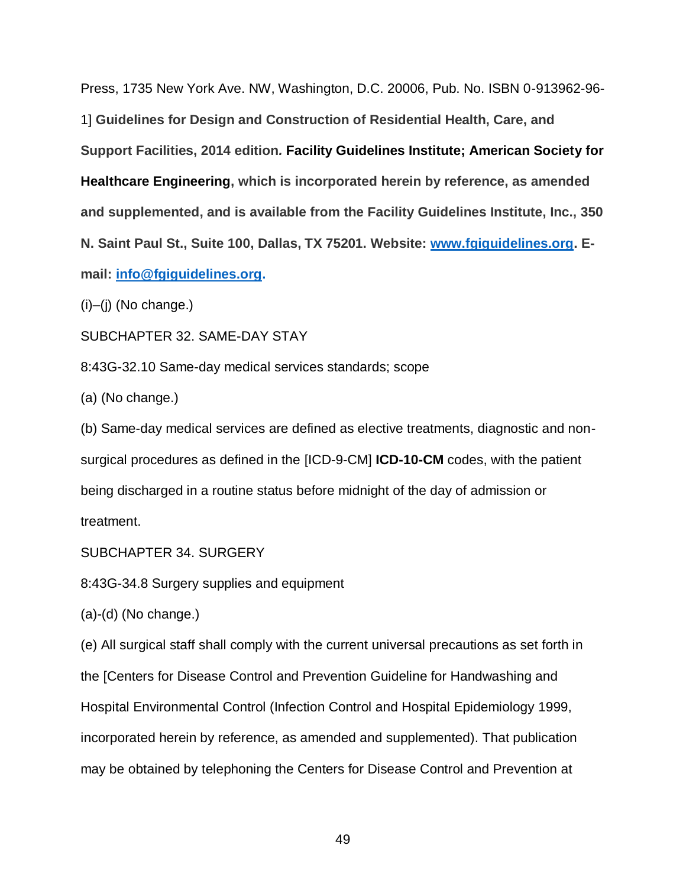Press, 1735 New York Ave. NW, Washington, D.C. 20006, Pub. No. ISBN 0-913962-96-1] **Guidelines for Design and Construction of Residential Health, Care, and Support Facilities, 2014 edition. Facility Guidelines Institute; American Society for Healthcare Engineering, which is incorporated herein by reference, as amended and supplemented, and is available from the Facility Guidelines Institute, Inc., 350 N. Saint Paul St., Suite 100, Dallas, TX 75201. Website: www.fgiguidelines.org. E-mail: info@fgiguidelines.org.**

(i)–(j) (No change.)

SUBCHAPTER 32. SAME-DAY STAY

8:43G-32.10 Same-day medical services standards; scope

(a) (No change.)

(b) Same-day medical services are defined as elective treatments, diagnostic and non-surgical procedures as defined in the [ICD-9-CM] **ICD-10-CM** codes, with the patient being discharged in a routine status before midnight of the day of admission or treatment.

SUBCHAPTER 34. SURGERY

8:43G-34.8 Surgery supplies and equipment

(a)-(d) (No change.)

(e) All surgical staff shall comply with the current universal precautions as set forth in the [Centers for Disease Control and Prevention Guideline for Handwashing and Hospital Environmental Control (Infection Control and Hospital Epidemiology 1999, incorporated herein by reference, as amended and supplemented). That publication may be obtained by telephoning the Centers for Disease Control and Prevention at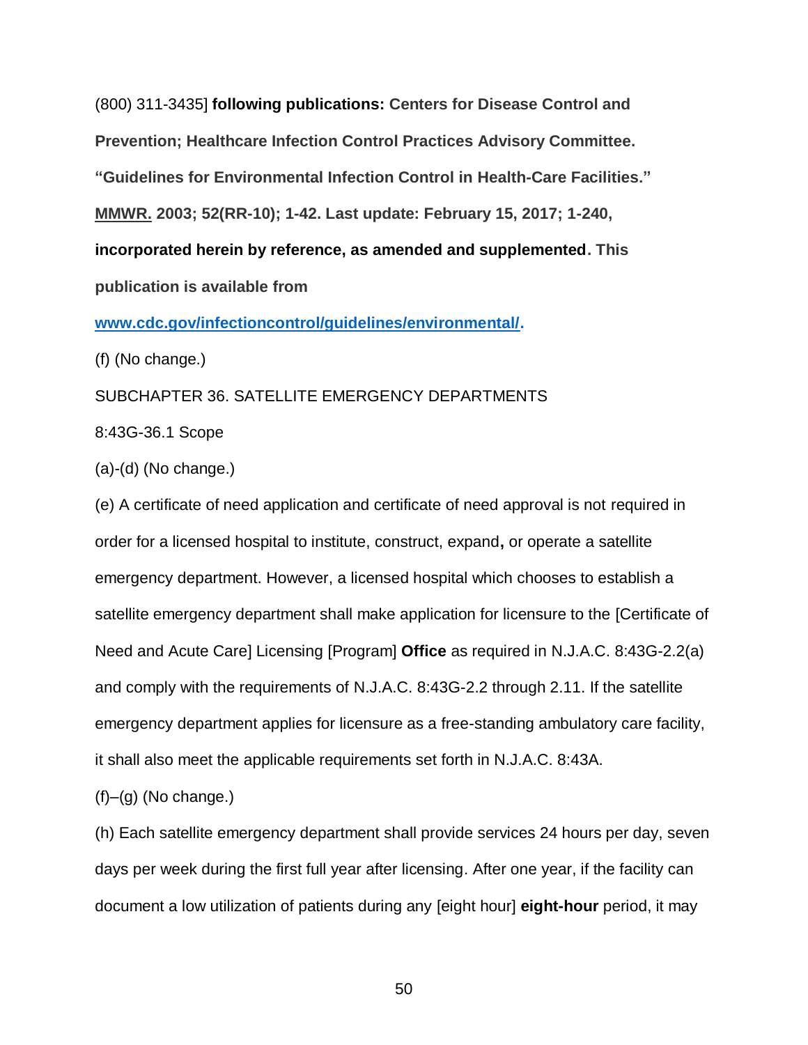(800) 311-3435] **following publications: Centers for Disease Control and Prevention; Healthcare Infection Control Practices Advisory Committee. "Guidelines for Environmental Infection Control in Health-Care Facilities." MMWR. 2003; 52(RR-10); 1-42. Last update: February 15, 2017; 1-240, incorporated herein by reference, as amended and supplemented. This publication is available from www.cdc.gov/infectioncontrol/guidelines/environmental/.**

(f) (No change.)

SUBCHAPTER 36. SATELLITE EMERGENCY DEPARTMENTS

8:43G-36.1 Scope

(a)-(d) (No change.)

(e) A certificate of need application and certificate of need approval is not required in order for a licensed hospital to institute, construct, expand**,** or operate a satellite emergency department. However, a licensed hospital which chooses to establish a satellite emergency department shall make application for licensure to the [Certificate of Need and Acute Care] Licensing [Program] **Office** as required in N.J.A.C. 8:43G-2.2(a) and comply with the requirements of N.J.A.C. 8:43G-2.2 through 2.11. If the satellite emergency department applies for licensure as a free-standing ambulatory care facility, it shall also meet the applicable requirements set forth in N.J.A.C. 8:43A.

(f)–(g) (No change.)

(h) Each satellite emergency department shall provide services 24 hours per day, seven days per week during the first full year after licensing. After one year, if the facility can document a low utilization of patients during any [eight hour] **eight-hour** period, it may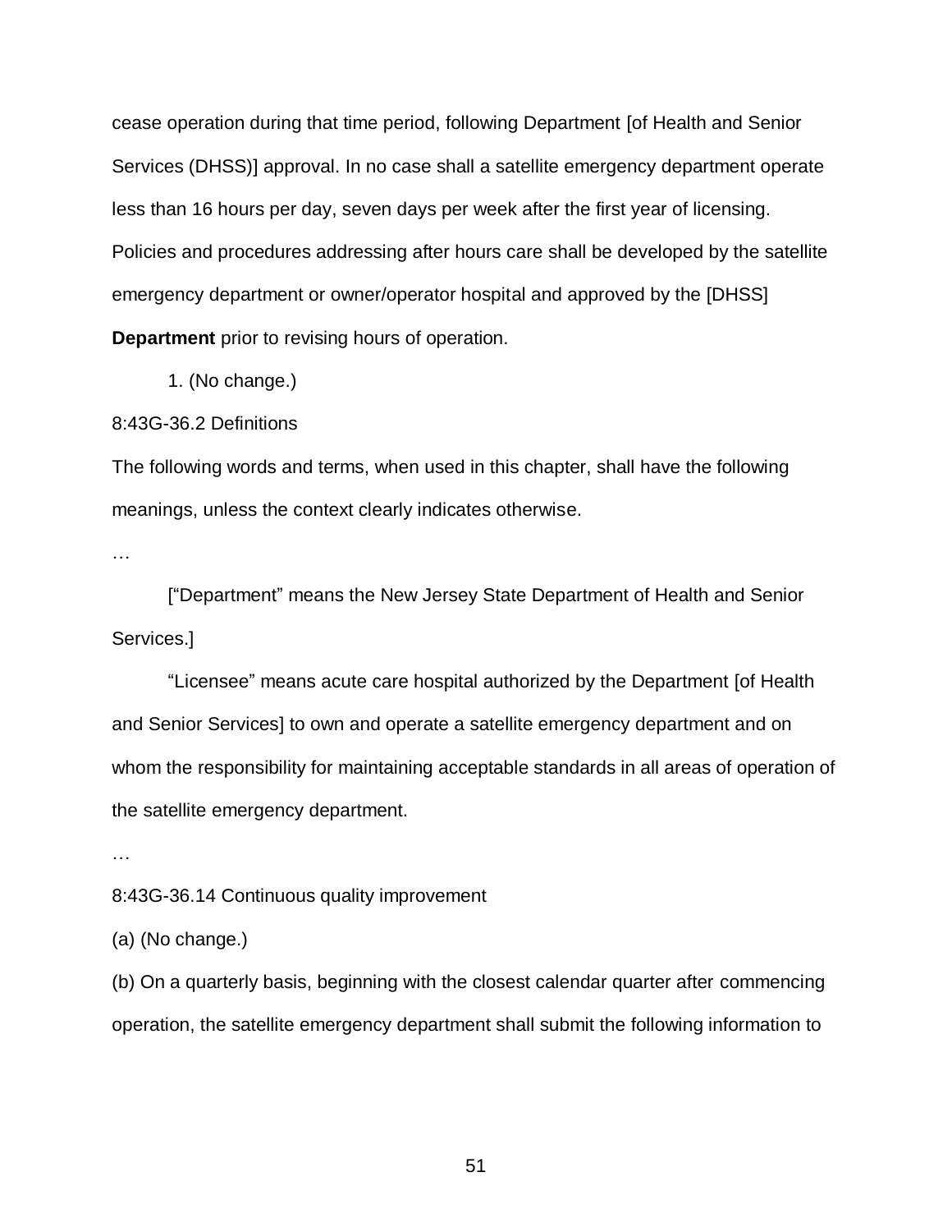cease operation during that time period, following Department [of Health and Senior Services (DHSS)] approval. In no case shall a satellite emergency department operate less than 16 hours per day, seven days per week after the first year of licensing. Policies and procedures addressing after hours care shall be developed by the satellite emergency department or owner/operator hospital and approved by the [DHSS] **Department** prior to revising hours of operation.

1. (No change.)

8:43G-36.2 Definitions

The following words and terms, when used in this chapter, shall have the following meanings, unless the context clearly indicates otherwise.

…

["Department" means the New Jersey State Department of Health and Senior Services.]

"Licensee" means acute care hospital authorized by the Department [of Health and Senior Services] to own and operate a satellite emergency department and on whom the responsibility for maintaining acceptable standards in all areas of operation of the satellite emergency department.

…

8:43G-36.14 Continuous quality improvement

(a) (No change.)

(b) On a quarterly basis, beginning with the closest calendar quarter after commencing operation, the satellite emergency department shall submit the following information to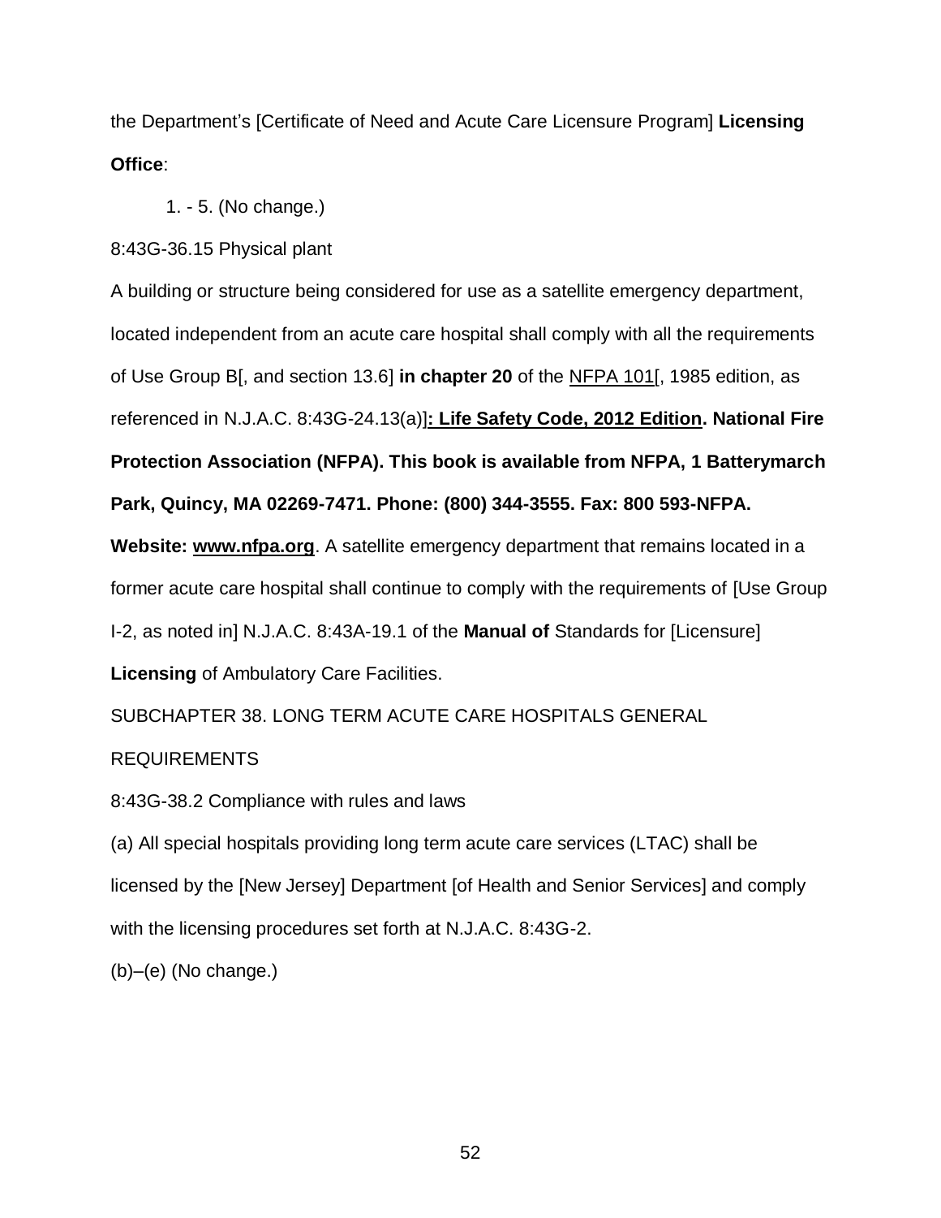the Department's [Certificate of Need and Acute Care Licensure Program] **Licensing Office**:

1. - 5. (No change.)

8:43G-36.15 Physical plant

A building or structure being considered for use as a satellite emergency department, located independent from an acute care hospital shall comply with all the requirements of Use Group B[, and section 13.6] **in chapter 20** of the <u>NFPA 101</u>[, 1985 edition, as referenced in N.J.A.C. 8:43G-24.13(a)]**: <u>Life Safety Code, 2012 Edition</u>. National Fire Protection Association (NFPA). This book is available from NFPA, 1 Batterymarch Park, Quincy, MA 02269-7471. Phone: (800) 344-3555. Fax: 800 593-NFPA. Website: <u>www.nfpa.org</u>**. A satellite emergency department that remains located in a former acute care hospital shall continue to comply with the requirements of [Use Group I-2, as noted in] N.J.A.C. 8:43A-19.1 of the **Manual of** Standards for [Licensure] **Licensing** of Ambulatory Care Facilities.

SUBCHAPTER 38. LONG TERM ACUTE CARE HOSPITALS GENERAL REQUIREMENTS

8:43G-38.2 Compliance with rules and laws

(a) All special hospitals providing long term acute care services (LTAC) shall be licensed by the [New Jersey] Department [of Health and Senior Services] and comply with the licensing procedures set forth at N.J.A.C. 8:43G-2.

(b)–(e) (No change.)